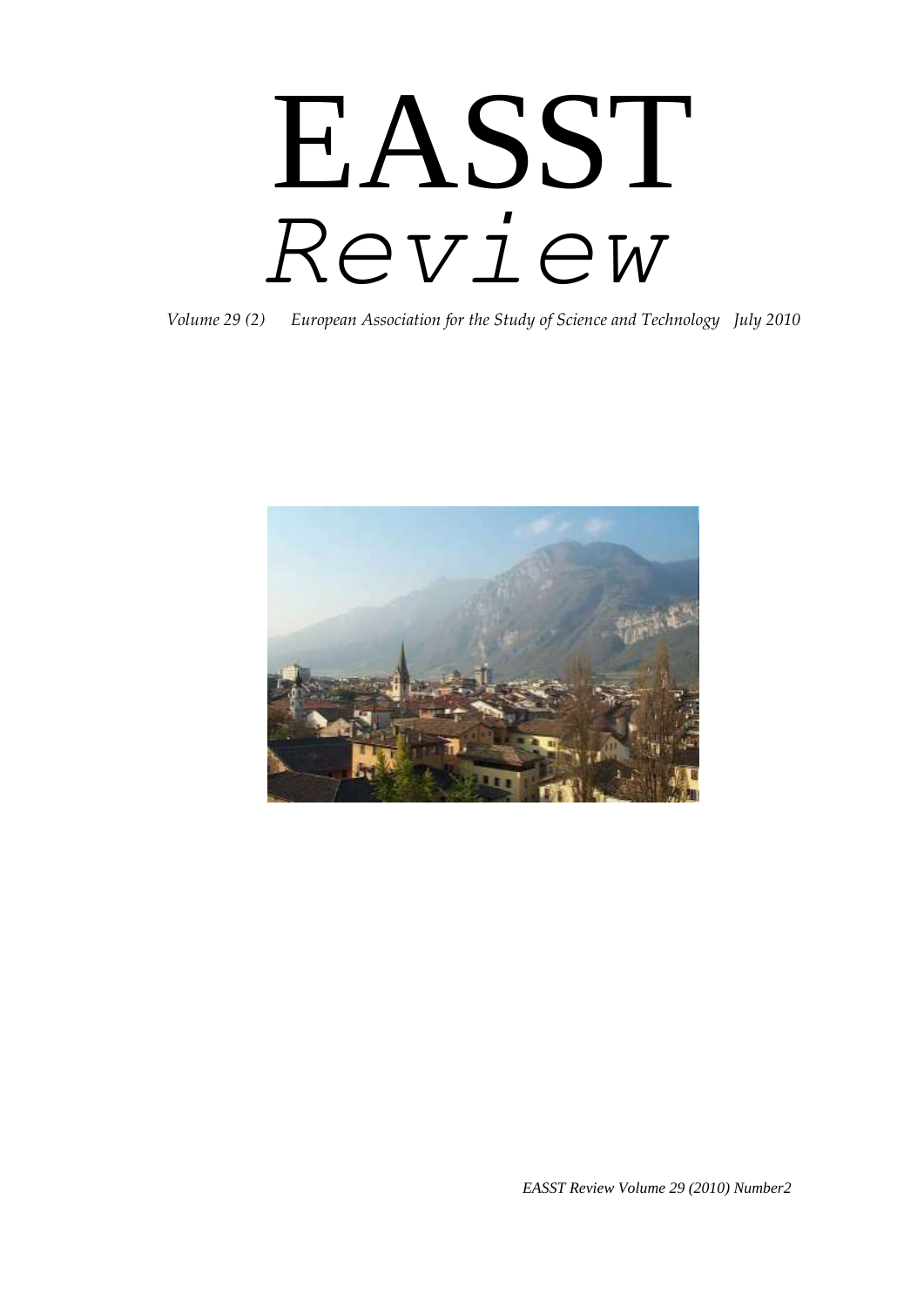# EASST
# *Review*

*Volume 29 (2) European Association for the Study of Science and Technology July 2010*

*EASST Review Volume 29 (2010) Number2*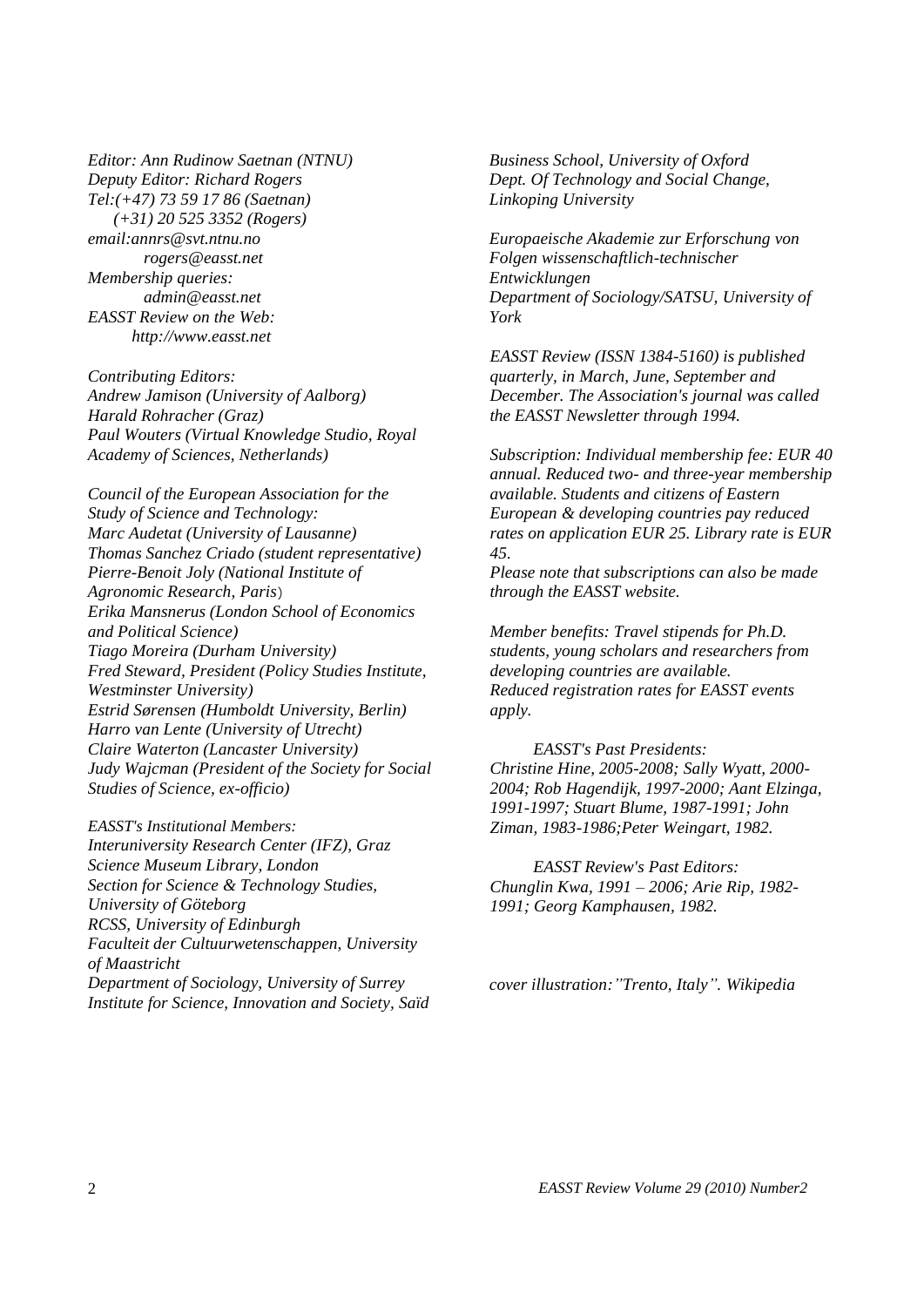*Editor: Ann Rudinow Saetnan (NTNU)*
*Deputy Editor: Richard Rogers*
*Tel:(+47) 73 59 17 86 (Saetnan)*
*(+31) 20 525 3352 (Rogers)*
*email:annrs@svt.ntnu.no*
*rogers@easst.net*
*Membership queries:*
*admin@easst.net*
*EASST Review on the Web:*
*http://www.easst.net*

*Contributing Editors:*
*Andrew Jamison (University of Aalborg)*
*Harald Rohracher (Graz)*
*Paul Wouters (Virtual Knowledge Studio, Royal Academy of Sciences, Netherlands)*

*Council of the European Association for the Study of Science and Technology:*
*Marc Audetat (University of Lausanne)*
*Thomas Sanchez Criado (student representative)*
*Pierre-Benoit Joly (National Institute of Agronomic Research, Paris*)
*Erika Mansnerus (London School of Economics and Political Science)*
*Tiago Moreira (Durham University)*
*Fred Steward, President (Policy Studies Institute, Westminster University)*
*Estrid Sørensen (Humboldt University, Berlin)*
*Harro van Lente (University of Utrecht)*
*Claire Waterton (Lancaster University)*
*Judy Wajcman (President of the Society for Social Studies of Science, ex-officio)*

*EASST's Institutional Members:*
*Interuniversity Research Center (IFZ), Graz*
*Science Museum Library, London*
*Section for Science & Technology Studies, University of Göteborg*
*RCSS, University of Edinburgh*
*Faculteit der Cultuurwetenschappen, University of Maastricht*
*Department of Sociology, University of Surrey*
*Institute for Science, Innovation and Society, Saïd Business School, University of Oxford*
*Dept. Of Technology and Social Change, Linkoping University*

*Europaeische Akademie zur Erforschung von Folgen wissenschaftlich-technischer Entwicklungen*
*Department of Sociology/SATSU, University of York*

*EASST Review (ISSN 1384-5160) is published quarterly, in March, June, September and December. The Association's journal was called the EASST Newsletter through 1994.*

*Subscription: Individual membership fee: EUR 40 annual. Reduced two- and three-year membership available. Students and citizens of Eastern European & developing countries pay reduced rates on application EUR 25. Library rate is EUR 45.*
*Please note that subscriptions can also be made through the EASST website.*

*Member benefits: Travel stipends for Ph.D. students, young scholars and researchers from developing countries are available.*
*Reduced registration rates for EASST events apply.*

*EASST's Past Presidents:*
*Christine Hine, 2005-2008; Sally Wyatt, 2000-2004; Rob Hagendijk, 1997-2000; Aant Elzinga, 1991-1997; Stuart Blume, 1987-1991; John Ziman, 1983-1986;Peter Weingart, 1982.*

*EASST Review's Past Editors:*
*Chunglin Kwa, 1991 – 2006; Arie Rip, 1982-1991; Georg Kamphausen, 1982.*

*cover illustration:"Trento, Italy". Wikipedia*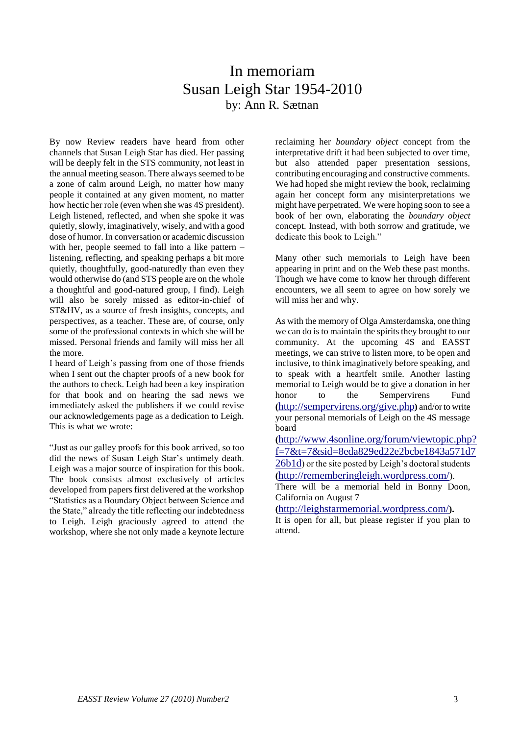# In memoriam
# Susan Leigh Star 1954-2010

by: Ann R. Sætnan

By now Review readers have heard from other channels that Susan Leigh Star has died. Her passing will be deeply felt in the STS community, not least in the annual meeting season. There always seemed to be a zone of calm around Leigh, no matter how many people it contained at any given moment, no matter how hectic her role (even when she was 4S president). Leigh listened, reflected, and when she spoke it was quietly, slowly, imaginatively, wisely, and with a good dose of humor. In conversation or academic discussion with her, people seemed to fall into a like pattern – listening, reflecting, and speaking perhaps a bit more quietly, thoughtfully, good-naturedly than even they would otherwise do (and STS people are on the whole a thoughtful and good-natured group, I find). Leigh will also be sorely missed as editor-in-chief of ST&HV, as a source of fresh insights, concepts, and perspectives, as a teacher. These are, of course, only some of the professional contexts in which she will be missed. Personal friends and family will miss her all the more.

I heard of Leigh's passing from one of those friends when I sent out the chapter proofs of a new book for the authors to check. Leigh had been a key inspiration for that book and on hearing the sad news we immediately asked the publishers if we could revise our acknowledgements page as a dedication to Leigh. This is what we wrote:

"Just as our galley proofs for this book arrived, so too did the news of Susan Leigh Star's untimely death. Leigh was a major source of inspiration for this book. The book consists almost exclusively of articles developed from papers first delivered at the workshop "Statistics as a Boundary Object between Science and the State," already the title reflecting our indebtedness to Leigh. Leigh graciously agreed to attend the workshop, where she not only made a keynote lecture reclaiming her *boundary object* concept from the interpretative drift it had been subjected to over time, but also attended paper presentation sessions, contributing encouraging and constructive comments. We had hoped she might review the book, reclaiming again her concept form any misinterpretations we might have perpetrated. We were hoping soon to see a book of her own, elaborating the *boundary object* concept. Instead, with both sorrow and gratitude, we dedicate this book to Leigh."

Many other such memorials to Leigh have been appearing in print and on the Web these past months. Though we have come to know her through different encounters, we all seem to agree on how sorely we will miss her and why.

As with the memory of Olga Amsterdamska, one thing we can do is to maintain the spirits they brought to our community. At the upcoming 4S and EASST meetings, we can strive to listen more, to be open and inclusive, to think imaginatively before speaking, and to speak with a heartfelt smile. Another lasting memorial to Leigh would be to give a donation in her honor to the Sempervirens Fund (http://sempervirens.org/give.php) and/or to write your personal memorials of Leigh on the 4S message board (http://www.4sonline.org/forum/viewtopic.php?f=7&t=7&sid=8eda829ed22e2bcbe1843a571d726b1d) or the site posted by Leigh's doctoral students (http://rememberingleigh.wordpress.com/).

There will be a memorial held in Bonny Doon, California on August 7 (http://leighstarmemorial.wordpress.com/).

It is open for all, but please register if you plan to attend.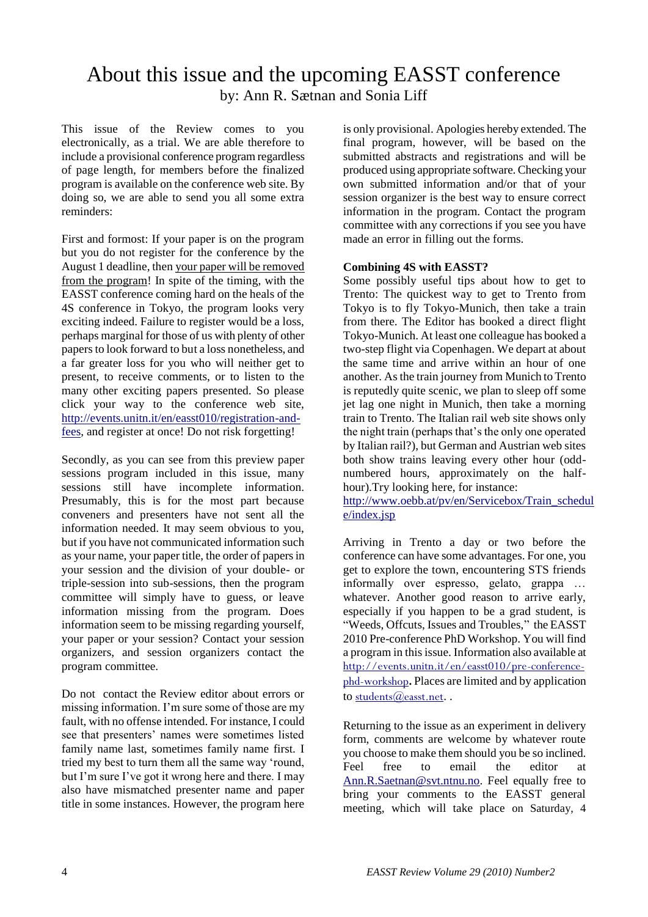# About this issue and the upcoming EASST conference

by: Ann R. Sætnan and Sonia Liff

This issue of the Review comes to you electronically, as a trial. We are able therefore to include a provisional conference program regardless of page length, for members before the finalized program is available on the conference web site. By doing so, we are able to send you all some extra reminders:

First and formost: If your paper is on the program but you do not register for the conference by the August 1 deadline, then your paper will be removed from the program! In spite of the timing, with the EASST conference coming hard on the heals of the 4S conference in Tokyo, the program looks very exciting indeed. Failure to register would be a loss, perhaps marginal for those of us with plenty of other papers to look forward to but a loss nonetheless, and a far greater loss for you who will neither get to present, to receive comments, or to listen to the many other exciting papers presented. So please click your way to the conference web site, http://events.unitn.it/en/easst010/registration-and-fees, and register at once! Do not risk forgetting!

Secondly, as you can see from this preview paper sessions program included in this issue, many sessions still have incomplete information. Presumably, this is for the most part because conveners and presenters have not sent all the information needed. It may seem obvious to you, but if you have not communicated information such as your name, your paper title, the order of papers in your session and the division of your double- or triple-session into sub-sessions, then the program committee will simply have to guess, or leave information missing from the program. Does information seem to be missing regarding yourself, your paper or your session? Contact your session organizers, and session organizers contact the program committee.

Do not contact the Review editor about errors or missing information. I'm sure some of those are my fault, with no offense intended. For instance, I could see that presenters' names were sometimes listed family name last, sometimes family name first. I tried my best to turn them all the same way 'round, but I'm sure I've got it wrong here and there. I may also have mismatched presenter name and paper title in some instances. However, the program here is only provisional. Apologies hereby extended. The final program, however, will be based on the submitted abstracts and registrations and will be produced using appropriate software. Checking your own submitted information and/or that of your session organizer is the best way to ensure correct information in the program. Contact the program committee with any corrections if you see you have made an error in filling out the forms.

**Combining 4S with EASST?**

Some possibly useful tips about how to get to Trento: The quickest way to get to Trento from Tokyo is to fly Tokyo-Munich, then take a train from there. The Editor has booked a direct flight Tokyo-Munich. At least one colleague has booked a two-step flight via Copenhagen. We depart at about the same time and arrive within an hour of one another. As the train journey from Munich to Trento is reputedly quite scenic, we plan to sleep off some jet lag one night in Munich, then take a morning train to Trento. The Italian rail web site shows only the night train (perhaps that's the only one operated by Italian rail?), but German and Austrian web sites both show trains leaving every other hour (odd-numbered hours, approximately on the half-hour).Try looking here, for instance: http://www.oebb.at/pv/en/Servicebox/Train_schedule/index.jsp

Arriving in Trento a day or two before the conference can have some advantages. For one, you get to explore the town, encountering STS friends informally over espresso, gelato, grappa … whatever. Another good reason to arrive early, especially if you happen to be a grad student, is "Weeds, Offcuts, Issues and Troubles," the EASST 2010 Pre-conference PhD Workshop. You will find a program in this issue. Information also available at http://events.unitn.it/en/easst010/pre-conference-phd-workshop**.** Places are limited and by application to students@easst.net. .

Returning to the issue as an experiment in delivery form, comments are welcome by whatever route you choose to make them should you be so inclined. Feel free to email the editor at Ann.R.Saetnan@svt.ntnu.no. Feel equally free to bring your comments to the EASST general meeting, which will take place on Saturday, 4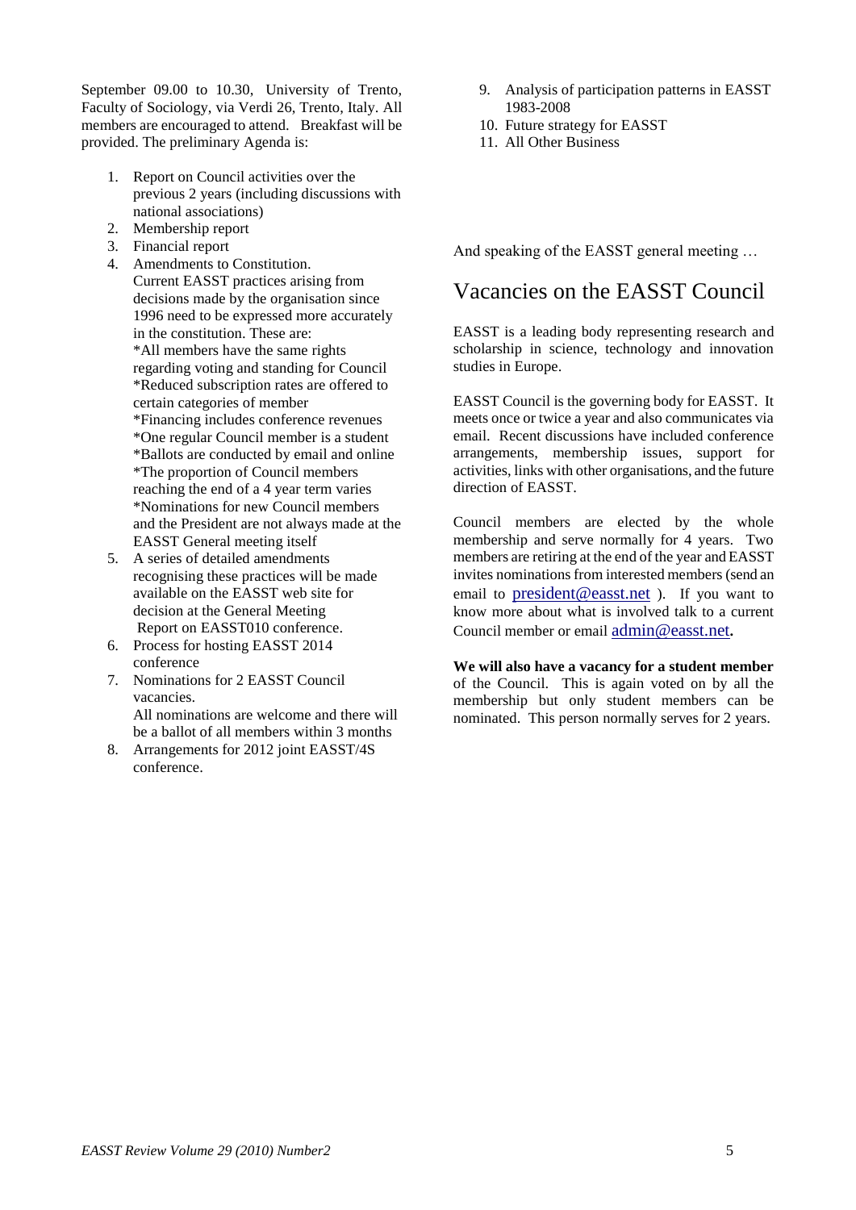September 09.00 to 10.30, University of Trento, Faculty of Sociology, via Verdi 26, Trento, Italy. All members are encouraged to attend. Breakfast will be provided. The preliminary Agenda is:

1. Report on Council activities over the previous 2 years (including discussions with national associations)
2. Membership report
3. Financial report
4. Amendments to Constitution.
   Current EASST practices arising from decisions made by the organisation since 1996 need to be expressed more accurately in the constitution. These are:
   *All members have the same rights regarding voting and standing for Council
   *Reduced subscription rates are offered to certain categories of member
   *Financing includes conference revenues
   *One regular Council member is a student
   *Ballots are conducted by email and online
   *The proportion of Council members reaching the end of a 4 year term varies
   *Nominations for new Council members and the President are not always made at the EASST General meeting itself
5. A series of detailed amendments recognising these practices will be made available on the EASST web site for decision at the General Meeting
   Report on EASST010 conference.
6. Process for hosting EASST 2014 conference
7. Nominations for 2 EASST Council vacancies.
   All nominations are welcome and there will be a ballot of all members within 3 months
8. Arrangements for 2012 joint EASST/4S conference.
9. Analysis of participation patterns in EASST 1983-2008
10. Future strategy for EASST
11. All Other Business

And speaking of the EASST general meeting …

# Vacancies on the EASST Council

EASST is a leading body representing research and scholarship in science, technology and innovation studies in Europe.

EASST Council is the governing body for EASST. It meets once or twice a year and also communicates via email. Recent discussions have included conference arrangements, membership issues, support for activities, links with other organisations, and the future direction of EASST.

Council members are elected by the whole membership and serve normally for 4 years. Two members are retiring at the end of the year and EASST invites nominations from interested members (send an email to president@easst.net ). If you want to know more about what is involved talk to a current Council member or email admin@easst.net.

**We will also have a vacancy for a student member** of the Council. This is again voted on by all the membership but only student members can be nominated. This person normally serves for 2 years.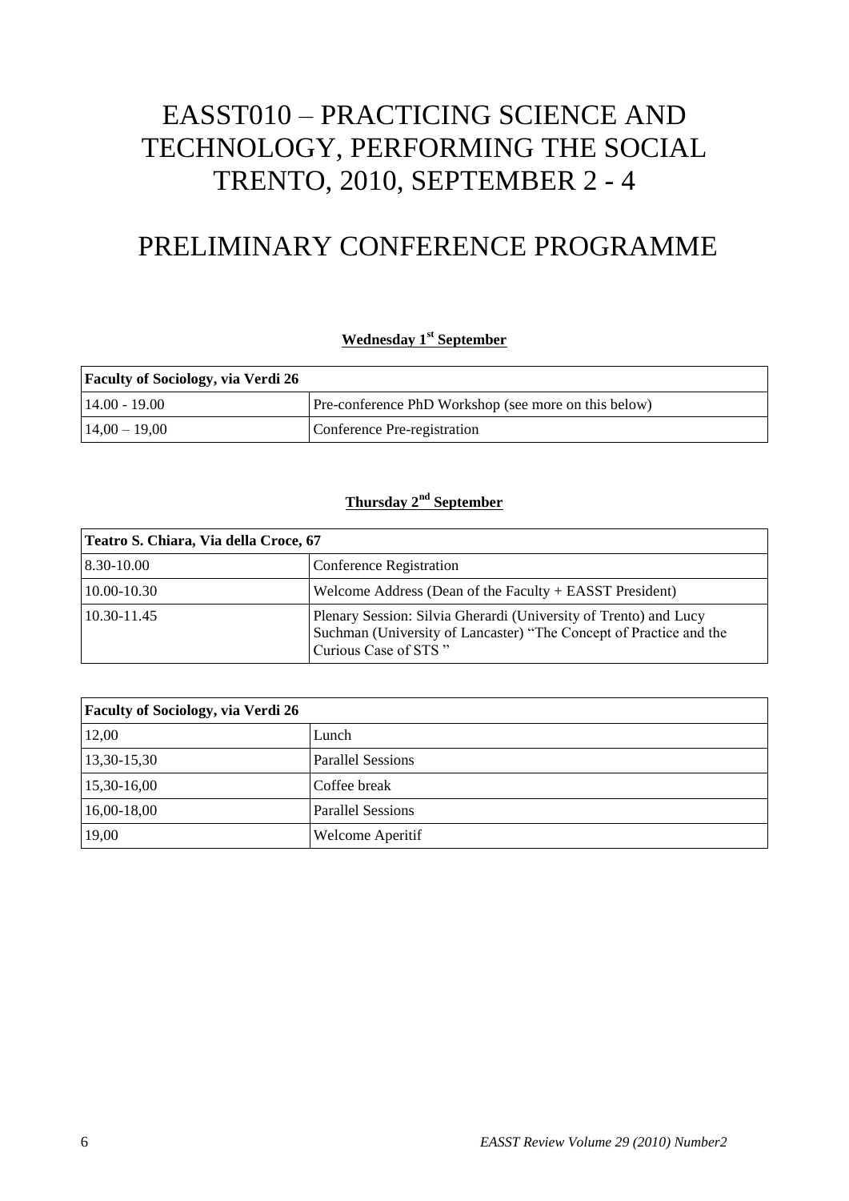# EASST010 – PRACTICING SCIENCE AND TECHNOLOGY, PERFORMING THE SOCIAL TRENTO, 2010, SEPTEMBER 2 - 4

# PRELIMINARY CONFERENCE PROGRAMME

**Wednesday 1st September**

| Faculty of Sociology, via Verdi 26 | |
|---|---|
| 14.00 - 19.00 | Pre-conference PhD Workshop (see more on this below) |
| 14,00 – 19,00 | Conference Pre-registration |

**Thursday 2nd September**

| Teatro S. Chiara, Via della Croce, 67 | |
|---|---|
| 8.30-10.00 | Conference Registration |
| 10.00-10.30 | Welcome Address (Dean of the Faculty + EASST President) |
| 10.30-11.45 | Plenary Session: Silvia Gherardi (University of Trento) and Lucy Suchman (University of Lancaster) "The Concept of Practice and the Curious Case of STS " |

| Faculty of Sociology, via Verdi 26 | |
|---|---|
| 12,00 | Lunch |
| 13,30-15,30 | Parallel Sessions |
| 15,30-16,00 | Coffee break |
| 16,00-18,00 | Parallel Sessions |
| 19,00 | Welcome Aperitif |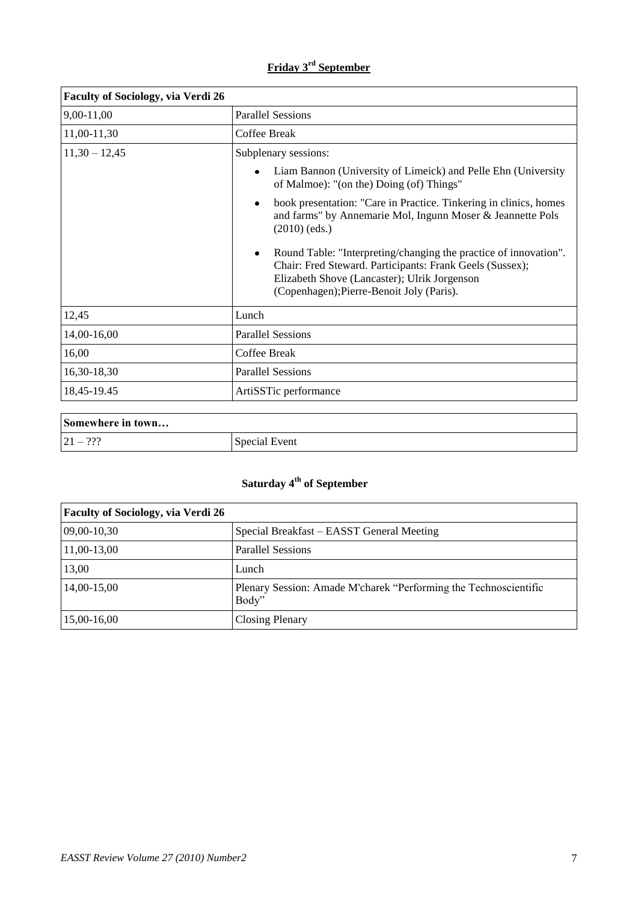## Friday 3rd September

| Faculty of Sociology, via Verdi 26 | |
|---|---|
| 9,00-11,00 | Parallel Sessions |
| 11,00-11,30 | Coffee Break |
| 11,30 – 12,45 | Subplenary sessions:<br>• Liam Bannon (University of Limeick) and Pelle Ehn (University of Malmoe): "(on the) Doing (of) Things"<br>• book presentation: "Care in Practice. Tinkering in clinics, homes and farms" by Annemarie Mol, Ingunn Moser & Jeannette Pols (2010) (eds.)<br>• Round Table: "Interpreting/changing the practice of innovation". Chair: Fred Steward. Participants: Frank Geels (Sussex); Elizabeth Shove (Lancaster); Ulrik Jorgenson (Copenhagen);Pierre-Benoit Joly (Paris). |
| 12,45 | Lunch |
| 14,00-16,00 | Parallel Sessions |
| 16,00 | Coffee Break |
| 16,30-18,30 | Parallel Sessions |
| 18,45-19.45 | ArtiSSTic performance |

| Somewhere in town… | |
|---|---|
| 21 – ??? | Special Event |

## Saturday 4th of September

| Faculty of Sociology, via Verdi 26 | |
|---|---|
| 09,00-10,30 | Special Breakfast – EASST General Meeting |
| 11,00-13,00 | Parallel Sessions |
| 13,00 | Lunch |
| 14,00-15,00 | Plenary Session: Amade M'charek "Performing the Technoscientific Body" |
| 15,00-16,00 | Closing Plenary |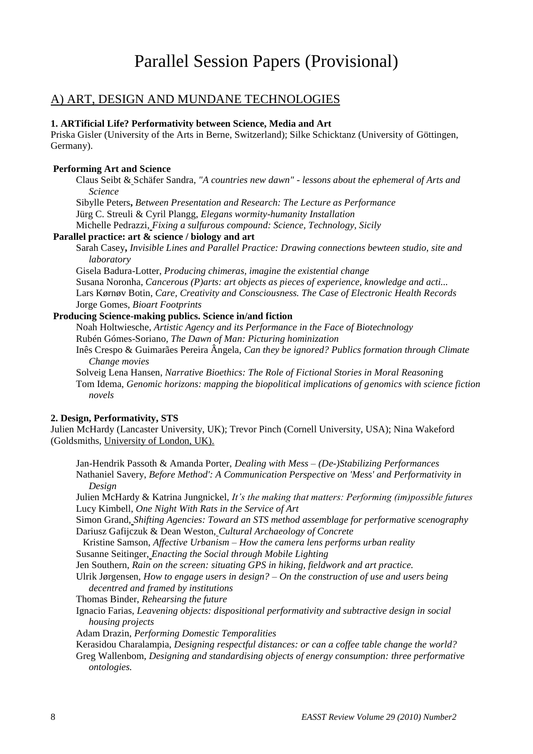# Parallel Session Papers (Provisional)

## A) ART, DESIGN AND MUNDANE TECHNOLOGIES

**1. ARTificial Life? Performativity between Science, Media and Art**

Priska Gisler (University of the Arts in Berne, Switzerland); Silke Schicktanz (University of Göttingen, Germany).

**Performing Art and Science**

Claus Seibt & Schäfer Sandra, *"A countries new dawn" - lessons about the ephemeral of Arts and Science*

Sibylle Peters, *Between Presentation and Research: The Lecture as Performance*

Jürg C. Streuli & Cyril Plangg, *Elegans wormity-humanity Installation*

Michelle Pedrazzi, *Fixing a sulfurous compound: Science, Technology, Sicily*

**Parallel practice: art & science / biology and art**

Sarah Casey, *Invisible Lines and Parallel Practice: Drawing connections bewteen studio, site and laboratory*

Gisela Badura-Lotter, *Producing chimeras, imagine the existential change*

Susana Noronha, *Cancerous (P)arts: art objects as pieces of experience, knowledge and acti...*

Lars Kørnøv Botin, *Care, Creativity and Consciousness. The Case of Electronic Health Records*

Jorge Gomes, *Bioart Footprints*

**Producing Science-making publics. Science in/and fiction**

Noah Holtwiesche, *Artistic Agency and its Performance in the Face of Biotechnology*

Rubén Gómes-Soriano, *The Dawn of Man: Picturing hominization*

Inês Crespo & Guimarães Pereira Ângela, *Can they be ignored? Publics formation through Climate Change movies*

Solveig Lena Hansen, *Narrative Bioethics: The Role of Fictional Stories in Moral Reasoning*

Tom Idema, *Genomic horizons: mapping the biopolitical implications of genomics with science fiction novels*

**2. Design, Performativity, STS**

Julien McHardy (Lancaster University, UK); Trevor Pinch (Cornell University, USA); Nina Wakeford (Goldsmiths, University of London, UK).

Jan-Hendrik Passoth & Amanda Porter, *Dealing with Mess – (De-)Stabilizing Performances*

Nathaniel Savery, *Before Method': A Communication Perspective on 'Mess' and Performativity in Design*

Julien McHardy & Katrina Jungnickel, *It's the making that matters: Performing (im)possible futures*

Lucy Kimbell, *One Night With Rats in the Service of Art*

Simon Grand, *Shifting Agencies: Toward an STS method assemblage for performative scenography*

Dariusz Gafijczuk & Dean Weston, *Cultural Archaeology of Concrete*

Kristine Samson, *Affective Urbanism – How the camera lens performs urban reality*

Susanne Seitinger, *Enacting the Social through Mobile Lighting*

Jen Southern, *Rain on the screen: situating GPS in hiking, fieldwork and art practice.*

Ulrik Jørgensen, *How to engage users in design? – On the construction of use and users being decentred and framed by institutions*

Thomas Binder, *Rehearsing the future*

Ignacio Farias, *Leavening objects: dispositional performativity and subtractive design in social housing projects*

Adam Drazin, *Performing Domestic Temporalities*

Kerasidou Charalampia, *Designing respectful distances: or can a coffee table change the world?*

Greg Wallenbom, *Designing and standardising objects of energy consumption: three performative ontologies.*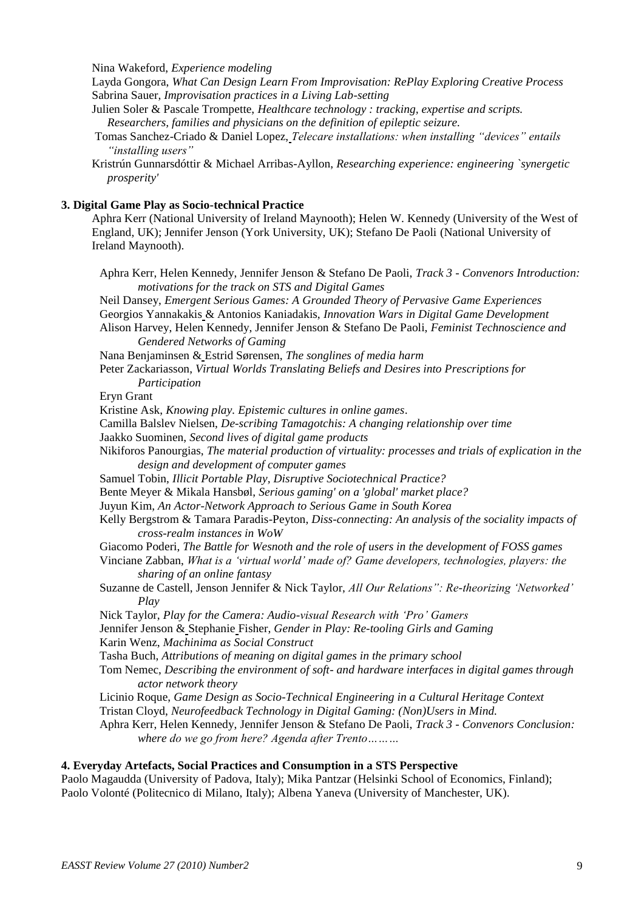Nina Wakeford, *Experience modeling*

Layda Gongora, *What Can Design Learn From Improvisation: RePlay Exploring Creative Process*

Sabrina Sauer, *Improvisation practices in a Living Lab-setting*

Julien Soler & Pascale Trompette, *Healthcare technology : tracking, expertise and scripts. Researchers, families and physicians on the definition of epileptic seizure.*

Tomas Sanchez-Criado & Daniel Lopez, *Telecare installations: when installing "devices" entails "installing users"*

Kristrún Gunnarsdóttir & Michael Arribas-Ayllon, *Researching experience: engineering `synergetic prosperity'*

**3. Digital Game Play as Socio-technical Practice**

Aphra Kerr (National University of Ireland Maynooth); Helen W. Kennedy (University of the West of England, UK); Jennifer Jenson (York University, UK); Stefano De Paoli (National University of Ireland Maynooth).

Aphra Kerr, Helen Kennedy, Jennifer Jenson & Stefano De Paoli, *Track 3 - Convenors Introduction: motivations for the track on STS and Digital Games*

Neil Dansey, *Emergent Serious Games: A Grounded Theory of Pervasive Game Experiences*

Georgios Yannakakis & Antonios Kaniadakis, *Innovation Wars in Digital Game Development*

Alison Harvey, Helen Kennedy, Jennifer Jenson & Stefano De Paoli, *Feminist Technoscience and Gendered Networks of Gaming*

Nana Benjaminsen & Estrid Sørensen, *The songlines of media harm*

Peter Zackariasson, *Virtual Worlds Translating Beliefs and Desires into Prescriptions for Participation*

Eryn Grant

Kristine Ask, *Knowing play. Epistemic cultures in online games*.

Camilla Balslev Nielsen, *De-scribing Tamagotchis: A changing relationship over time*

Jaakko Suominen, *Second lives of digital game products*

Nikiforos Panourgias, *The material production of virtuality: processes and trials of explication in the design and development of computer games*

Samuel Tobin, *Illicit Portable Play, Disruptive Sociotechnical Practice?*

Bente Meyer & Mikala Hansbøl, *Serious gaming' on a 'global' market place?*

Juyun Kim, *An Actor-Network Approach to Serious Game in South Korea*

Kelly Bergstrom & Tamara Paradis-Peyton, *Diss-connecting: An analysis of the sociality impacts of cross-realm instances in WoW*

Giacomo Poderi, *The Battle for Wesnoth and the role of users in the development of FOSS games*

Vinciane Zabban, *What is a 'virtual world' made of? Game developers, technologies, players: the sharing of an online fantasy*

Suzanne de Castell, Jenson Jennifer & Nick Taylor, *All Our Relations": Re-theorizing 'Networked' Play*

Nick Taylor, *Play for the Camera: Audio-visual Research with 'Pro' Gamers*

Jennifer Jenson & Stephanie Fisher, *Gender in Play: Re-tooling Girls and Gaming*

Karin Wenz, *Machinima as Social Construct*

Tasha Buch, *Attributions of meaning on digital games in the primary school*

Tom Nemec, *Describing the environment of soft- and hardware interfaces in digital games through actor network theory*

Licinio Roque, *Game Design as Socio-Technical Engineering in a Cultural Heritage Context*

Tristan Cloyd, *Neurofeedback Technology in Digital Gaming: (Non)Users in Mind.*

Aphra Kerr, Helen Kennedy, Jennifer Jenson & Stefano De Paoli, *Track 3 - Convenors Conclusion: where do we go from here? Agenda after Trento………*

**4. Everyday Artefacts, Social Practices and Consumption in a STS Perspective**

Paolo Magaudda (University of Padova, Italy); Mika Pantzar (Helsinki School of Economics, Finland); Paolo Volonté (Politecnico di Milano, Italy); Albena Yaneva (University of Manchester, UK).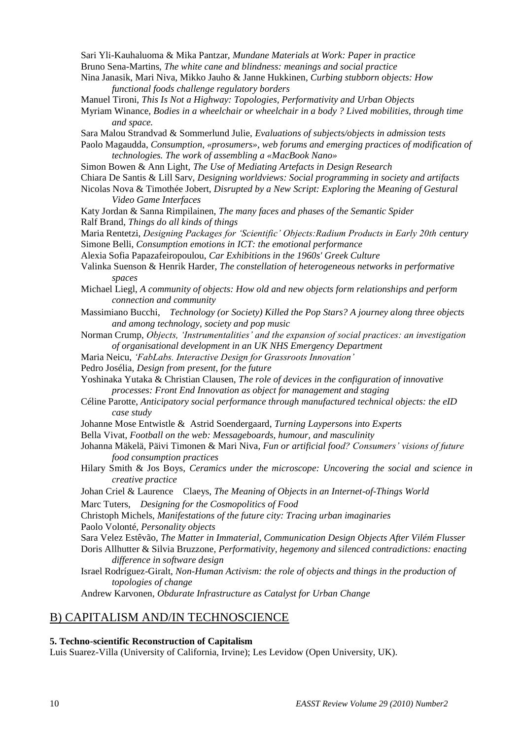Sari Yli-Kauhaluoma & Mika Pantzar, *Mundane Materials at Work: Paper in practice*

Bruno Sena-Martins, *The white cane and blindness: meanings and social practice*

Nina Janasik, Mari Niva, Mikko Jauho & Janne Hukkinen, *Curbing stubborn objects: How functional foods challenge regulatory borders*

Manuel Tironi, *This Is Not a Highway: Topologies, Performativity and Urban Objects*

Myriam Winance, *Bodies in a wheelchair or wheelchair in a body ? Lived mobilities, through time and space.*

Sara Malou Strandvad & Sommerlund Julie, *Evaluations of subjects/objects in admission tests*

Paolo Magaudda, *Consumption, «prosumers», web forums and emerging practices of modification of technologies. The work of assembling a «MacBook Nano»*

Simon Bowen & Ann Light, *The Use of Mediating Artefacts in Design Research*

Chiara De Santis & Lill Sarv, *Designing worldviews: Social programming in society and artifacts*

Nicolas Nova & Timothée Jobert, *Disrupted by a New Script: Exploring the Meaning of Gestural Video Game Interfaces*

Katy Jordan & Sanna Rimpilainen, *The many faces and phases of the Semantic Spider*

Ralf Brand, *Things do all kinds of things*

Maria Rentetzi, *Designing Packages for 'Scientific' Objects:Radium Products in Early 20th century*

Simone Belli, *Consumption emotions in ICT: the emotional performance*

Alexia Sofia Papazafeiropoulou, *Car Exhibitions in the 1960s' Greek Culture*

Valinka Suenson & Henrik Harder, *The constellation of heterogeneous networks in performative spaces*

Michael Liegl, *A community of objects: How old and new objects form relationships and perform connection and community*

Massimiano Bucchi, *Technology (or Society) Killed the Pop Stars? A journey along three objects and among technology, society and pop music*

Norman Crump, *Objects, 'Instrumentalities' and the expansion of social practices: an investigation of organisational development in an UK NHS Emergency Department*

Maria Neicu, *'FabLabs. Interactive Design for Grassroots Innovation'*

Pedro Josélia, *Design from present, for the future*

Yoshinaka Yutaka & Christian Clausen, *The role of devices in the configuration of innovative processes: Front End Innovation as object for management and staging*

Céline Parotte, *Anticipatory social performance through manufactured technical objects: the eID case study*

Johanne Mose Entwistle & Astrid Soendergaard, *Turning Laypersons into Experts*

Bella Vivat, *Football on the web: Messageboards, humour, and masculinity*

Johanna Mäkelä, Päivi Timonen & Mari Niva, *Fun or artificial food? Consumers' visions of future food consumption practices*

Hilary Smith & Jos Boys, *Ceramics under the microscope: Uncovering the social and science in creative practice*

Johan Criel & Laurence Claeys, *The Meaning of Objects in an Internet-of-Things World*

Marc Tuters, *Designing for the Cosmopolitics of Food*

Christoph Michels, *Manifestations of the future city: Tracing urban imaginaries*

Paolo Volonté, *Personality objects*

Sara Velez Estêvão, *The Matter in Immaterial, Communication Design Objects After Vilém Flusser*

Doris Allhutter & Silvia Bruzzone, *Performativity, hegemony and silenced contradictions: enacting difference in software design*

Israel Rodríguez-Giralt, *Non-Human Activism: the role of objects and things in the production of topologies of change*

Andrew Karvonen, *Obdurate Infrastructure as Catalyst for Urban Change*

## B) CAPITALISM AND/IN TECHNOSCIENCE

**5. Techno-scientific Reconstruction of Capitalism**

Luis Suarez-Villa (University of California, Irvine); Les Levidow (Open University, UK).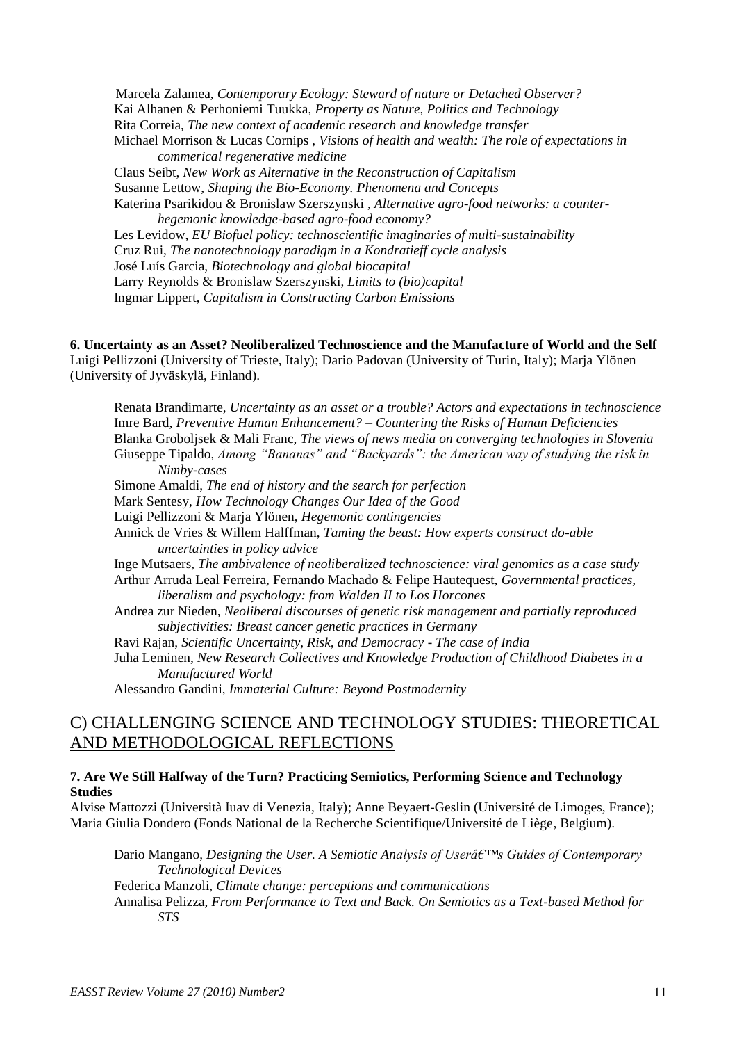Marcela Zalamea, *Contemporary Ecology: Steward of nature or Detached Observer?*
Kai Alhanen & Perhoniemi Tuukka, *Property as Nature, Politics and Technology*
Rita Correia, *The new context of academic research and knowledge transfer*
Michael Morrison & Lucas Cornips , *Visions of health and wealth: The role of expectations in commerical regenerative medicine*
Claus Seibt, *New Work as Alternative in the Reconstruction of Capitalism*
Susanne Lettow, *Shaping the Bio-Economy. Phenomena and Concepts*
Katerina Psarikidou & Bronislaw Szerszynski , *Alternative agro-food networks: a counter-hegemonic knowledge-based agro-food economy?*
Les Levidow, *EU Biofuel policy: technoscientific imaginaries of multi-sustainability*
Cruz Rui, *The nanotechnology paradigm in a Kondratieff cycle analysis*
José Luís Garcia, *Biotechnology and global biocapital*
Larry Reynolds & Bronislaw Szerszynski, *Limits to (bio)capital*
Ingmar Lippert, *Capitalism in Constructing Carbon Emissions*

**6. Uncertainty as an Asset? Neoliberalized Technoscience and the Manufacture of World and the Self**
Luigi Pellizzoni (University of Trieste, Italy); Dario Padovan (University of Turin, Italy); Marja Ylönen (University of Jyväskylä, Finland).

Renata Brandimarte, *Uncertainty as an asset or a trouble? Actors and expectations in technoscience*
Imre Bard, *Preventive Human Enhancement? – Countering the Risks of Human Deficiencies*
Blanka Groboljsek & Mali Franc, *The views of news media on converging technologies in Slovenia*
Giuseppe Tipaldo, *Among "Bananas" and "Backyards": the American way of studying the risk in Nimby-cases*
Simone Amaldi, *The end of history and the search for perfection*
Mark Sentesy, *How Technology Changes Our Idea of the Good*
Luigi Pellizzoni & Marja Ylönen, *Hegemonic contingencies*
Annick de Vries & Willem Halffman, *Taming the beast: How experts construct do-able uncertainties in policy advice*
Inge Mutsaers, *The ambivalence of neoliberalized technoscience: viral genomics as a case study*
Arthur Arruda Leal Ferreira, Fernando Machado & Felipe Hautequest, *Governmental practices, liberalism and psychology: from Walden II to Los Horcones*
Andrea zur Nieden, *Neoliberal discourses of genetic risk management and partially reproduced subjectivities: Breast cancer genetic practices in Germany*
Ravi Rajan, *Scientific Uncertainty, Risk, and Democracy - The case of India*
Juha Leminen, *New Research Collectives and Knowledge Production of Childhood Diabetes in a Manufactured World*
Alessandro Gandini, *Immaterial Culture: Beyond Postmodernity*

## C) CHALLENGING SCIENCE AND TECHNOLOGY STUDIES: THEORETICAL AND METHODOLOGICAL REFLECTIONS

**7. Are We Still Halfway of the Turn? Practicing Semiotics, Performing Science and Technology Studies**
Alvise Mattozzi (Università Iuav di Venezia, Italy); Anne Beyaert-Geslin (Université de Limoges, France); Maria Giulia Dondero (Fonds National de la Recherche Scientifique/Université de Liège, Belgium).

Dario Mangano, *Designing the User. A Semiotic Analysis of Userâ€™s Guides of Contemporary Technological Devices*
Federica Manzoli, *Climate change: perceptions and communications*
Annalisa Pelizza, *From Performance to Text and Back. On Semiotics as a Text-based Method for STS*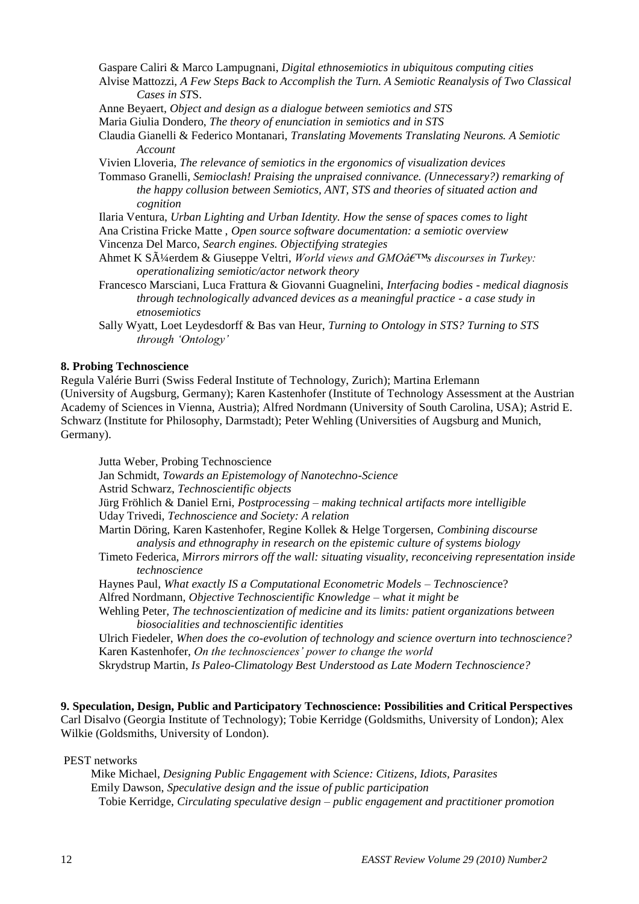Gaspare Caliri & Marco Lampugnani, *Digital ethnosemiotics in ubiquitous computing cities*

Alvise Mattozzi, *A Few Steps Back to Accomplish the Turn. A Semiotic Reanalysis of Two Classical Cases in ST*S.

Anne Beyaert, *Object and design as a dialogue between semiotics and STS*

Maria Giulia Dondero, *The theory of enunciation in semiotics and in STS*

Claudia Gianelli & Federico Montanari, *Translating Movements Translating Neurons. A Semiotic Account*

Vivien Lloveria, *The relevance of semiotics in the ergonomics of visualization devices*

Tommaso Granelli, *Semioclash! Praising the unpraised connivance. (Unnecessary?) remarking of the happy collusion between Semiotics, ANT, STS and theories of situated action and cognition*

Ilaria Ventura, *Urban Lighting and Urban Identity. How the sense of spaces comes to light*

Ana Cristina Fricke Matte , *Open source software documentation: a semiotic overview*

Vincenza Del Marco, *Search engines. Objectifying strategies*

Ahmet K SÃ¼erdem & Giuseppe Veltri, *World views and GMOâ€™s discourses in Turkey: operationalizing semiotic/actor network theory*

Francesco Marsciani, Luca Frattura & Giovanni Guagnelini, *Interfacing bodies - medical diagnosis through technologically advanced devices as a meaningful practice - a case study in etnosemiotics*

Sally Wyatt, Loet Leydesdorff & Bas van Heur, *Turning to Ontology in STS? Turning to STS through 'Ontology'*

**8. Probing Technoscience**

Regula Valérie Burri (Swiss Federal Institute of Technology, Zurich); Martina Erlemann (University of Augsburg, Germany); Karen Kastenhofer (Institute of Technology Assessment at the Austrian Academy of Sciences in Vienna, Austria); Alfred Nordmann (University of South Carolina, USA); Astrid E. Schwarz (Institute for Philosophy, Darmstadt); Peter Wehling (Universities of Augsburg and Munich, Germany).

Jutta Weber, Probing Technoscience

Jan Schmidt, *Towards an Epistemology of Nanotechno-Science*

Astrid Schwarz, *Technoscientific objects*

Jürg Fröhlich & Daniel Erni, *Postprocessing – making technical artifacts more intelligible*

Uday Trivedi, *Technoscience and Society: A relation*

Martin Döring, Karen Kastenhofer, Regine Kollek & Helge Torgersen, *Combining discourse analysis and ethnography in research on the epistemic culture of systems biology*

Timeto Federica, *Mirrors mirrors off the wall: situating visuality, reconceiving representation inside technoscience*

Haynes Paul, *What exactly IS a Computational Econometric Models – Technoscienc*e?

Alfred Nordmann, *Objective Technoscientific Knowledge – what it might be*

Wehling Peter, *The technoscientization of medicine and its limits: patient organizations between biosocialities and technoscientific identities*

Ulrich Fiedeler, *When does the co-evolution of technology and science overturn into technoscience?*

Karen Kastenhofer, *On the technosciences' power to change the world*

Skrydstrup Martin, *Is Paleo-Climatology Best Understood as Late Modern Technoscience?*

**9. Speculation, Design, Public and Participatory Technoscience: Possibilities and Critical Perspectives**

Carl Disalvo (Georgia Institute of Technology); Tobie Kerridge (Goldsmiths, University of London); Alex Wilkie (Goldsmiths, University of London).

PEST networks

Mike Michael, *Designing Public Engagement with Science: Citizens, Idiots, Parasites*

Emily Dawson, *Speculative design and the issue of public participation*

Tobie Kerridge, *Circulating speculative design – public engagement and practitioner promotion*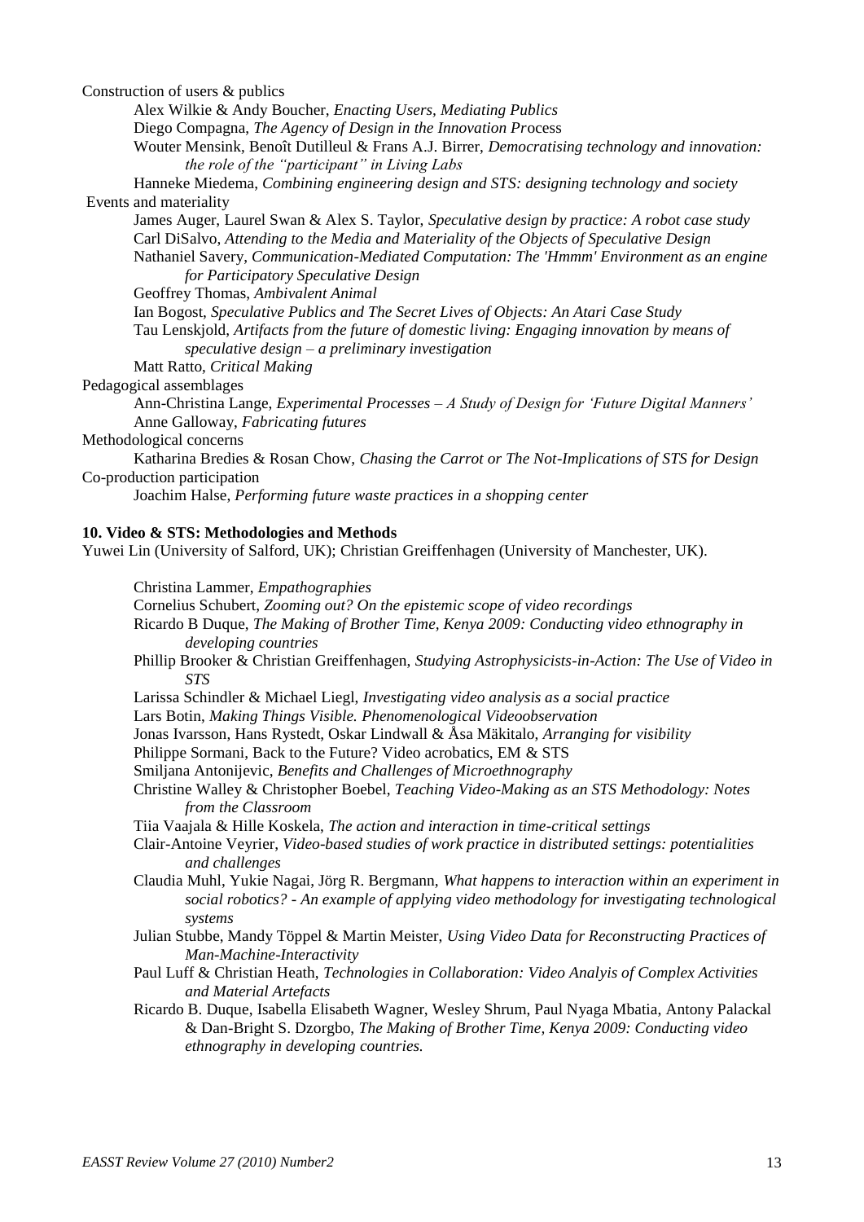Construction of users & publics

Alex Wilkie & Andy Boucher, *Enacting Users, Mediating Publics*

Diego Compagna, *The Agency of Design in the Innovation Pr*ocess

Wouter Mensink, Benoît Dutilleul & Frans A.J. Birrer, *Democratising technology and innovation: the role of the "participant" in Living Labs*

Hanneke Miedema, *Combining engineering design and STS: designing technology and society*

Events and materiality

James Auger, Laurel Swan & Alex S. Taylor, *Speculative design by practice: A robot case study*

Carl DiSalvo, *Attending to the Media and Materiality of the Objects of Speculative Design*

Nathaniel Savery, *Communication-Mediated Computation: The 'Hmmm' Environment as an engine for Participatory Speculative Design*

Geoffrey Thomas, *Ambivalent Animal*

Ian Bogost, *Speculative Publics and The Secret Lives of Objects: An Atari Case Study*

Tau Lenskjold, *Artifacts from the future of domestic living: Engaging innovation by means of speculative design – a preliminary investigation*

Matt Ratto, *Critical Making*

Pedagogical assemblages

Ann-Christina Lange, *Experimental Processes – A Study of Design for 'Future Digital Manners'*

Anne Galloway, *Fabricating futures*

Methodological concerns

Katharina Bredies & Rosan Chow, *Chasing the Carrot or The Not-Implications of STS for Design*

Co-production participation

Joachim Halse, *Performing future waste practices in a shopping center*

**10. Video & STS: Methodologies and Methods**

Yuwei Lin (University of Salford, UK); Christian Greiffenhagen (University of Manchester, UK).

Christina Lammer, *Empathographies*

Cornelius Schubert, *Zooming out? On the epistemic scope of video recordings*

Ricardo B Duque, *The Making of Brother Time, Kenya 2009: Conducting video ethnography in developing countries*

Phillip Brooker & Christian Greiffenhagen, *Studying Astrophysicists-in-Action: The Use of Video in STS*

Larissa Schindler & Michael Liegl, *Investigating video analysis as a social practice*

Lars Botin, *Making Things Visible. Phenomenological Videoobservation*

Jonas Ivarsson, Hans Rystedt, Oskar Lindwall & Åsa Mäkitalo, *Arranging for visibility*

Philippe Sormani, Back to the Future? Video acrobatics, EM & STS

Smiljana Antonijevic, *Benefits and Challenges of Microethnography*

Christine Walley & Christopher Boebel, *Teaching Video-Making as an STS Methodology: Notes from the Classroom*

Tiia Vaajala & Hille Koskela, *The action and interaction in time-critical settings*

Clair-Antoine Veyrier, *Video-based studies of work practice in distributed settings: potentialities and challenges*

Claudia Muhl, Yukie Nagai, Jörg R. Bergmann, *What happens to interaction within an experiment in social robotics? - An example of applying video methodology for investigating technological systems*

Julian Stubbe, Mandy Töppel & Martin Meister, *Using Video Data for Reconstructing Practices of Man-Machine-Interactivity*

Paul Luff & Christian Heath, *Technologies in Collaboration: Video Analyis of Complex Activities and Material Artefacts*

Ricardo B. Duque, Isabella Elisabeth Wagner, Wesley Shrum, Paul Nyaga Mbatia, Antony Palackal & Dan-Bright S. Dzorgbo, *The Making of Brother Time, Kenya 2009: Conducting video ethnography in developing countries.*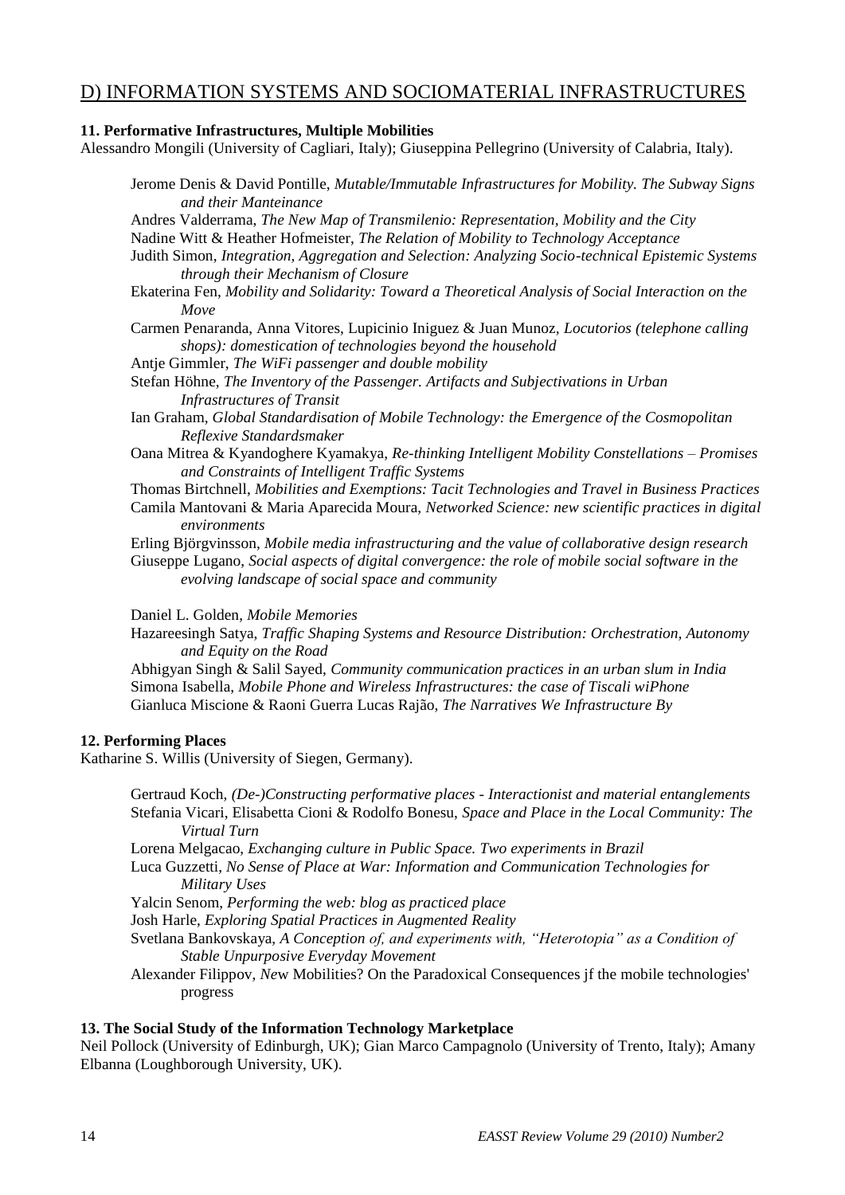## D) INFORMATION SYSTEMS AND SOCIOMATERIAL INFRASTRUCTURES

**11. Performative Infrastructures, Multiple Mobilities**
Alessandro Mongili (University of Cagliari, Italy); Giuseppina Pellegrino (University of Calabria, Italy).

Jerome Denis & David Pontille, *Mutable/Immutable Infrastructures for Mobility. The Subway Signs and their Manteinance*
Andres Valderrama, *The New Map of Transmilenio: Representation, Mobility and the City*
Nadine Witt & Heather Hofmeister, *The Relation of Mobility to Technology Acceptance*
Judith Simon, *Integration, Aggregation and Selection: Analyzing Socio-technical Epistemic Systems through their Mechanism of Closure*
Ekaterina Fen, *Mobility and Solidarity: Toward a Theoretical Analysis of Social Interaction on the Move*
Carmen Penaranda, Anna Vitores, Lupicinio Iniguez & Juan Munoz, *Locutorios (telephone calling shops): domestication of technologies beyond the household*
Antje Gimmler, *The WiFi passenger and double mobility*
Stefan Höhne, *The Inventory of the Passenger. Artifacts and Subjectivations in Urban Infrastructures of Transit*
Ian Graham, *Global Standardisation of Mobile Technology: the Emergence of the Cosmopolitan Reflexive Standardsmaker*
Oana Mitrea & Kyandoghere Kyamakya, *Re-thinking Intelligent Mobility Constellations – Promises and Constraints of Intelligent Traffic Systems*
Thomas Birtchnell, *Mobilities and Exemptions: Tacit Technologies and Travel in Business Practices*
Camila Mantovani & Maria Aparecida Moura, *Networked Science: new scientific practices in digital environments*
Erling Björgvinsson, *Mobile media infrastructuring and the value of collaborative design research*
Giuseppe Lugano, *Social aspects of digital convergence: the role of mobile social software in the evolving landscape of social space and community*

Daniel L. Golden, *Mobile Memories*
Hazareesingh Satya, *Traffic Shaping Systems and Resource Distribution: Orchestration, Autonomy and Equity on the Road*
Abhigyan Singh & Salil Sayed, *Community communication practices in an urban slum in India*
Simona Isabella, *Mobile Phone and Wireless Infrastructures: the case of Tiscali wiPhone*
Gianluca Miscione & Raoni Guerra Lucas Rajão, *The Narratives We Infrastructure By*

**12. Performing Places**
Katharine S. Willis (University of Siegen, Germany).

Gertraud Koch, *(De-)Constructing performative places - Interactionist and material entanglements*
Stefania Vicari, Elisabetta Cioni & Rodolfo Bonesu, *Space and Place in the Local Community: The Virtual Turn*
Lorena Melgacao, *Exchanging culture in Public Space. Two experiments in Brazil*
Luca Guzzetti, *No Sense of Place at War: Information and Communication Technologies for Military Uses*
Yalcin Senom, *Performing the web: blog as practiced place*
Josh Harle, *Exploring Spatial Practices in Augmented Reality*
Svetlana Bankovskaya, *A Conception of, and experiments with, "Heterotopia" as a Condition of Stable Unpurposive Everyday Movement*
Alexander Filippov, *New* Mobilities? On the Paradoxical Consequences jf the mobile technologies' progress

**13. The Social Study of the Information Technology Marketplace**
Neil Pollock (University of Edinburgh, UK); Gian Marco Campagnolo (University of Trento, Italy); Amany Elbanna (Loughborough University, UK).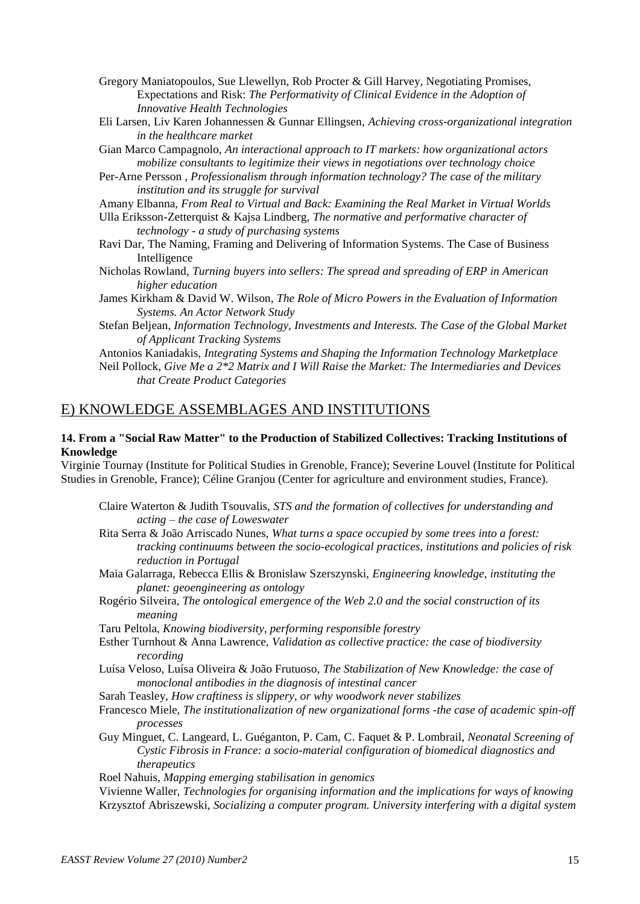Gregory Maniatopoulos, Sue Llewellyn, Rob Procter & Gill Harvey, Negotiating Promises, Expectations and Risk: *The Performativity of Clinical Evidence in the Adoption of Innovative Health Technologies*

Eli Larsen, Liv Karen Johannessen & Gunnar Ellingsen, *Achieving cross-organizational integration in the healthcare market*

Gian Marco Campagnolo, *An interactional approach to IT markets: how organizational actors mobilize consultants to legitimize their views in negotiations over technology choice*

Per-Arne Persson , *Professionalism through information technology? The case of the military institution and its struggle for survival*

Amany Elbanna, *From Real to Virtual and Back: Examining the Real Market in Virtual Worlds*

Ulla Eriksson-Zetterquist & Kajsa Lindberg, *The normative and performative character of technology - a study of purchasing systems*

Ravi Dar, The Naming, Framing and Delivering of Information Systems. The Case of Business Intelligence

Nicholas Rowland, *Turning buyers into sellers: The spread and spreading of ERP in American higher education*

James Kirkham & David W. Wilson, *The Role of Micro Powers in the Evaluation of Information Systems. An Actor Network Study*

Stefan Beljean, *Information Technology, Investments and Interests. The Case of the Global Market of Applicant Tracking Systems*

Antonios Kaniadakis, *Integrating Systems and Shaping the Information Technology Marketplace*

Neil Pollock, *Give Me a 2*2 Matrix and I Will Raise the Market: The Intermediaries and Devices that Create Product Categories*

## E) KNOWLEDGE ASSEMBLAGES AND INSTITUTIONS

**14. From a "Social Raw Matter" to the Production of Stabilized Collectives: Tracking Institutions of Knowledge**

Virginie Tournay (Institute for Political Studies in Grenoble, France); Severine Louvel (Institute for Political Studies in Grenoble, France); Céline Granjou (Center for agriculture and environment studies, France).

Claire Waterton & Judith Tsouvalis, *STS and the formation of collectives for understanding and acting – the case of Loweswater*

Rita Serra & João Arriscado Nunes, *What turns a space occupied by some trees into a forest: tracking continuums between the socio-ecological practices, institutions and policies of risk reduction in Portugal*

Maia Galarraga, Rebecca Ellis & Bronislaw Szerszynski, *Engineering knowledge, instituting the planet: geoengineering as ontology*

Rogério Silveira, *The ontological emergence of the Web 2.0 and the social construction of its meaning*

Taru Peltola, *Knowing biodiversity, performing responsible forestry*

Esther Turnhout & Anna Lawrence, *Validation as collective practice: the case of biodiversity recording*

Luísa Veloso, Luísa Oliveira & João Frutuoso, *The Stabilization of New Knowledge: the case of monoclonal antibodies in the diagnosis of intestinal cancer*

Sarah Teasley, *How craftiness is slippery, or why woodwork never stabilizes*

Francesco Miele, *The institutionalization of new organizational forms -the case of academic spin-off processes*

Guy Minguet, C. Langeard, L. Guéganton, P. Cam, C. Faquet & P. Lombrail, *Neonatal Screening of Cystic Fibrosis in France: a socio-material configuration of biomedical diagnostics and therapeutics*

Roel Nahuis, *Mapping emerging stabilisation in genomics*

Vivienne Waller, *Technologies for organising information and the implications for ways of knowing*

Krzysztof Abriszewski, *Socializing a computer program. University interfering with a digital system*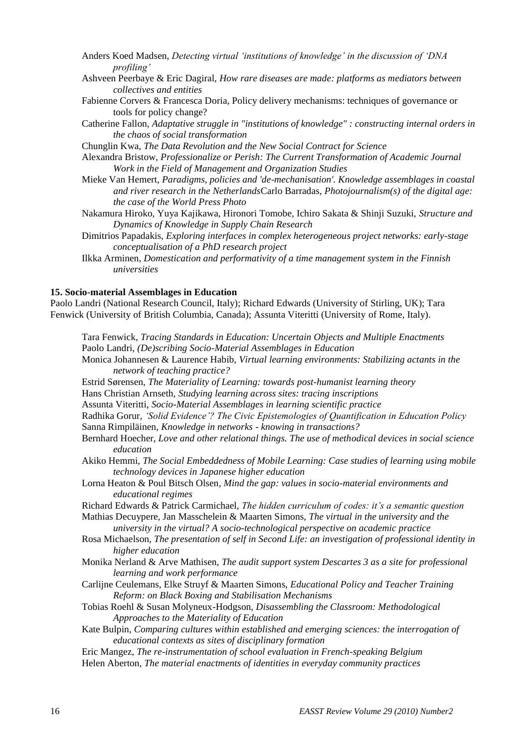Anders Koed Madsen, *Detecting virtual 'institutions of knowledge' in the discussion of 'DNA profiling'*

Ashveen Peerbaye & Eric Dagiral, *How rare diseases are made: platforms as mediators between collectives and entities*

Fabienne Corvers & Francesca Doria, Policy delivery mechanisms: techniques of governance or tools for policy change?

Catherine Fallon, *Adaptative struggle in "institutions of knowledge" : constructing internal orders in the chaos of social transformation*

Chunglin Kwa, *The Data Revolution and the New Social Contract for Science*

Alexandra Bristow, *Professionalize or Perish: The Current Transformation of Academic Journal Work in the Field of Management and Organization Studies*

Mieke Van Hemert, *Paradigms, policies and 'de-mechanisation'. Knowledge assemblages in coastal and river research in the Netherlands*Carlo Barradas, *Photojournalism(s) of the digital age: the case of the World Press Photo*

Nakamura Hiroko, Yuya Kajikawa, Hironori Tomobe, Ichiro Sakata & Shinji Suzuki, *Structure and Dynamics of Knowledge in Supply Chain Research*

Dimitrios Papadakis, *Exploring interfaces in complex heterogeneous project networks: early-stage conceptualisation of a PhD research project*

Ilkka Arminen, *Domestication and performativity of a time management system in the Finnish universities*

**15. Socio-material Assemblages in Education**

Paolo Landri (National Research Council, Italy); Richard Edwards (University of Stirling, UK); Tara Fenwick (University of British Columbia, Canada); Assunta Viteritti (University of Rome, Italy).

Tara Fenwick, *Tracing Standards in Education: Uncertain Objects and Multiple Enactments*

Paolo Landri, *(De)scribing Socio-Material Assemblages in Education*

Monica Johannesen & Laurence Habib, *Virtual learning environments: Stabilizing actants in the network of teaching practice?*

Estrid Sørensen, *The Materiality of Learning: towards post-humanist learning theory*

Hans Christian Arnseth, *Studying learning across sites: tracing inscriptions*

Assunta Viteritti, *Socio-Material Assemblages in learning scientific practice*

Radhika Gorur, *'Solid Evidence'? The Civic Epistemologies of Quantification in Education Policy*

Sanna Rimpiläinen, *Knowledge in networks - knowing in transactions?*

Bernhard Hoecher, *Love and other relational things. The use of methodical devices in social science education*

Akiko Hemmi, *The Social Embeddedness of Mobile Learning: Case studies of learning using mobile technology devices in Japanese higher education*

Lorna Heaton & Poul Bitsch Olsen, *Mind the gap: values in socio-material environments and educational regimes*

Richard Edwards & Patrick Carmichael, *The hidden curriculum of codes: it's a semantic question*

Mathias Decuypere, Jan Masschelein & Maarten Simons, *The virtual in the university and the university in the virtual? A socio-technological perspective on academic practice*

Rosa Michaelson, *The presentation of self in Second Life: an investigation of professional identity in higher education*

Monika Nerland & Arve Mathisen, *The audit support system Descartes 3 as a site for professional learning and work performance*

Carlijne Ceulemans, Elke Struyf & Maarten Simons, *Educational Policy and Teacher Training Reform: on Black Boxing and Stabilisation Mechanisms*

Tobias Roehl & Susan Molyneux-Hodgson, *Disassembling the Classroom: Methodological Approaches to the Materiality of Education*

Kate Bulpin, *Comparing cultures within established and emerging sciences: the interrogation of educational contexts as sites of disciplinary formation*

Eric Mangez, *The re-instrumentation of school evaluation in French-speaking Belgium*

Helen Aberton, *The material enactments of identities in everyday community practices*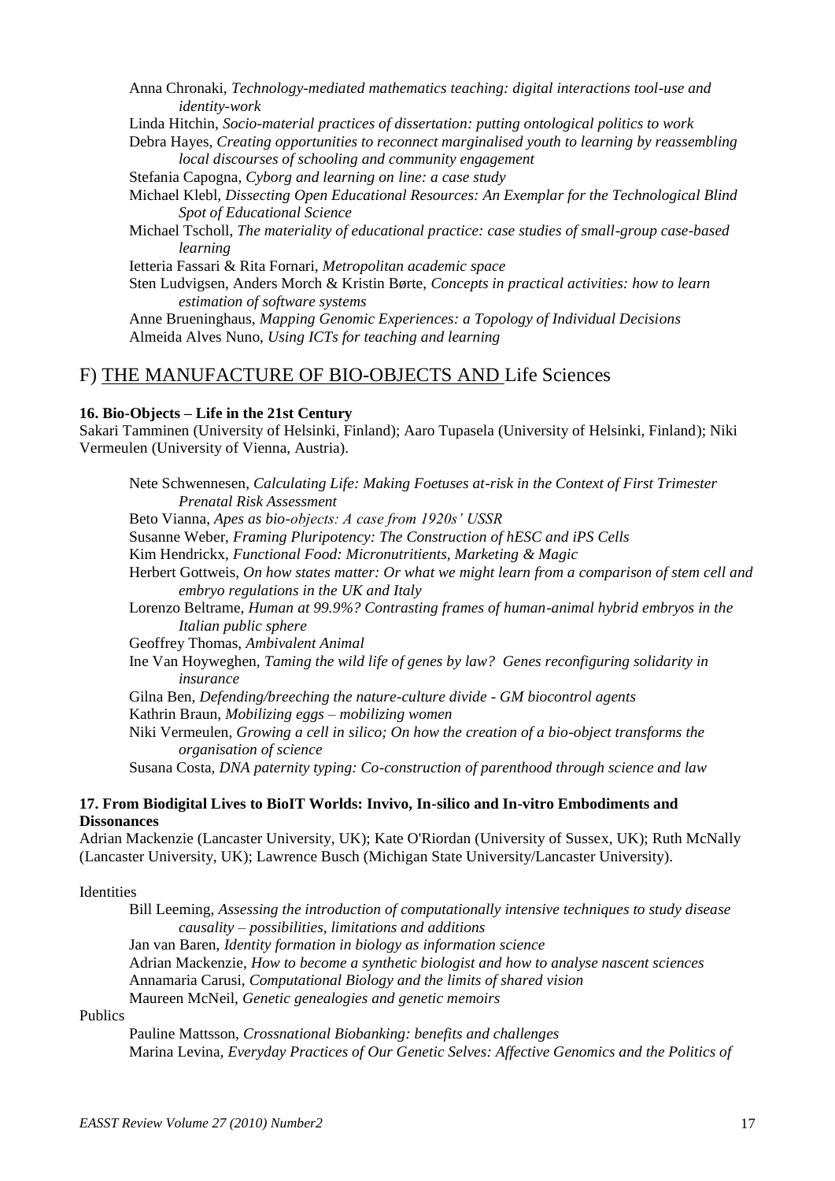Anna Chronaki, *Technology-mediated mathematics teaching: digital interactions tool-use and identity-work*

Linda Hitchin, *Socio-material practices of dissertation: putting ontological politics to work*

Debra Hayes, *Creating opportunities to reconnect marginalised youth to learning by reassembling local discourses of schooling and community engagement*

Stefania Capogna, *Cyborg and learning on line: a case study*

Michael Klebl, *Dissecting Open Educational Resources: An Exemplar for the Technological Blind Spot of Educational Science*

Michael Tscholl, *The materiality of educational practice: case studies of small-group case-based learning*

Ietteria Fassari & Rita Fornari, *Metropolitan academic space*

Sten Ludvigsen, Anders Morch & Kristin Børte, *Concepts in practical activities: how to learn estimation of software systems*

Anne Brueninghaus, *Mapping Genomic Experiences: a Topology of Individual Decisions*

Almeida Alves Nuno, *Using ICTs for teaching and learning*

## F) THE MANUFACTURE OF BIO-OBJECTS AND Life Sciences

**16. Bio-Objects – Life in the 21st Century**

Sakari Tamminen (University of Helsinki, Finland); Aaro Tupasela (University of Helsinki, Finland); Niki Vermeulen (University of Vienna, Austria).

Nete Schwennesen, *Calculating Life: Making Foetuses at-risk in the Context of First Trimester Prenatal Risk Assessment*

Beto Vianna, *Apes as bio-objects: A case from 1920s' USSR*

Susanne Weber, *Framing Pluripotency: The Construction of hESC and iPS Cells*

Kim Hendrickx, *Functional Food: Micronutritients, Marketing & Magic*

Herbert Gottweis, *On how states matter: Or what we might learn from a comparison of stem cell and embryo regulations in the UK and Italy*

Lorenzo Beltrame, *Human at 99.9%? Contrasting frames of human-animal hybrid embryos in the Italian public sphere*

Geoffrey Thomas, *Ambivalent Animal*

Ine Van Hoyweghen, *Taming the wild life of genes by law? Genes reconfiguring solidarity in insurance*

Gilna Ben, *Defending/breeching the nature-culture divide - GM biocontrol agents*

Kathrin Braun, *Mobilizing eggs – mobilizing women*

Niki Vermeulen, *Growing a cell in silico; On how the creation of a bio-object transforms the organisation of science*

Susana Costa, *DNA paternity typing: Co-construction of parenthood through science and law*

**17. From Biodigital Lives to BioIT Worlds: Invivo, In-silico and In-vitro Embodiments and Dissonances**

Adrian Mackenzie (Lancaster University, UK); Kate O'Riordan (University of Sussex, UK); Ruth McNally (Lancaster University, UK); Lawrence Busch (Michigan State University/Lancaster University).

Identities

Bill Leeming, *Assessing the introduction of computationally intensive techniques to study disease causality – possibilities, limitations and additions*

Jan van Baren, *Identity formation in biology as information science*

Adrian Mackenzie, *How to become a synthetic biologist and how to analyse nascent sciences*

Annamaria Carusi, *Computational Biology and the limits of shared vision*

Maureen McNeil, *Genetic genealogies and genetic memoirs*

Publics

Pauline Mattsson, *Crossnational Biobanking: benefits and challenges*

Marina Levina, *Everyday Practices of Our Genetic Selves: Affective Genomics and the Politics of*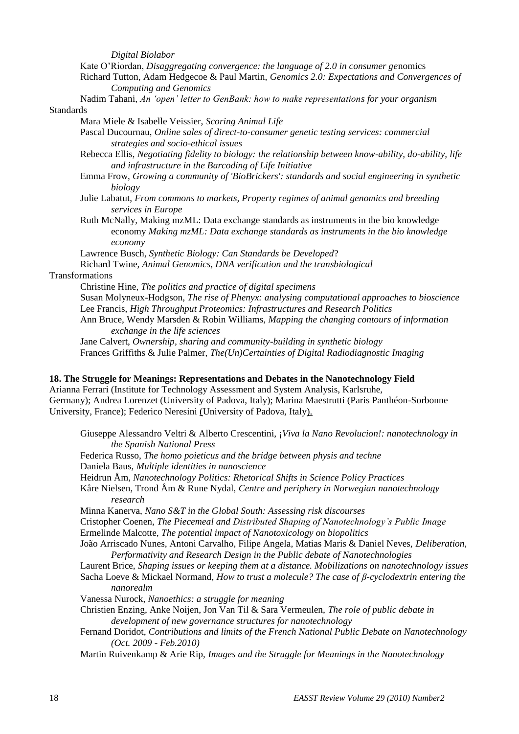*Digital Biolabor*

Kate O'Riordan, *Disaggregating convergence: the language of 2.0 in consumer genomics*

Richard Tutton, Adam Hedgecoe & Paul Martin, *Genomics 2.0: Expectations and Convergences of Computing and Genomics*

Nadim Tahani, *An 'open' letter to GenBank: how to make representations for your organism*

Standards

Mara Miele & Isabelle Veissier, *Scoring Animal Life*

Pascal Ducournau, *Online sales of direct-to-consumer genetic testing services: commercial strategies and socio-ethical issues*

Rebecca Ellis, *Negotiating fidelity to biology: the relationship between know-ability, do-ability, life and infrastructure in the Barcoding of Life Initiative*

Emma Frow, *Growing a community of 'BioBrickers': standards and social engineering in synthetic biology*

Julie Labatut, *From commons to markets, Property regimes of animal genomics and breeding services in Europe*

Ruth McNally, Making mzML: Data exchange standards as instruments in the bio knowledge economy *Making mzML: Data exchange standards as instruments in the bio knowledge economy*

Lawrence Busch, *Synthetic Biology: Can Standards be Developed*?

Richard Twine, *Animal Genomics, DNA verification and the transbiological*

Transformations

Christine Hine, *The politics and practice of digital specimens*

Susan Molyneux-Hodgson, *The rise of Phenyx: analysing computational approaches to bioscience*

Lee Francis, *High Throughput Proteomics: Infrastructures and Research Politics*

Ann Bruce, Wendy Marsden & Robin Williams, *Mapping the changing contours of information exchange in the life sciences*

Jane Calvert, *Ownership, sharing and community-building in synthetic biology*

Frances Griffiths & Julie Palmer, *The(Un)Certainties of Digital Radiodiagnostic Imaging*

**18. The Struggle for Meanings: Representations and Debates in the Nanotechnology Field**

Arianna Ferrari (Institute for Technology Assessment and System Analysis, Karlsruhe, Germany); Andrea Lorenzet (University of Padova, Italy); Marina Maestrutti (Paris Panthéon-Sorbonne University, France); Federico Neresini (University of Padova, Italy).

Giuseppe Alessandro Veltri & Alberto Crescentini, *¡Viva la Nano Revolucion!: nanotechnology in the Spanish National Press*

Federica Russo, *The homo poieticus and the bridge between physis and techne*

Daniela Baus, *Multiple identities in nanoscience*

Heidrun Åm, *Nanotechnology Politics: Rhetorical Shifts in Science Policy Practices*

Kåre Nielsen, Trond Åm & Rune Nydal, *Centre and periphery in Norwegian nanotechnology research*

Minna Kanerva, *Nano S&T in the Global South: Assessing risk discourses*

Cristopher Coenen, *The Piecemeal and Distributed Shaping of Nanotechnology's Public Image*

Ermelinde Malcotte, *The potential impact of Nanotoxicology on biopolitics*

João Arriscado Nunes, Antoni Carvalho, Filipe Angela, Matias Maris & Daniel Neves, *Deliberation, Performativity and Research Design in the Public debate of Nanotechnologies*

Laurent Brice, *Shaping issues or keeping them at a distance. Mobilizations on nanotechnology issues*

Sacha Loeve & Mickael Normand, *How to trust a molecule? The case of β-cyclodextrin entering the nanorealm*

Vanessa Nurock, *Nanoethics: a struggle for meaning*

Christien Enzing, Anke Noijen, Jon Van Til & Sara Vermeulen, *The role of public debate in development of new governance structures for nanotechnology*

Fernand Doridot, *Contributions and limits of the French National Public Debate on Nanotechnology (Oct. 2009 - Feb.2010)*

Martin Ruivenkamp & Arie Rip, *Images and the Struggle for Meanings in the Nanotechnology*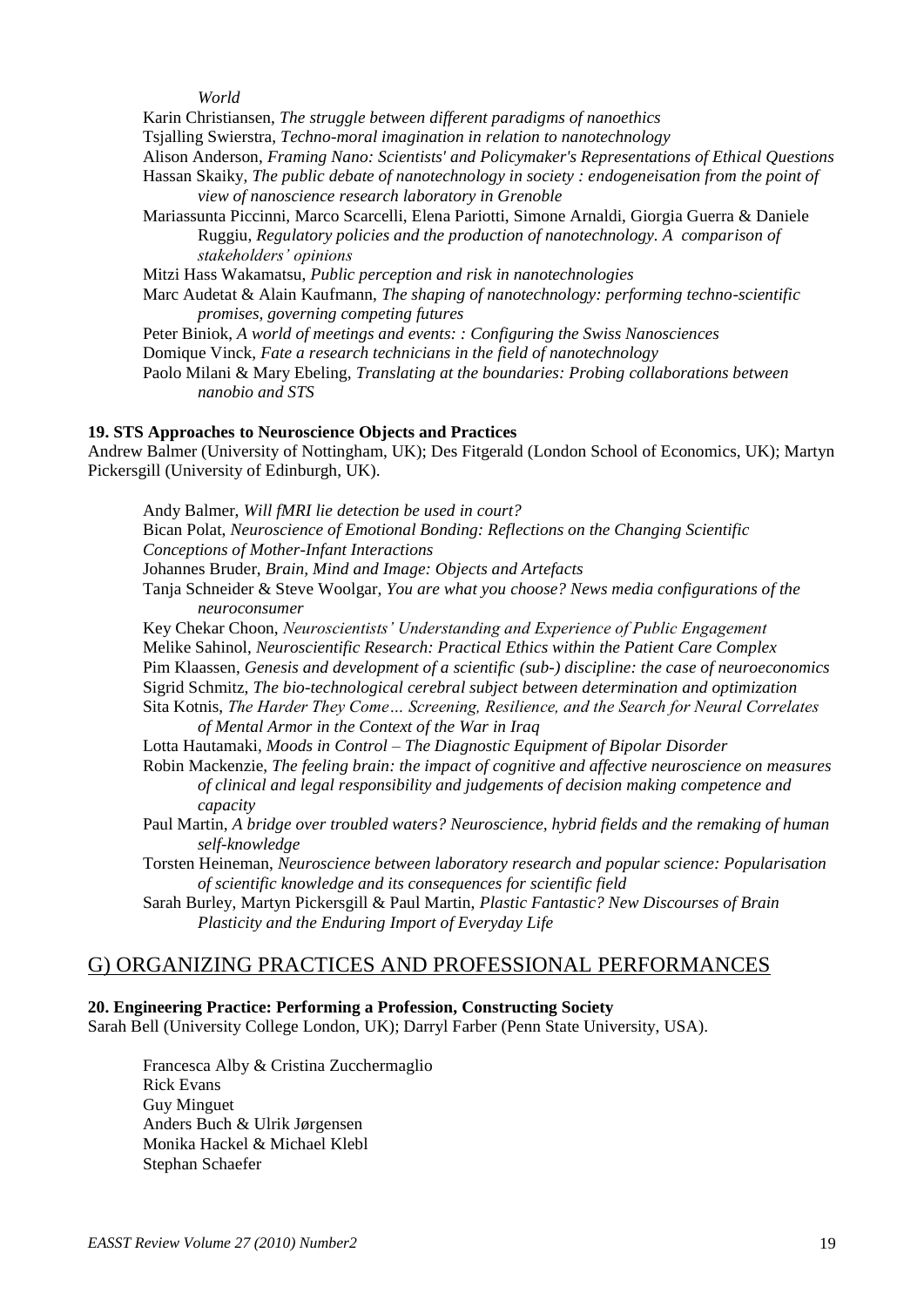*World*

Karin Christiansen, *The struggle between different paradigms of nanoethics*
Tsjalling Swierstra, *Techno-moral imagination in relation to nanotechnology*
Alison Anderson, *Framing Nano: Scientists' and Policymaker's Representations of Ethical Questions*
Hassan Skaiky, *The public debate of nanotechnology in society : endogeneisation from the point of view of nanoscience research laboratory in Grenoble*
Mariassunta Piccinni, Marco Scarcelli, Elena Pariotti, Simone Arnaldi, Giorgia Guerra & Daniele Ruggiu, *Regulatory policies and the production of nanotechnology. A comparison of stakeholders' opinions*
Mitzi Hass Wakamatsu, *Public perception and risk in nanotechnologies*
Marc Audetat & Alain Kaufmann, *The shaping of nanotechnology: performing techno-scientific promises, governing competing futures*
Peter Biniok, *A world of meetings and events: : Configuring the Swiss Nanosciences*
Domique Vinck, *Fate a research technicians in the field of nanotechnology*
Paolo Milani & Mary Ebeling, *Translating at the boundaries: Probing collaborations between nanobio and STS*

**19. STS Approaches to Neuroscience Objects and Practices**
Andrew Balmer (University of Nottingham, UK); Des Fitgerald (London School of Economics, UK); Martyn Pickersgill (University of Edinburgh, UK).

Andy Balmer, *Will fMRI lie detection be used in court?*
Bican Polat, *Neuroscience of Emotional Bonding: Reflections on the Changing Scientific Conceptions of Mother-Infant Interactions*
Johannes Bruder, *Brain, Mind and Image: Objects and Artefacts*
Tanja Schneider & Steve Woolgar, *You are what you choose? News media configurations of the neuroconsumer*
Key Chekar Choon, *Neuroscientists' Understanding and Experience of Public Engagement*
Melike Sahinol, *Neuroscientific Research: Practical Ethics within the Patient Care Complex*
Pim Klaassen, *Genesis and development of a scientific (sub-) discipline: the case of neuroeconomics*
Sigrid Schmitz, *The bio-technological cerebral subject between determination and optimization*
Sita Kotnis, *The Harder They Come… Screening, Resilience, and the Search for Neural Correlates of Mental Armor in the Context of the War in Iraq*
Lotta Hautamaki, *Moods in Control – The Diagnostic Equipment of Bipolar Disorder*
Robin Mackenzie, *The feeling brain: the impact of cognitive and affective neuroscience on measures of clinical and legal responsibility and judgements of decision making competence and capacity*
Paul Martin, *A bridge over troubled waters? Neuroscience, hybrid fields and the remaking of human self-knowledge*
Torsten Heineman, *Neuroscience between laboratory research and popular science: Popularisation of scientific knowledge and its consequences for scientific field*
Sarah Burley, Martyn Pickersgill & Paul Martin, *Plastic Fantastic? New Discourses of Brain Plasticity and the Enduring Import of Everyday Life*

## G) ORGANIZING PRACTICES AND PROFESSIONAL PERFORMANCES

**20. Engineering Practice: Performing a Profession, Constructing Society**
Sarah Bell (University College London, UK); Darryl Farber (Penn State University, USA).

Francesca Alby & Cristina Zucchermaglio
Rick Evans
Guy Minguet
Anders Buch & Ulrik Jørgensen
Monika Hackel & Michael Klebl
Stephan Schaefer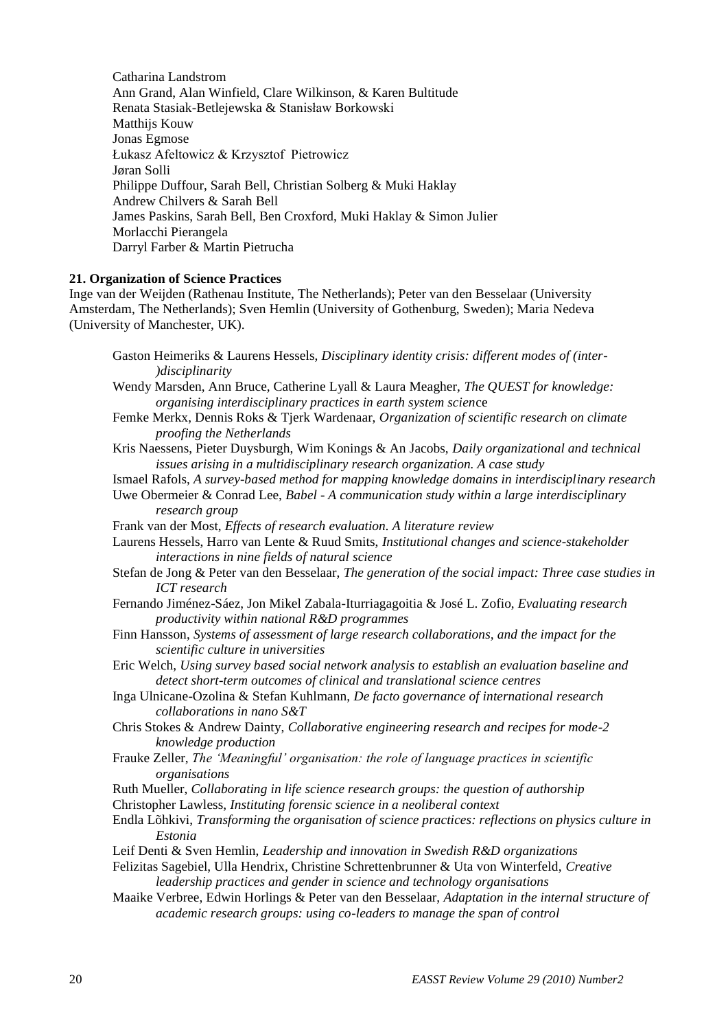Catharina Landstrom  
Ann Grand, Alan Winfield, Clare Wilkinson, & Karen Bultitude  
Renata Stasiak-Betlejewska & Stanisław Borkowski  
Matthijs Kouw  
Jonas Egmose  
Łukasz Afeltowicz & Krzysztof Pietrowicz  
Jøran Solli  
Philippe Duffour, Sarah Bell, Christian Solberg & Muki Haklay  
Andrew Chilvers & Sarah Bell  
James Paskins, Sarah Bell, Ben Croxford, Muki Haklay & Simon Julier  
Morlacchi Pierangela  
Darryl Farber & Martin Pietrucha

**21. Organization of Science Practices**

Inge van der Weijden (Rathenau Institute, The Netherlands); Peter van den Besselaar (University Amsterdam, The Netherlands); Sven Hemlin (University of Gothenburg, Sweden); Maria Nedeva (University of Manchester, UK).

Gaston Heimeriks & Laurens Hessels, *Disciplinary identity crisis: different modes of (inter-)disciplinarity*  
Wendy Marsden, Ann Bruce, Catherine Lyall & Laura Meagher, *The QUEST for knowledge: organising interdisciplinary practices in earth system science*  
Femke Merkx, Dennis Roks & Tjerk Wardenaar, *Organization of scientific research on climate proofing the Netherlands*  
Kris Naessens, Pieter Duysburgh, Wim Konings & An Jacobs, *Daily organizational and technical issues arising in a multidisciplinary research organization. A case study*  
Ismael Rafols, *A survey-based method for mapping knowledge domains in interdisciplinary research*  
Uwe Obermeier & Conrad Lee, *Babel - A communication study within a large interdisciplinary research group*  
Frank van der Most, *Effects of research evaluation. A literature review*  
Laurens Hessels, Harro van Lente & Ruud Smits, *Institutional changes and science-stakeholder interactions in nine fields of natural science*  
Stefan de Jong & Peter van den Besselaar, *The generation of the social impact: Three case studies in ICT research*  
Fernando Jiménez-Sáez, Jon Mikel Zabala-Iturriagagoitia & José L. Zofio, *Evaluating research productivity within national R&D programmes*  
Finn Hansson, *Systems of assessment of large research collaborations, and the impact for the scientific culture in universities*  
Eric Welch, *Using survey based social network analysis to establish an evaluation baseline and detect short-term outcomes of clinical and translational science centres*  
Inga Ulnicane-Ozolina & Stefan Kuhlmann, *De facto governance of international research collaborations in nano S&T*  
Chris Stokes & Andrew Dainty, *Collaborative engineering research and recipes for mode-2 knowledge production*  
Frauke Zeller, *The 'Meaningful' organisation: the role of language practices in scientific organisations*  
Ruth Mueller, *Collaborating in life science research groups: the question of authorship*  
Christopher Lawless, *Instituting forensic science in a neoliberal context*  
Endla Lõhkivi, *Transforming the organisation of science practices: reflections on physics culture in Estonia*  
Leif Denti & Sven Hemlin, *Leadership and innovation in Swedish R&D organizations*  
Felizitas Sagebiel, Ulla Hendrix, Christine Schrettenbrunner & Uta von Winterfeld, *Creative leadership practices and gender in science and technology organisations*  
Maaike Verbree, Edwin Horlings & Peter van den Besselaar, *Adaptation in the internal structure of academic research groups: using co-leaders to manage the span of control*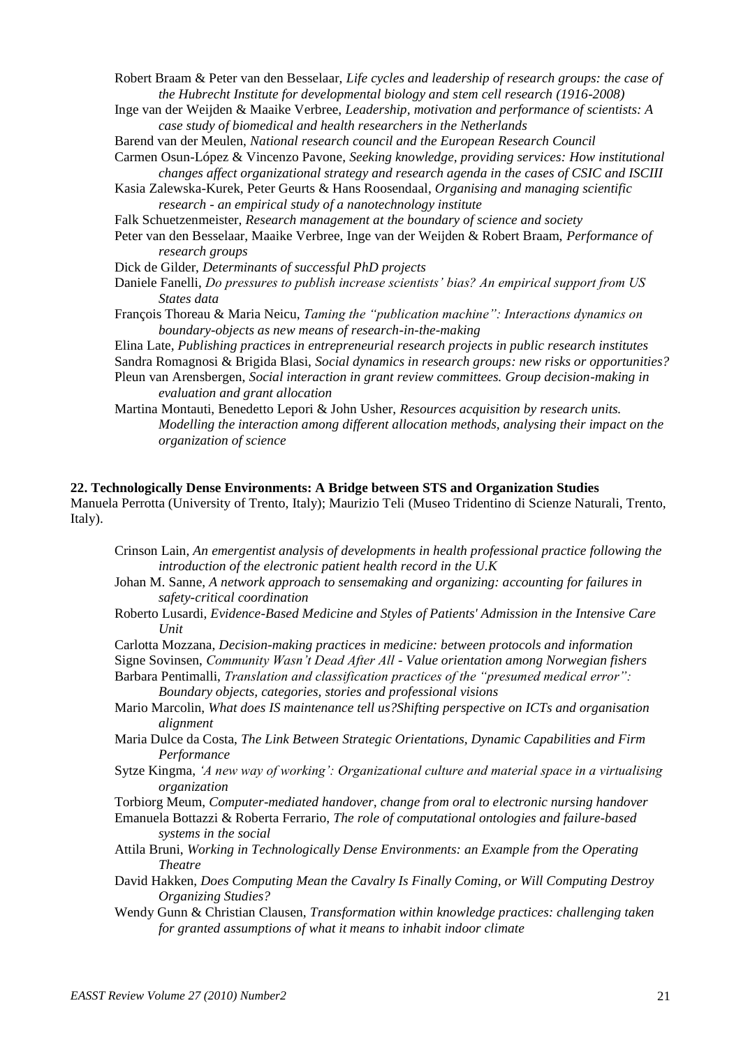Robert Braam & Peter van den Besselaar, *Life cycles and leadership of research groups: the case of the Hubrecht Institute for developmental biology and stem cell research (1916-2008)*

Inge van der Weijden & Maaike Verbree, *Leadership, motivation and performance of scientists: A case study of biomedical and health researchers in the Netherlands*

Barend van der Meulen, *National research council and the European Research Council*

Carmen Osun-López & Vincenzo Pavone, *Seeking knowledge, providing services: How institutional changes affect organizational strategy and research agenda in the cases of CSIC and ISCIII*

Kasia Zalewska-Kurek, Peter Geurts & Hans Roosendaal, *Organising and managing scientific research - an empirical study of a nanotechnology institute*

Falk Schuetzenmeister, *Research management at the boundary of science and society*

Peter van den Besselaar, Maaike Verbree, Inge van der Weijden & Robert Braam, *Performance of research groups*

Dick de Gilder, *Determinants of successful PhD projects*

Daniele Fanelli, *Do pressures to publish increase scientists' bias? An empirical support from US States data*

François Thoreau & Maria Neicu, *Taming the "publication machine": Interactions dynamics on boundary-objects as new means of research-in-the-making*

Elina Late, *Publishing practices in entrepreneurial research projects in public research institutes*

Sandra Romagnosi & Brigida Blasi, *Social dynamics in research groups: new risks or opportunities?*

Pleun van Arensbergen, *Social interaction in grant review committees. Group decision-making in evaluation and grant allocation*

Martina Montauti, Benedetto Lepori & John Usher, *Resources acquisition by research units. Modelling the interaction among different allocation methods, analysing their impact on the organization of science*

**22. Technologically Dense Environments: A Bridge between STS and Organization Studies**
Manuela Perrotta (University of Trento, Italy); Maurizio Teli (Museo Tridentino di Scienze Naturali, Trento, Italy).

Crinson Lain, *An emergentist analysis of developments in health professional practice following the introduction of the electronic patient health record in the U.K*

Johan M. Sanne, *A network approach to sensemaking and organizing: accounting for failures in safety-critical coordination*

Roberto Lusardi, *Evidence-Based Medicine and Styles of Patients' Admission in the Intensive Care Unit*

Carlotta Mozzana, *Decision-making practices in medicine: between protocols and information*

Signe Sovinsen, *Community Wasn't Dead After All - Value orientation among Norwegian fishers*

Barbara Pentimalli, *Translation and classification practices of the "presumed medical error": Boundary objects, categories, stories and professional visions*

Mario Marcolin, *What does IS maintenance tell us?Shifting perspective on ICTs and organisation alignment*

Maria Dulce da Costa, *The Link Between Strategic Orientations, Dynamic Capabilities and Firm Performance*

Sytze Kingma, *'A new way of working': Organizational culture and material space in a virtualising organization*

Torbiorg Meum, *Computer-mediated handover, change from oral to electronic nursing handover*

Emanuela Bottazzi & Roberta Ferrario, *The role of computational ontologies and failure-based systems in the social*

Attila Bruni, *Working in Technologically Dense Environments: an Example from the Operating Theatre*

David Hakken, *Does Computing Mean the Cavalry Is Finally Coming, or Will Computing Destroy Organizing Studies?*

Wendy Gunn & Christian Clausen, *Transformation within knowledge practices: challenging taken for granted assumptions of what it means to inhabit indoor climate*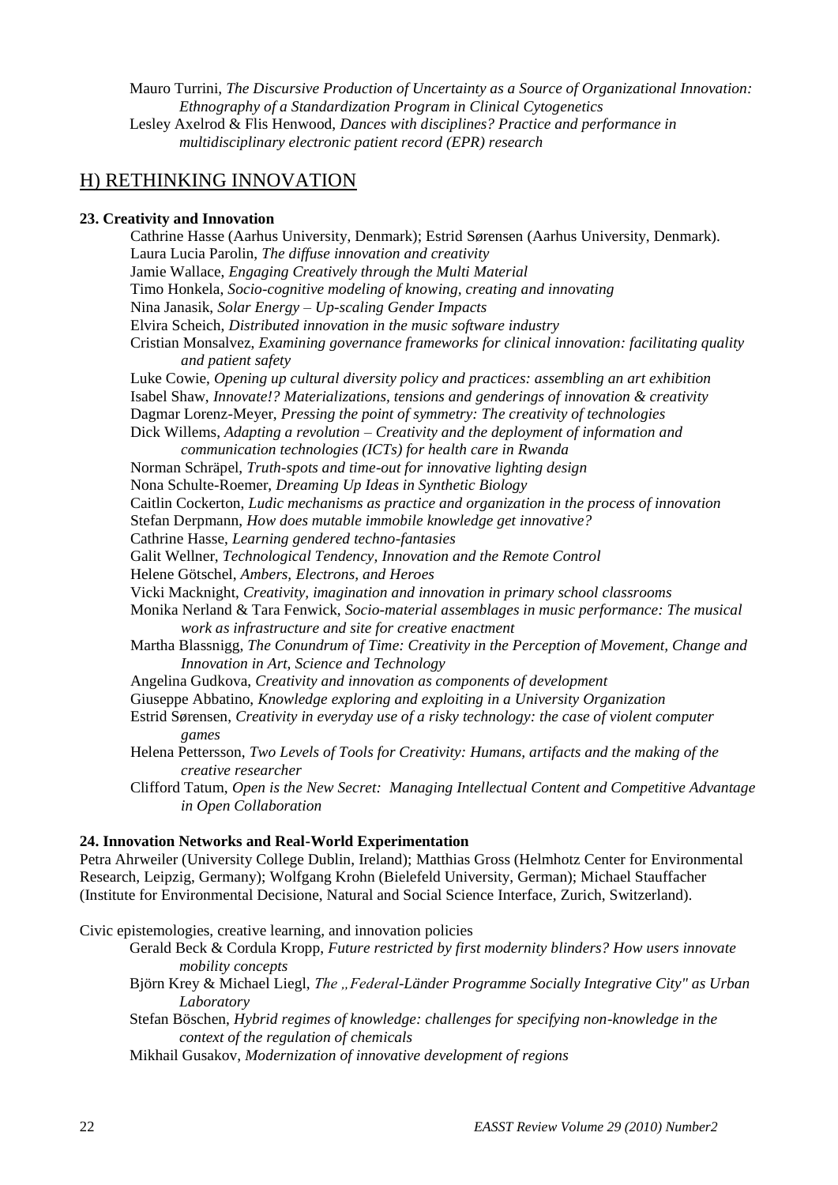Mauro Turrini, *The Discursive Production of Uncertainty as a Source of Organizational Innovation: Ethnography of a Standardization Program in Clinical Cytogenetics*

Lesley Axelrod & Flis Henwood, *Dances with disciplines? Practice and performance in multidisciplinary electronic patient record (EPR) research*

## H) RETHINKING INNOVATION

### 23. Creativity and Innovation

Cathrine Hasse (Aarhus University, Denmark); Estrid Sørensen (Aarhus University, Denmark).

Laura Lucia Parolin, *The diffuse innovation and creativity*

Jamie Wallace, *Engaging Creatively through the Multi Material*

Timo Honkela, *Socio-cognitive modeling of knowing, creating and innovating*

Nina Janasik, *Solar Energy – Up-scaling Gender Impacts*

Elvira Scheich, *Distributed innovation in the music software industry*

Cristian Monsalvez, *Examining governance frameworks for clinical innovation: facilitating quality and patient safety*

Luke Cowie, *Opening up cultural diversity policy and practices: assembling an art exhibition*

Isabel Shaw, *Innovate!? Materializations, tensions and genderings of innovation & creativity*

Dagmar Lorenz-Meyer, *Pressing the point of symmetry: The creativity of technologies*

Dick Willems, *Adapting a revolution – Creativity and the deployment of information and communication technologies (ICTs) for health care in Rwanda*

Norman Schräpel, *Truth-spots and time-out for innovative lighting design*

Nona Schulte-Roemer, *Dreaming Up Ideas in Synthetic Biology*

Caitlin Cockerton, *Ludic mechanisms as practice and organization in the process of innovation*

Stefan Derpmann, *How does mutable immobile knowledge get innovative?*

Cathrine Hasse, *Learning gendered techno-fantasies*

Galit Wellner, *Technological Tendency, Innovation and the Remote Control*

Helene Götschel, *Ambers, Electrons, and Heroes*

Vicki Macknight, *Creativity, imagination and innovation in primary school classrooms*

Monika Nerland & Tara Fenwick, *Socio-material assemblages in music performance: The musical work as infrastructure and site for creative enactment*

Martha Blassnigg, *The Conundrum of Time: Creativity in the Perception of Movement, Change and Innovation in Art, Science and Technology*

Angelina Gudkova, *Creativity and innovation as components of development*

Giuseppe Abbatino, *Knowledge exploring and exploiting in a University Organization*

Estrid Sørensen, *Creativity in everyday use of a risky technology: the case of violent computer games*

Helena Pettersson, *Two Levels of Tools for Creativity: Humans, artifacts and the making of the creative researcher*

Clifford Tatum, *Open is the New Secret: Managing Intellectual Content and Competitive Advantage in Open Collaboration*

### 24. Innovation Networks and Real-World Experimentation

Petra Ahrweiler (University College Dublin, Ireland); Matthias Gross (Helmhotz Center for Environmental Research, Leipzig, Germany); Wolfgang Krohn (Bielefeld University, German); Michael Stauffacher (Institute for Environmental Decisione, Natural and Social Science Interface, Zurich, Switzerland).

Civic epistemologies, creative learning, and innovation policies

Gerald Beck & Cordula Kropp, *Future restricted by first modernity blinders? How users innovate mobility concepts*

Björn Krey & Michael Liegl, *The „Federal-Länder Programme Socially Integrative City" as Urban Laboratory*

Stefan Böschen, *Hybrid regimes of knowledge: challenges for specifying non-knowledge in the context of the regulation of chemicals*

Mikhail Gusakov, *Modernization of innovative development of regions*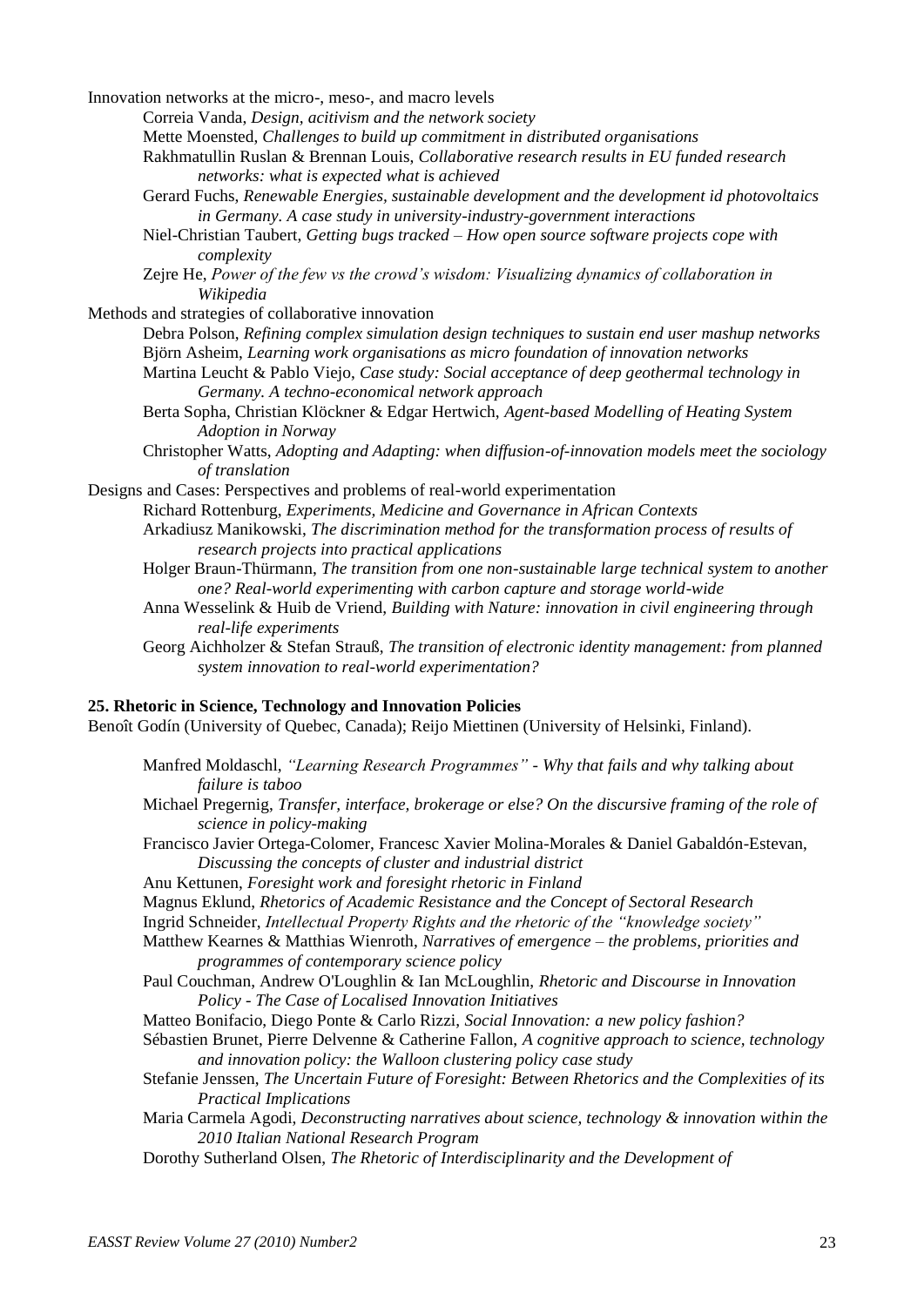Innovation networks at the micro-, meso-, and macro levels

Correia Vanda, *Design, acitivism and the network society*

Mette Moensted, *Challenges to build up commitment in distributed organisations*

Rakhmatullin Ruslan & Brennan Louis, *Collaborative research results in EU funded research networks: what is expected what is achieved*

Gerard Fuchs, *Renewable Energies, sustainable development and the development id photovoltaics in Germany. A case study in university-industry-government interactions*

Niel-Christian Taubert, *Getting bugs tracked – How open source software projects cope with complexity*

Zejre He, *Power of the few vs the crowd's wisdom: Visualizing dynamics of collaboration in Wikipedia*

Methods and strategies of collaborative innovation

Debra Polson, *Refining complex simulation design techniques to sustain end user mashup networks*

Björn Asheim, *Learning work organisations as micro foundation of innovation networks*

Martina Leucht & Pablo Viejo, *Case study: Social acceptance of deep geothermal technology in Germany. A techno-economical network approach*

Berta Sopha, Christian Klöckner & Edgar Hertwich, *Agent-based Modelling of Heating System Adoption in Norway*

Christopher Watts, *Adopting and Adapting: when diffusion-of-innovation models meet the sociology of translation*

Designs and Cases: Perspectives and problems of real-world experimentation

Richard Rottenburg, *Experiments, Medicine and Governance in African Contexts*

Arkadiusz Manikowski, *The discrimination method for the transformation process of results of research projects into practical applications*

Holger Braun-Thürmann, *The transition from one non-sustainable large technical system to another one? Real-world experimenting with carbon capture and storage world-wide*

Anna Wesselink & Huib de Vriend, *Building with Nature: innovation in civil engineering through real-life experiments*

Georg Aichholzer & Stefan Strauß, *The transition of electronic identity management: from planned system innovation to real-world experimentation?*

**25. Rhetoric in Science, Technology and Innovation Policies**

Benoît Godín (University of Quebec, Canada); Reijo Miettinen (University of Helsinki, Finland).

Manfred Moldaschl, *"Learning Research Programmes" - Why that fails and why talking about failure is taboo*

Michael Pregernig, *Transfer, interface, brokerage or else? On the discursive framing of the role of science in policy-making*

Francisco Javier Ortega-Colomer, Francesc Xavier Molina-Morales & Daniel Gabaldón-Estevan, *Discussing the concepts of cluster and industrial district*

Anu Kettunen, *Foresight work and foresight rhetoric in Finland*

Magnus Eklund, *Rhetorics of Academic Resistance and the Concept of Sectoral Research*

Ingrid Schneider, *Intellectual Property Rights and the rhetoric of the "knowledge society"*

Matthew Kearnes & Matthias Wienroth, *Narratives of emergence – the problems, priorities and programmes of contemporary science policy*

Paul Couchman, Andrew O'Loughlin & Ian McLoughlin, *Rhetoric and Discourse in Innovation Policy - The Case of Localised Innovation Initiatives*

Matteo Bonifacio, Diego Ponte & Carlo Rizzi, *Social Innovation: a new policy fashion?*

Sébastien Brunet, Pierre Delvenne & Catherine Fallon, *A cognitive approach to science, technology and innovation policy: the Walloon clustering policy case study*

Stefanie Jenssen, *The Uncertain Future of Foresight: Between Rhetorics and the Complexities of its Practical Implications*

Maria Carmela Agodi, *Deconstructing narratives about science, technology & innovation within the 2010 Italian National Research Program*

Dorothy Sutherland Olsen, *The Rhetoric of Interdisciplinarity and the Development of*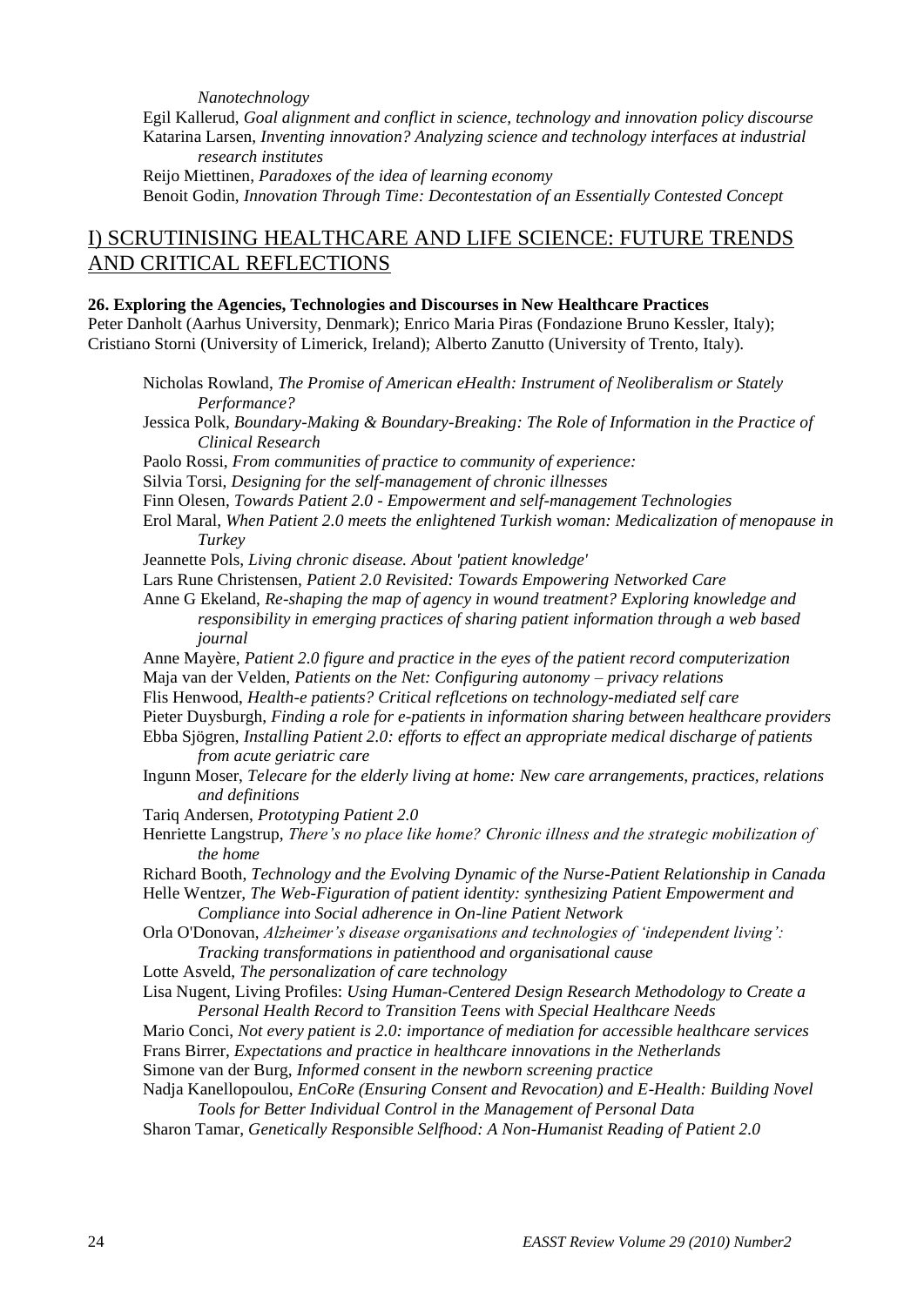*Nanotechnology*

Egil Kallerud, *Goal alignment and conflict in science, technology and innovation policy discourse*

Katarina Larsen, *Inventing innovation? Analyzing science and technology interfaces at industrial research institutes*

Reijo Miettinen, *Paradoxes of the idea of learning economy*

Benoit Godin, *Innovation Through Time: Decontestation of an Essentially Contested Concept*

## I) SCRUTINISING HEALTHCARE AND LIFE SCIENCE: FUTURE TRENDS AND CRITICAL REFLECTIONS

**26. Exploring the Agencies, Technologies and Discourses in New Healthcare Practices**

Peter Danholt (Aarhus University, Denmark); Enrico Maria Piras (Fondazione Bruno Kessler, Italy); Cristiano Storni (University of Limerick, Ireland); Alberto Zanutto (University of Trento, Italy).

Nicholas Rowland, *The Promise of American eHealth: Instrument of Neoliberalism or Stately Performance?*

Jessica Polk, *Boundary-Making & Boundary-Breaking: The Role of Information in the Practice of Clinical Research*

Paolo Rossi, *From communities of practice to community of experience:*

Silvia Torsi, *Designing for the self-management of chronic illnesses*

Finn Olesen, *Towards Patient 2.0 - Empowerment and self-management Technologies*

Erol Maral, *When Patient 2.0 meets the enlightened Turkish woman: Medicalization of menopause in Turkey*

Jeannette Pols, *Living chronic disease. About 'patient knowledge'*

Lars Rune Christensen, *Patient 2.0 Revisited: Towards Empowering Networked Care*

Anne G Ekeland, *Re-shaping the map of agency in wound treatment? Exploring knowledge and responsibility in emerging practices of sharing patient information through a web based journal*

Anne Mayère, *Patient 2.0 figure and practice in the eyes of the patient record computerization*

Maja van der Velden, *Patients on the Net: Configuring autonomy – privacy relations*

Flis Henwood, *Health-e patients? Critical reflcetions on technology-mediated self care*

Pieter Duysburgh, *Finding a role for e-patients in information sharing between healthcare providers*

Ebba Sjögren, *Installing Patient 2.0: efforts to effect an appropriate medical discharge of patients from acute geriatric care*

Ingunn Moser, *Telecare for the elderly living at home: New care arrangements, practices, relations and definitions*

Tariq Andersen, *Prototyping Patient 2.0*

Henriette Langstrup, *There's no place like home? Chronic illness and the strategic mobilization of the home*

Richard Booth, *Technology and the Evolving Dynamic of the Nurse-Patient Relationship in Canada*

Helle Wentzer, *The Web-Figuration of patient identity: synthesizing Patient Empowerment and Compliance into Social adherence in On-line Patient Network*

Orla O'Donovan, *Alzheimer's disease organisations and technologies of 'independent living': Tracking transformations in patienthood and organisational cause*

Lotte Asveld, *The personalization of care technology*

Lisa Nugent, Living Profiles: *Using Human-Centered Design Research Methodology to Create a Personal Health Record to Transition Teens with Special Healthcare Needs*

Mario Conci, *Not every patient is 2.0: importance of mediation for accessible healthcare services*

Frans Birrer, *Expectations and practice in healthcare innovations in the Netherlands*

Simone van der Burg, *Informed consent in the newborn screening practice*

Nadja Kanellopoulou, *EnCoRe (Ensuring Consent and Revocation) and E-Health: Building Novel Tools for Better Individual Control in the Management of Personal Data*

Sharon Tamar, *Genetically Responsible Selfhood: A Non-Humanist Reading of Patient 2.0*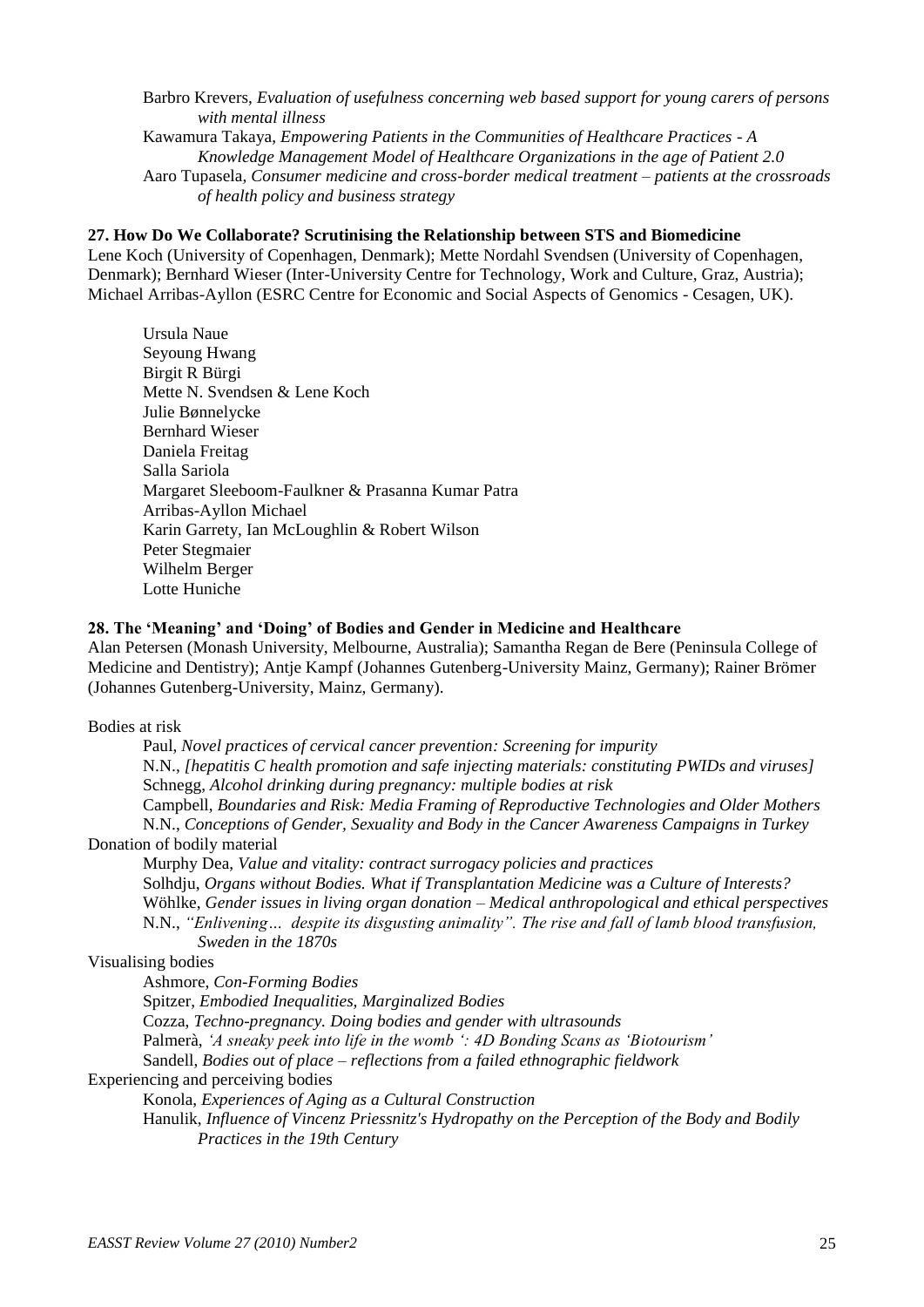Barbro Krevers, *Evaluation of usefulness concerning web based support for young carers of persons with mental illness*

Kawamura Takaya, *Empowering Patients in the Communities of Healthcare Practices - A Knowledge Management Model of Healthcare Organizations in the age of Patient 2.0*

Aaro Tupasela, *Consumer medicine and cross-border medical treatment – patients at the crossroads of health policy and business strategy*

**27. How Do We Collaborate? Scrutinising the Relationship between STS and Biomedicine**

Lene Koch (University of Copenhagen, Denmark); Mette Nordahl Svendsen (University of Copenhagen, Denmark); Bernhard Wieser (Inter-University Centre for Technology, Work and Culture, Graz, Austria); Michael Arribas-Ayllon (ESRC Centre for Economic and Social Aspects of Genomics - Cesagen, UK).

Ursula Naue
Seyoung Hwang
Birgit R Bürgi
Mette N. Svendsen & Lene Koch
Julie Bønnelycke
Bernhard Wieser
Daniela Freitag
Salla Sariola
Margaret Sleeboom-Faulkner & Prasanna Kumar Patra
Arribas-Ayllon Michael
Karin Garrety, Ian McLoughlin & Robert Wilson
Peter Stegmaier
Wilhelm Berger
Lotte Huniche

**28. The 'Meaning' and 'Doing' of Bodies and Gender in Medicine and Healthcare**

Alan Petersen (Monash University, Melbourne, Australia); Samantha Regan de Bere (Peninsula College of Medicine and Dentistry); Antje Kampf (Johannes Gutenberg-University Mainz, Germany); Rainer Brömer (Johannes Gutenberg-University, Mainz, Germany).

Bodies at risk

Paul, *Novel practices of cervical cancer prevention: Screening for impurity*

N.N., *[hepatitis C health promotion and safe injecting materials: constituting PWIDs and viruses]*

Schnegg, *Alcohol drinking during pregnancy: multiple bodies at risk*

Campbell, *Boundaries and Risk: Media Framing of Reproductive Technologies and Older Mothers*

N.N., *Conceptions of Gender, Sexuality and Body in the Cancer Awareness Campaigns in Turkey*

Donation of bodily material

Murphy Dea, *Value and vitality: contract surrogacy policies and practices*

Solhdju, *Organs without Bodies. What if Transplantation Medicine was a Culture of Interests?*

Wöhlke, *Gender issues in living organ donation – Medical anthropological and ethical perspectives*

N.N., *"Enlivening… despite its disgusting animality". The rise and fall of lamb blood transfusion, Sweden in the 1870s*

Visualising bodies

Ashmore, *Con-Forming Bodies*

Spitzer, *Embodied Inequalities, Marginalized Bodies*

Cozza, *Techno-pregnancy. Doing bodies and gender with ultrasounds*

Palmerà, *'A sneaky peek into life in the womb ': 4D Bonding Scans as 'Biotourism'*

Sandell, *Bodies out of place – reflections from a failed ethnographic fieldwork*

Experiencing and perceiving bodies

Konola, *Experiences of Aging as a Cultural Construction*

Hanulik, *Influence of Vincenz Priessnitz's Hydropathy on the Perception of the Body and Bodily Practices in the 19th Century*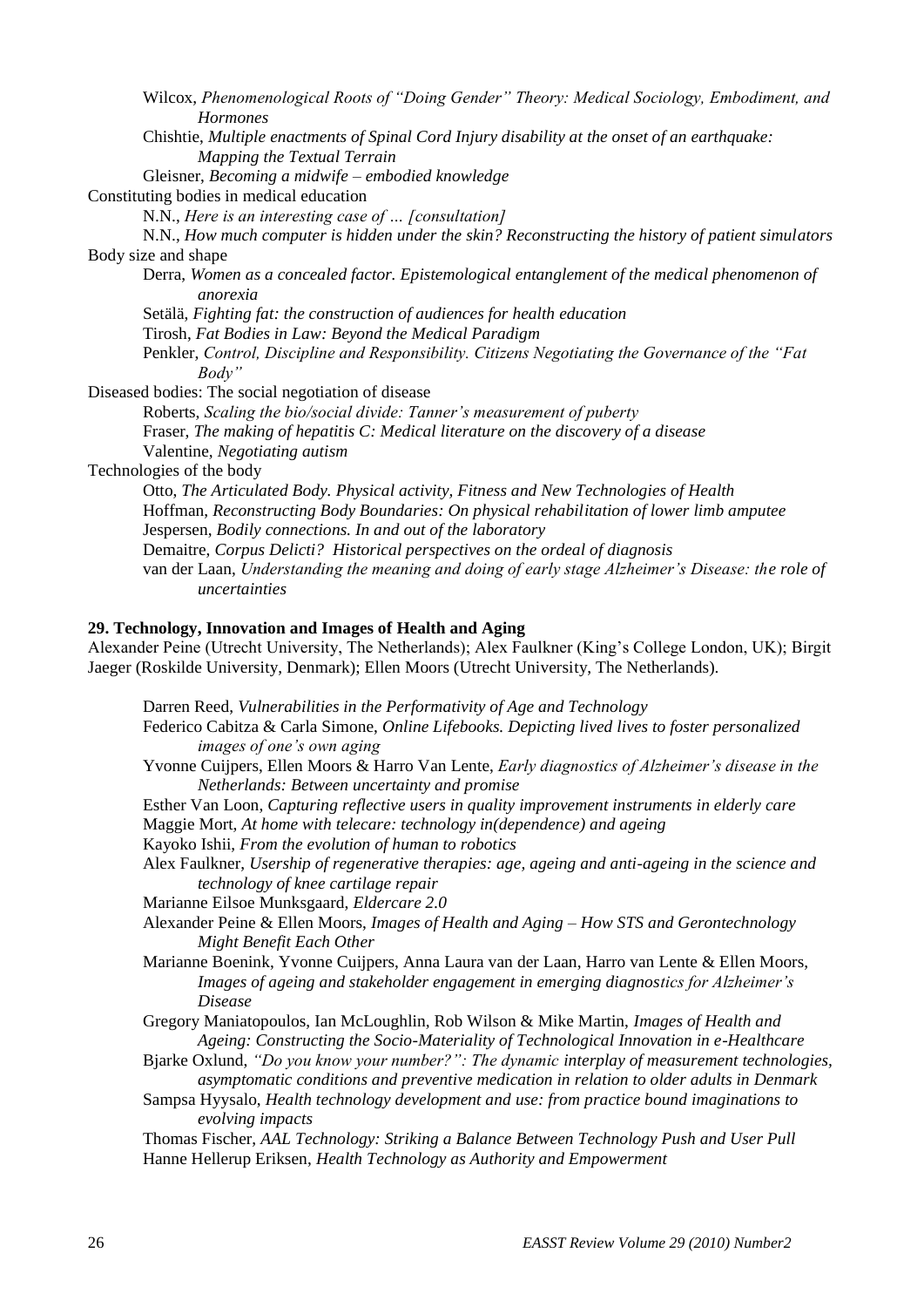Wilcox, *Phenomenological Roots of "Doing Gender" Theory: Medical Sociology, Embodiment, and Hormones*

Chishtie, *Multiple enactments of Spinal Cord Injury disability at the onset of an earthquake: Mapping the Textual Terrain*

Gleisner, *Becoming a midwife – embodied knowledge*

Constituting bodies in medical education

N.N., *Here is an interesting case of ... [consultation]*

N.N., *How much computer is hidden under the skin? Reconstructing the history of patient simulators*

Body size and shape

Derra, *Women as a concealed factor. Epistemological entanglement of the medical phenomenon of anorexia*

Setälä, *Fighting fat: the construction of audiences for health education*

Tirosh, *Fat Bodies in Law: Beyond the Medical Paradigm*

Penkler, *Control, Discipline and Responsibility. Citizens Negotiating the Governance of the "Fat Body"*

Diseased bodies: The social negotiation of disease

Roberts, *Scaling the bio/social divide: Tanner's measurement of puberty*

Fraser, *The making of hepatitis C: Medical literature on the discovery of a disease*

Valentine, *Negotiating autism*

Technologies of the body

Otto, *The Articulated Body. Physical activity, Fitness and New Technologies of Health*

Hoffman, *Reconstructing Body Boundaries: On physical rehabilitation of lower limb amputee*

Jespersen, *Bodily connections. In and out of the laboratory*

Demaitre, *Corpus Delicti? Historical perspectives on the ordeal of diagnosis*

van der Laan, *Understanding the meaning and doing of early stage Alzheimer's Disease: the role of uncertainties*

**29. Technology, Innovation and Images of Health and Aging**

Alexander Peine (Utrecht University, The Netherlands); Alex Faulkner (King's College London, UK); Birgit Jaeger (Roskilde University, Denmark); Ellen Moors (Utrecht University, The Netherlands).

Darren Reed, *Vulnerabilities in the Performativity of Age and Technology*

Federico Cabitza & Carla Simone, *Online Lifebooks. Depicting lived lives to foster personalized images of one's own aging*

Yvonne Cuijpers, Ellen Moors & Harro Van Lente, *Early diagnostics of Alzheimer's disease in the Netherlands: Between uncertainty and promise*

Esther Van Loon, *Capturing reflective users in quality improvement instruments in elderly care*

Maggie Mort, *At home with telecare: technology in(dependence) and ageing*

Kayoko Ishii, *From the evolution of human to robotics*

Alex Faulkner, *Usership of regenerative therapies: age, ageing and anti-ageing in the science and technology of knee cartilage repair*

Marianne Eilsoe Munksgaard, *Eldercare 2.0*

Alexander Peine & Ellen Moors, *Images of Health and Aging – How STS and Gerontechnology Might Benefit Each Other*

Marianne Boenink, Yvonne Cuijpers, Anna Laura van der Laan, Harro van Lente & Ellen Moors, *Images of ageing and stakeholder engagement in emerging diagnostics for Alzheimer's Disease*

Gregory Maniatopoulos, Ian McLoughlin, Rob Wilson & Mike Martin, *Images of Health and Ageing: Constructing the Socio-Materiality of Technological Innovation in e-Healthcare*

Bjarke Oxlund, *"Do you know your number?": The dynamic interplay of measurement technologies, asymptomatic conditions and preventive medication in relation to older adults in Denmark*

Sampsa Hyysalo, *Health technology development and use: from practice bound imaginations to evolving impacts*

Thomas Fischer, *AAL Technology: Striking a Balance Between Technology Push and User Pull*

Hanne Hellerup Eriksen, *Health Technology as Authority and Empowerment*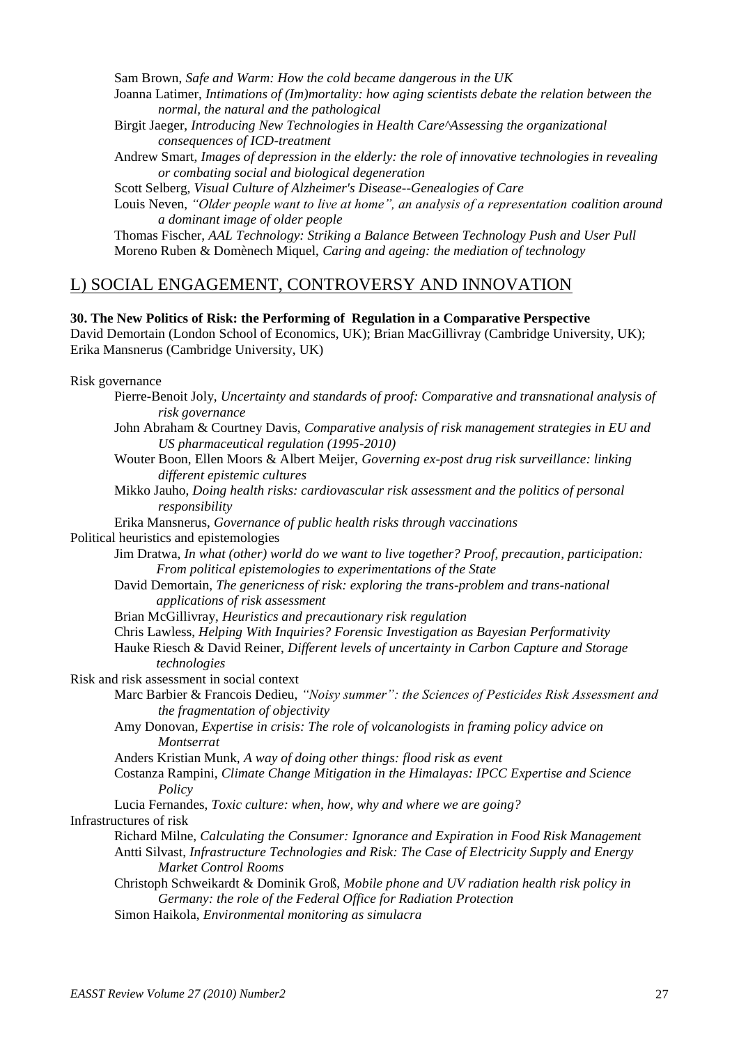Sam Brown, *Safe and Warm: How the cold became dangerous in the UK*

Joanna Latimer, *Intimations of (Im)mortality: how aging scientists debate the relation between the normal, the natural and the pathological*

Birgit Jaeger, *Introducing New Technologies in Health Care^Assessing the organizational consequences of ICD-treatment*

Andrew Smart, *Images of depression in the elderly: the role of innovative technologies in revealing or combating social and biological degeneration*

Scott Selberg, *Visual Culture of Alzheimer's Disease--Genealogies of Care*

Louis Neven, *"Older people want to live at home", an analysis of a representation coalition around a dominant image of older people*

Thomas Fischer, *AAL Technology: Striking a Balance Between Technology Push and User Pull*

Moreno Ruben & Domènech Miquel, *Caring and ageing: the mediation of technology*

## L) SOCIAL ENGAGEMENT, CONTROVERSY AND INNOVATION

**30. The New Politics of Risk: the Performing of Regulation in a Comparative Perspective**

David Demortain (London School of Economics, UK); Brian MacGillivray (Cambridge University, UK); Erika Mansnerus (Cambridge University, UK)

Risk governance

Pierre-Benoit Joly, *Uncertainty and standards of proof: Comparative and transnational analysis of risk governance*

John Abraham & Courtney Davis, *Comparative analysis of risk management strategies in EU and US pharmaceutical regulation (1995-2010)*

Wouter Boon, Ellen Moors & Albert Meijer, *Governing ex-post drug risk surveillance: linking different epistemic cultures*

Mikko Jauho, *Doing health risks: cardiovascular risk assessment and the politics of personal responsibility*

Erika Mansnerus, *Governance of public health risks through vaccinations*

Political heuristics and epistemologies

Jim Dratwa, *In what (other) world do we want to live together? Proof, precaution, participation: From political epistemologies to experimentations of the State*

David Demortain, *The genericness of risk: exploring the trans-problem and trans-national applications of risk assessment*

Brian McGillivray, *Heuristics and precautionary risk regulation*

Chris Lawless, *Helping With Inquiries? Forensic Investigation as Bayesian Performativity*

Hauke Riesch & David Reiner, *Different levels of uncertainty in Carbon Capture and Storage technologies*

Risk and risk assessment in social context

Marc Barbier & Francois Dedieu, *"Noisy summer": the Sciences of Pesticides Risk Assessment and the fragmentation of objectivity*

Amy Donovan, *Expertise in crisis: The role of volcanologists in framing policy advice on Montserrat*

Anders Kristian Munk, *A way of doing other things: flood risk as event*

Costanza Rampini, *Climate Change Mitigation in the Himalayas: IPCC Expertise and Science Policy*

Lucia Fernandes, *Toxic culture: when, how, why and where we are going?*

Infrastructures of risk

Richard Milne, *Calculating the Consumer: Ignorance and Expiration in Food Risk Management*

Antti Silvast, *Infrastructure Technologies and Risk: The Case of Electricity Supply and Energy Market Control Rooms*

Christoph Schweikardt & Dominik Groß, *Mobile phone and UV radiation health risk policy in Germany: the role of the Federal Office for Radiation Protection*

Simon Haikola, *Environmental monitoring as simulacra*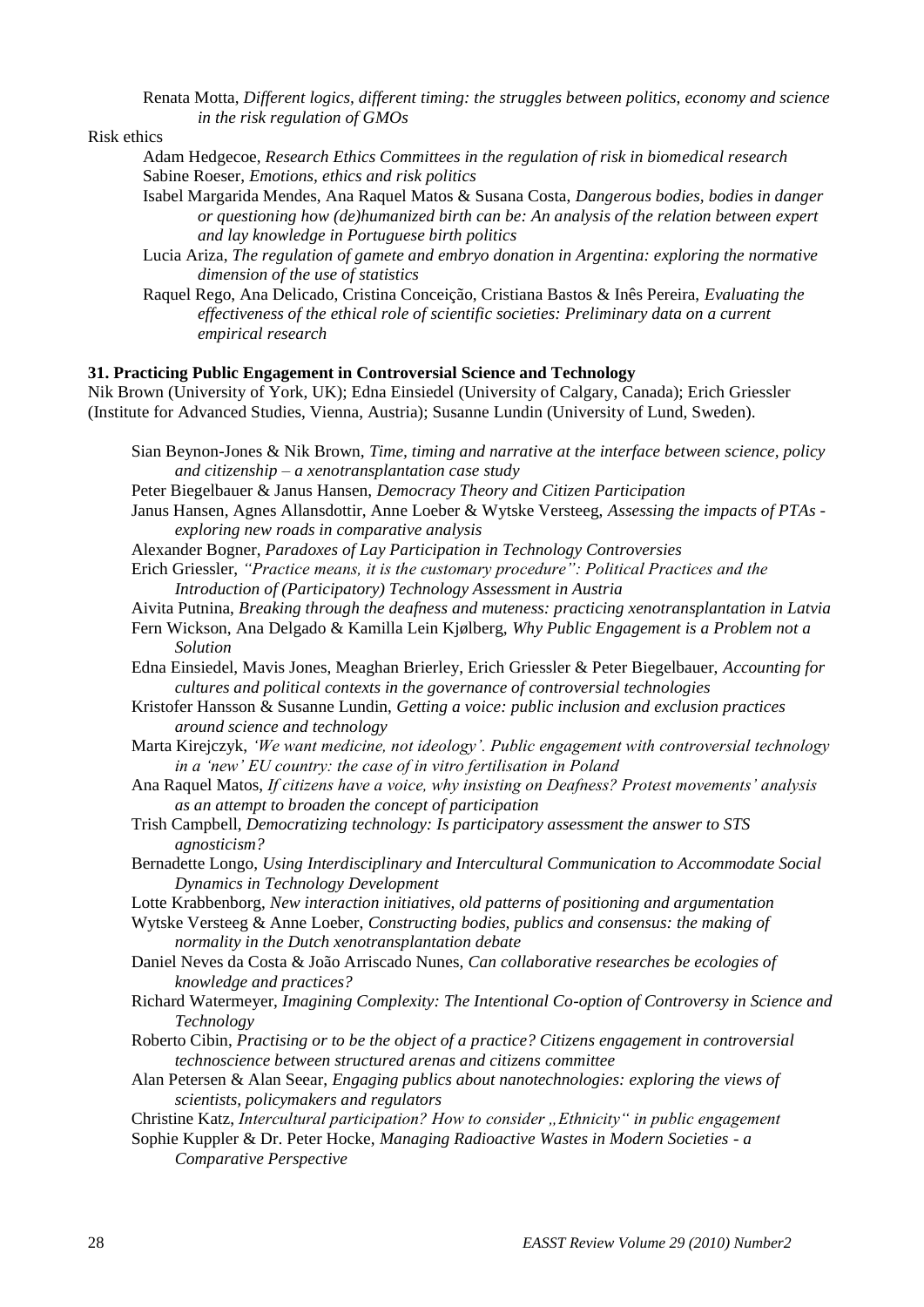Renata Motta, *Different logics, different timing: the struggles between politics, economy and science in the risk regulation of GMOs*

Risk ethics

Adam Hedgecoe, *Research Ethics Committees in the regulation of risk in biomedical research*
Sabine Roeser, *Emotions, ethics and risk politics*
Isabel Margarida Mendes, Ana Raquel Matos & Susana Costa, *Dangerous bodies, bodies in danger or questioning how (de)humanized birth can be: An analysis of the relation between expert and lay knowledge in Portuguese birth politics*
Lucia Ariza, *The regulation of gamete and embryo donation in Argentina: exploring the normative dimension of the use of statistics*
Raquel Rego, Ana Delicado, Cristina Conceição, Cristiana Bastos & Inês Pereira, *Evaluating the effectiveness of the ethical role of scientific societies: Preliminary data on a current empirical research*

**31. Practicing Public Engagement in Controversial Science and Technology**
Nik Brown (University of York, UK); Edna Einsiedel (University of Calgary, Canada); Erich Griessler (Institute for Advanced Studies, Vienna, Austria); Susanne Lundin (University of Lund, Sweden).

Sian Beynon-Jones & Nik Brown, *Time, timing and narrative at the interface between science, policy and citizenship – a xenotransplantation case study*
Peter Biegelbauer & Janus Hansen, *Democracy Theory and Citizen Participation*
Janus Hansen, Agnes Allansdottir, Anne Loeber & Wytske Versteeg, *Assessing the impacts of PTAs - exploring new roads in comparative analysis*
Alexander Bogner, *Paradoxes of Lay Participation in Technology Controversies*
Erich Griessler, *"Practice means, it is the customary procedure": Political Practices and the Introduction of (Participatory) Technology Assessment in Austria*
Aivita Putnina, *Breaking through the deafness and muteness: practicing xenotransplantation in Latvia*
Fern Wickson, Ana Delgado & Kamilla Lein Kjølberg, *Why Public Engagement is a Problem not a Solution*
Edna Einsiedel, Mavis Jones, Meaghan Brierley, Erich Griessler & Peter Biegelbauer, *Accounting for cultures and political contexts in the governance of controversial technologies*
Kristofer Hansson & Susanne Lundin, *Getting a voice: public inclusion and exclusion practices around science and technology*
Marta Kirejczyk, *'We want medicine, not ideology'. Public engagement with controversial technology in a 'new' EU country: the case of in vitro fertilisation in Poland*
Ana Raquel Matos, *If citizens have a voice, why insisting on Deafness? Protest movements' analysis as an attempt to broaden the concept of participation*
Trish Campbell, *Democratizing technology: Is participatory assessment the answer to STS agnosticism?*
Bernadette Longo, *Using Interdisciplinary and Intercultural Communication to Accommodate Social Dynamics in Technology Development*
Lotte Krabbenborg, *New interaction initiatives, old patterns of positioning and argumentation*
Wytske Versteeg & Anne Loeber, *Constructing bodies, publics and consensus: the making of normality in the Dutch xenotransplantation debate*
Daniel Neves da Costa & João Arriscado Nunes, *Can collaborative researches be ecologies of knowledge and practices?*
Richard Watermeyer, *Imagining Complexity: The Intentional Co-option of Controversy in Science and Technology*
Roberto Cibin, *Practising or to be the object of a practice? Citizens engagement in controversial technoscience between structured arenas and citizens committee*
Alan Petersen & Alan Seear, *Engaging publics about nanotechnologies: exploring the views of scientists, policymakers and regulators*
Christine Katz, *Intercultural participation? How to consider „Ethnicity" in public engagement*
Sophie Kuppler & Dr. Peter Hocke, *Managing Radioactive Wastes in Modern Societies - a Comparative Perspective*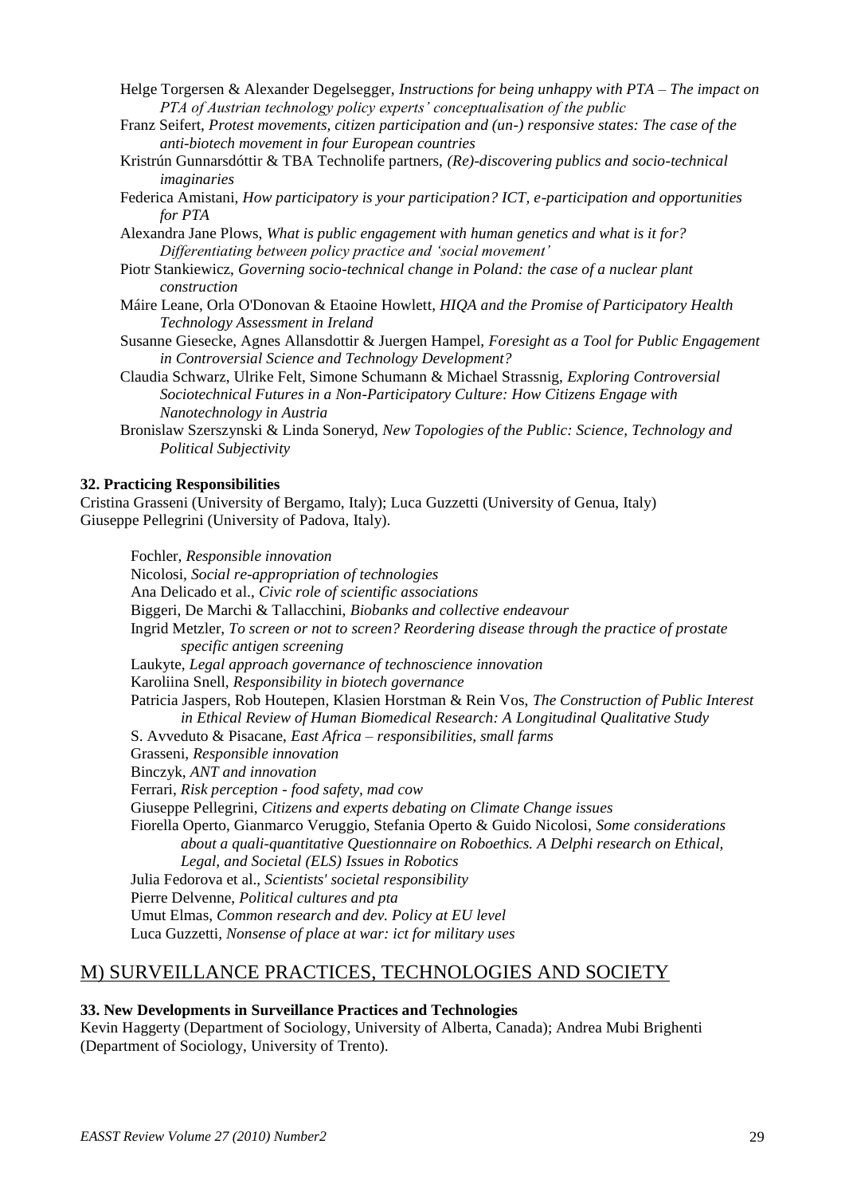Helge Torgersen & Alexander Degelsegger, *Instructions for being unhappy with PTA – The impact on PTA of Austrian technology policy experts' conceptualisation of the public*

Franz Seifert, *Protest movements, citizen participation and (un-) responsive states: The case of the anti-biotech movement in four European countries*

Kristrún Gunnarsdóttir & TBA Technolife partners, *(Re)-discovering publics and socio-technical imaginaries*

Federica Amistani, *How participatory is your participation? ICT, e-participation and opportunities for PTA*

Alexandra Jane Plows, *What is public engagement with human genetics and what is it for? Differentiating between policy practice and 'social movement'*

Piotr Stankiewicz, *Governing socio-technical change in Poland: the case of a nuclear plant construction*

Máire Leane, Orla O'Donovan & Etaoine Howlett, *HIQA and the Promise of Participatory Health Technology Assessment in Ireland*

Susanne Giesecke, Agnes Allansdottir & Juergen Hampel, *Foresight as a Tool for Public Engagement in Controversial Science and Technology Development?*

Claudia Schwarz, Ulrike Felt, Simone Schumann & Michael Strassnig, *Exploring Controversial Sociotechnical Futures in a Non-Participatory Culture: How Citizens Engage with Nanotechnology in Austria*

Bronislaw Szerszynski & Linda Soneryd, *New Topologies of the Public: Science, Technology and Political Subjectivity*

**32. Practicing Responsibilities**

Cristina Grasseni (University of Bergamo, Italy); Luca Guzzetti (University of Genua, Italy)
Giuseppe Pellegrini (University of Padova, Italy).

Fochler, *Responsible innovation*

Nicolosi, *Social re-appropriation of technologies*

Ana Delicado et al., *Civic role of scientific associations*

Biggeri, De Marchi & Tallacchini, *Biobanks and collective endeavour*

Ingrid Metzler, *To screen or not to screen? Reordering disease through the practice of prostate specific antigen screening*

Laukyte, *Legal approach governance of technoscience innovation*

Karoliina Snell, *Responsibility in biotech governance*

Patricia Jaspers, Rob Houtepen, Klasien Horstman & Rein Vos, *The Construction of Public Interest in Ethical Review of Human Biomedical Research: A Longitudinal Qualitative Study*

S. Avveduto & Pisacane, *East Africa – responsibilities, small farms*

Grasseni, *Responsible innovation*

Binczyk, *ANT and innovation*

Ferrari, *Risk perception - food safety, mad cow*

Giuseppe Pellegrini, *Citizens and experts debating on Climate Change issues*

Fiorella Operto, Gianmarco Veruggio, Stefania Operto & Guido Nicolosi, *Some considerations about a quali-quantitative Questionnaire on Roboethics. A Delphi research on Ethical, Legal, and Societal (ELS) Issues in Robotics*

Julia Fedorova et al., *Scientists' societal responsibility*

Pierre Delvenne, *Political cultures and pta*

Umut Elmas, *Common research and dev. Policy at EU level*

Luca Guzzetti, *Nonsense of place at war: ict for military uses*

## M) SURVEILLANCE PRACTICES, TECHNOLOGIES AND SOCIETY

**33. New Developments in Surveillance Practices and Technologies**

Kevin Haggerty (Department of Sociology, University of Alberta, Canada); Andrea Mubi Brighenti (Department of Sociology, University of Trento).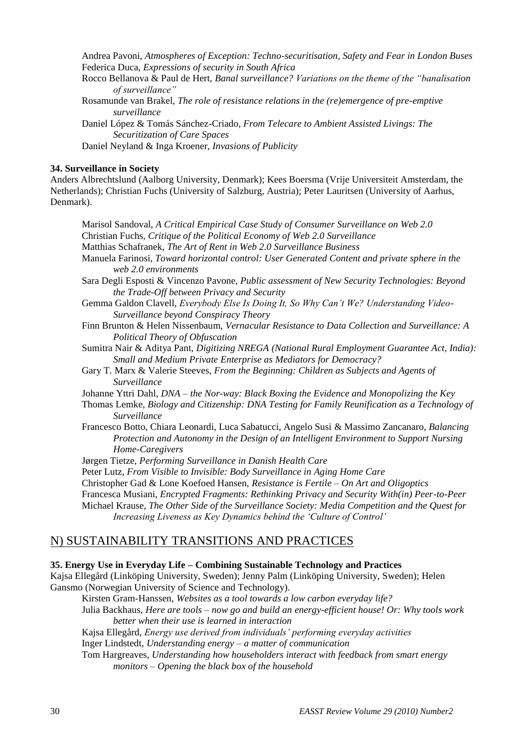Andrea Pavoni, *Atmospheres of Exception: Techno-securitisation, Safety and Fear in London Buses*
Federica Duca, *Expressions of security in South Africa*
Rocco Bellanova & Paul de Hert, *Banal surveillance? Variations on the theme of the "banalisation of surveillance"*
Rosamunde van Brakel, *The role of resistance relations in the (re)emergence of pre-emptive surveillance*
Daniel López & Tomás Sánchez-Criado, *From Telecare to Ambient Assisted Livings: The Securitization of Care Spaces*
Daniel Neyland & Inga Kroener, *Invasions of Publicity*

**34. Surveillance in Society**

Anders Albrechtslund (Aalborg University, Denmark); Kees Boersma (Vrije Universiteit Amsterdam, the Netherlands); Christian Fuchs (University of Salzburg, Austria); Peter Lauritsen (University of Aarhus, Denmark).

Marisol Sandoval, *A Critical Empirical Case Study of Consumer Surveillance on Web 2.0*
Christian Fuchs, *Critique of the Political Economy of Web 2.0 Surveillance*
Matthias Schafranek, *The Art of Rent in Web 2.0 Surveillance Business*
Manuela Farinosi, *Toward horizontal control: User Generated Content and private sphere in the web 2.0 environments*
Sara Degli Esposti & Vincenzo Pavone, *Public assessment of New Security Technologies: Beyond the Trade-Off between Privacy and Security*
Gemma Galdon Clavell, *Everybody Else Is Doing It, So Why Can't We? Understanding Video-Surveillance beyond Conspiracy Theory*
Finn Brunton & Helen Nissenbaum, *Vernacular Resistance to Data Collection and Surveillance: A Political Theory of Obfuscation*
Sumitra Nair & Aditya Pant, *Digitizing NREGA (National Rural Employment Guarantee Act, India): Small and Medium Private Enterprise as Mediators for Democracy?*
Gary T. Marx & Valerie Steeves, *From the Beginning: Children as Subjects and Agents of Surveillance*
Johanne Yttri Dahl, *DNA – the Nor-way: Black Boxing the Evidence and Monopolizing the Key*
Thomas Lemke, *Biology and Citizenship: DNA Testing for Family Reunification as a Technology of Surveillance*
Francesco Botto, Chiara Leonardi, Luca Sabatucci, Angelo Susi & Massimo Zancanaro, *Balancing Protection and Autonomy in the Design of an Intelligent Environment to Support Nursing Home-Caregivers*
Jørgen Tietze, *Performing Surveillance in Danish Health Care*
Peter Lutz, *From Visible to Invisible: Body Surveillance in Aging Home Care*
Christopher Gad & Lone Koefoed Hansen, *Resistance is Fertile – On Art and Oligoptics*
Francesca Musiani, *Encrypted Fragments: Rethinking Privacy and Security With(in) Peer-to-Peer*
Michael Krause, *The Other Side of the Surveillance Society: Media Competition and the Quest for Increasing Liveness as Key Dynamics behind the 'Culture of Control'*

## N) SUSTAINABILITY TRANSITIONS AND PRACTICES

**35. Energy Use in Everyday Life – Combining Sustainable Technology and Practices**

Kajsa Ellegård (Linköping University, Sweden); Jenny Palm (Linköping University, Sweden); Helen Gansmo (Norwegian University of Science and Technology).

Kirsten Gram-Hanssen, *Websites as a tool towards a low carbon everyday life?*
Julia Backhaus, *Here are tools – now go and build an energy-efficient house! Or: Why tools work better when their use is learned in interaction*
Kajsa Ellegård, *Energy use derived from individuals' performing everyday activities*
Inger Lindstedt, *Understanding energy – a matter of communication*
Tom Hargreaves, *Understanding how householders interact with feedback from smart energy monitors – Opening the black box of the household*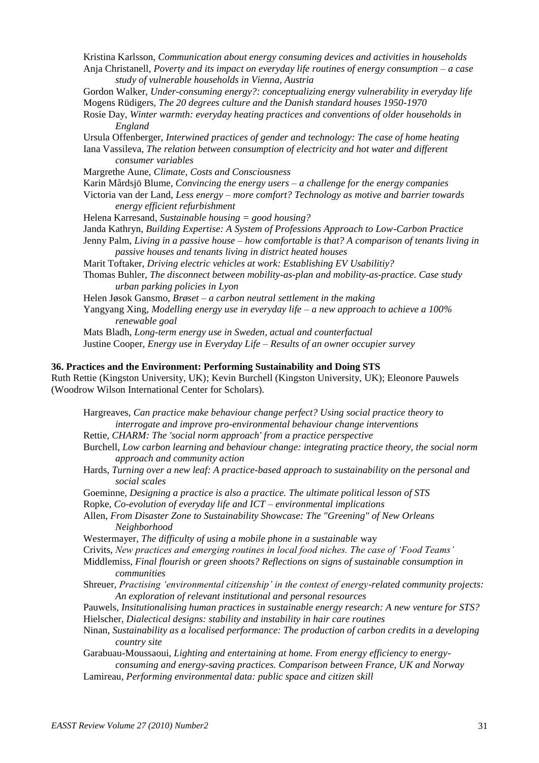Kristina Karlsson, *Communication about energy consuming devices and activities in households*

Anja Christanell, *Poverty and its impact on everyday life routines of energy consumption – a case study of vulnerable households in Vienna, Austria*

Gordon Walker, *Under-consuming energy?: conceptualizing energy vulnerability in everyday life*

Mogens Rüdigers, *The 20 degrees culture and the Danish standard houses 1950-1970*

Rosie Day, *Winter warmth: everyday heating practices and conventions of older households in England*

Ursula Offenberger, *Interwined practices of gender and technology: The case of home heating*

Iana Vassileva, *The relation between consumption of electricity and hot water and different consumer variables*

Margrethe Aune, *Climate, Costs and Consciousness*

Karin Mårdsjö Blume, *Convincing the energy users – a challenge for the energy companies*

Victoria van der Land, *Less energy – more comfort? Technology as motive and barrier towards energy efficient refurbishment*

Helena Karresand, *Sustainable housing = good housing?*

Janda Kathryn, *Building Expertise: A System of Professions Approach to Low-Carbon Practice*

Jenny Palm, *Living in a passive house – how comfortable is that? A comparison of tenants living in passive houses and tenants living in district heated houses*

Marit Toftaker, *Driving electric vehicles at work: Establishing EV Usabilitiy?*

Thomas Buhler, *The disconnect between mobility-as-plan and mobility-as-practice. Case study urban parking policies in Lyon*

Helen Jøsok Gansmo, *Brøset – a carbon neutral settlement in the making*

Yangyang Xing, *Modelling energy use in everyday life – a new approach to achieve a 100% renewable goal*

Mats Bladh, *Long-term energy use in Sweden, actual and counterfactual*

Justine Cooper, *Energy use in Everyday Life – Results of an owner occupier survey*

**36. Practices and the Environment: Performing Sustainability and Doing STS**

Ruth Rettie (Kingston University, UK); Kevin Burchell (Kingston University, UK); Eleonore Pauwels (Woodrow Wilson International Center for Scholars).

Hargreaves, *Can practice make behaviour change perfect? Using social practice theory to interrogate and improve pro-environmental behaviour change interventions*

Rettie, *CHARM: The 'social norm approach' from a practice perspective*

Burchell, *Low carbon learning and behaviour change: integrating practice theory, the social norm approach and community action*

Hards, *Turning over a new leaf: A practice-based approach to sustainability on the personal and social scales*

Goeminne, *Designing a practice is also a practice. The ultimate political lesson of STS*

Ropke, *Co-evolution of everyday life and ICT – environmental implications*

Allen, *From Disaster Zone to Sustainability Showcase: The "Greening" of New Orleans Neighborhood*

Westermayer, *The difficulty of using a mobile phone in a sustainable* way

Crivits, *New practices and emerging routines in local food niches. The case of 'Food Teams'*

Middlemiss, *Final flourish or green shoots? Reflections on signs of sustainable consumption in communities*

Shreuer, *Practising 'environmental citizenship' in the context of energy-related community projects: An exploration of relevant institutional and personal resources*

Pauwels, *Insitutionalising human practices in sustainable energy research: A new venture for STS?*

Hielscher, *Dialectical designs: stability and instability in hair care routines*

Ninan, *Sustainability as a localised performance: The production of carbon credits in a developing country site*

Garabuau-Moussaoui, *Lighting and entertaining at home. From energy efficiency to energy-consuming and energy-saving practices. Comparison between France, UK and Norway*

Lamireau, *Performing environmental data: public space and citizen skill*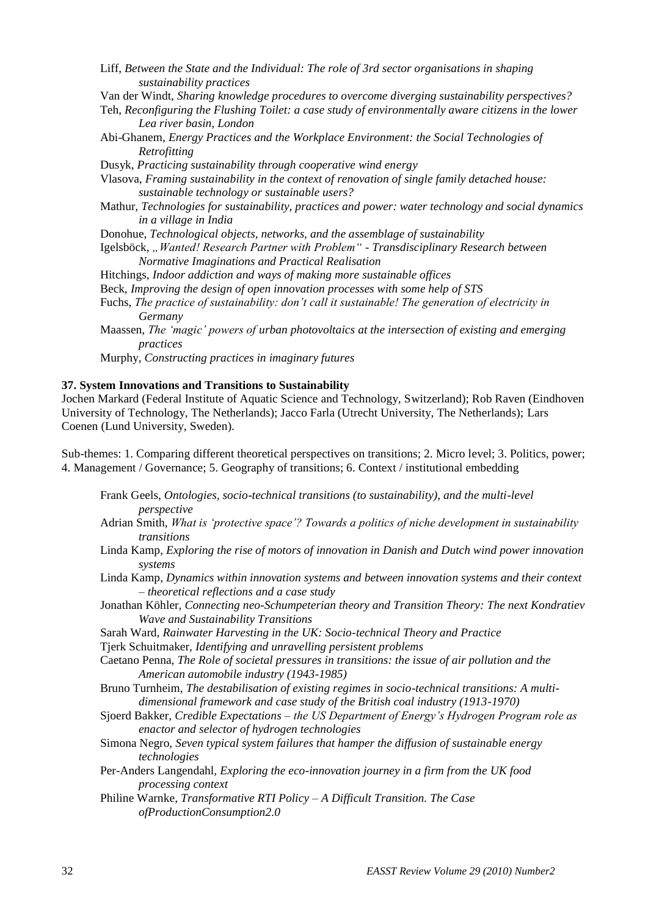Liff, *Between the State and the Individual: The role of 3rd sector organisations in shaping sustainability practices*

Van der Windt, *Sharing knowledge procedures to overcome diverging sustainability perspectives?*

Teh, *Reconfiguring the Flushing Toilet: a case study of environmentally aware citizens in the lower Lea river basin, London*

Abi-Ghanem, *Energy Practices and the Workplace Environment: the Social Technologies of Retrofitting*

Dusyk, *Practicing sustainability through cooperative wind energy*

Vlasova, *Framing sustainability in the context of renovation of single family detached house: sustainable technology or sustainable users?*

Mathur, *Technologies for sustainability, practices and power: water technology and social dynamics in a village in India*

Donohue, *Technological objects, networks, and the assemblage of sustainability*

Igelsböck, *„Wanted! Research Partner with Problem" - Transdisciplinary Research between Normative Imaginations and Practical Realisation*

Hitchings, *Indoor addiction and ways of making more sustainable offices*

Beck, *Improving the design of open innovation processes with some help of STS*

Fuchs, *The practice of sustainability: don't call it sustainable! The generation of electricity in Germany*

Maassen, *The 'magic' powers of urban photovoltaics at the intersection of existing and emerging practices*

Murphy, *Constructing practices in imaginary futures*

**37. System Innovations and Transitions to Sustainability**

Jochen Markard (Federal Institute of Aquatic Science and Technology, Switzerland); Rob Raven (Eindhoven University of Technology, The Netherlands); Jacco Farla (Utrecht University, The Netherlands); Lars Coenen (Lund University, Sweden).

Sub-themes: 1. Comparing different theoretical perspectives on transitions; 2. Micro level; 3. Politics, power; 4. Management / Governance; 5. Geography of transitions; 6. Context / institutional embedding

Frank Geels, *Ontologies, socio-technical transitions (to sustainability), and the multi-level perspective*

Adrian Smith, *What is 'protective space'? Towards a politics of niche development in sustainability transitions*

Linda Kamp, *Exploring the rise of motors of innovation in Danish and Dutch wind power innovation systems*

Linda Kamp, *Dynamics within innovation systems and between innovation systems and their context – theoretical reflections and a case study*

Jonathan Köhler, *Connecting neo-Schumpeterian theory and Transition Theory: The next Kondratiev Wave and Sustainability Transitions*

Sarah Ward, *Rainwater Harvesting in the UK: Socio-technical Theory and Practice*

Tjerk Schuitmaker, *Identifying and unravelling persistent problems*

Caetano Penna, *The Role of societal pressures in transitions: the issue of air pollution and the American automobile industry (1943-1985)*

Bruno Turnheim, *The destabilisation of existing regimes in socio-technical transitions: A multi-dimensional framework and case study of the British coal industry (1913-1970)*

Sjoerd Bakker, *Credible Expectations – the US Department of Energy's Hydrogen Program role as enactor and selector of hydrogen technologies*

Simona Negro, *Seven typical system failures that hamper the diffusion of sustainable energy technologies*

Per-Anders Langendahl, *Exploring the eco-innovation journey in a firm from the UK food processing context*

Philine Warnke, *Transformative RTI Policy – A Difficult Transition. The Case ofProductionConsumption2.0*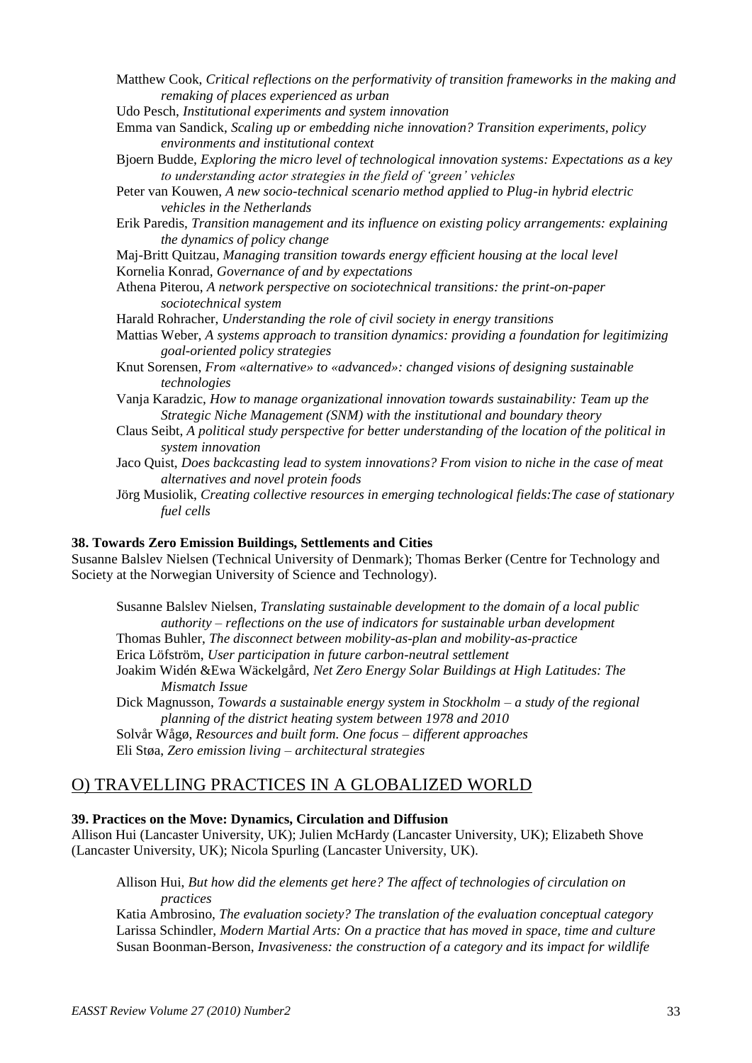Matthew Cook, *Critical reflections on the performativity of transition frameworks in the making and remaking of places experienced as urban*

Udo Pesch, *Institutional experiments and system innovation*

Emma van Sandick, *Scaling up or embedding niche innovation? Transition experiments, policy environments and institutional context*

Bjoern Budde, *Exploring the micro level of technological innovation systems: Expectations as a key to understanding actor strategies in the field of 'green' vehicles*

Peter van Kouwen, *A new socio-technical scenario method applied to Plug-in hybrid electric vehicles in the Netherlands*

Erik Paredis, *Transition management and its influence on existing policy arrangements: explaining the dynamics of policy change*

Maj-Britt Quitzau, *Managing transition towards energy efficient housing at the local level*

Kornelia Konrad, *Governance of and by expectations*

Athena Piterou, *A network perspective on sociotechnical transitions: the print-on-paper sociotechnical system*

Harald Rohracher, *Understanding the role of civil society in energy transitions*

Mattias Weber, *A systems approach to transition dynamics: providing a foundation for legitimizing goal-oriented policy strategies*

Knut Sorensen, *From «alternative» to «advanced»: changed visions of designing sustainable technologies*

Vanja Karadzic, *How to manage organizational innovation towards sustainability: Team up the Strategic Niche Management (SNM) with the institutional and boundary theory*

Claus Seibt, *A political study perspective for better understanding of the location of the political in system innovation*

Jaco Quist, *Does backcasting lead to system innovations? From vision to niche in the case of meat alternatives and novel protein foods*

Jörg Musiolik, *Creating collective resources in emerging technological fields:The case of stationary fuel cells*

**38. Towards Zero Emission Buildings, Settlements and Cities**

Susanne Balslev Nielsen (Technical University of Denmark); Thomas Berker (Centre for Technology and Society at the Norwegian University of Science and Technology).

Susanne Balslev Nielsen, *Translating sustainable development to the domain of a local public authority – reflections on the use of indicators for sustainable urban development*

Thomas Buhler, *The disconnect between mobility-as-plan and mobility-as-practice*

Erica Löfström, *User participation in future carbon-neutral settlement*

Joakim Widén &Ewa Wäckelgård, *Net Zero Energy Solar Buildings at High Latitudes: The Mismatch Issue*

Dick Magnusson, *Towards a sustainable energy system in Stockholm – a study of the regional planning of the district heating system between 1978 and 2010*

Solvår Wågø, *Resources and built form. One focus – different approaches*

Eli Støa, *Zero emission living – architectural strategies*

## O) TRAVELLING PRACTICES IN A GLOBALIZED WORLD

**39. Practices on the Move: Dynamics, Circulation and Diffusion**

Allison Hui (Lancaster University, UK); Julien McHardy (Lancaster University, UK); Elizabeth Shove (Lancaster University, UK); Nicola Spurling (Lancaster University, UK).

Allison Hui, *But how did the elements get here? The affect of technologies of circulation on practices*

Katia Ambrosino, *The evaluation society? The translation of the evaluation conceptual category*

Larissa Schindler, *Modern Martial Arts: On a practice that has moved in space, time and culture*

Susan Boonman-Berson, *Invasiveness: the construction of a category and its impact for wildlife*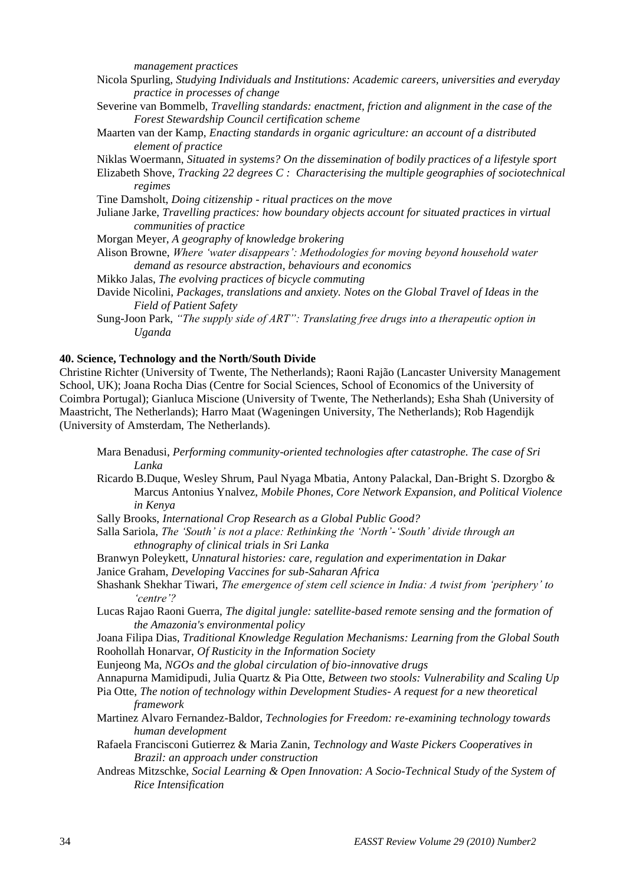*management practices*

Nicola Spurling, *Studying Individuals and Institutions: Academic careers, universities and everyday practice in processes of change*

Severine van Bommelb, *Travelling standards: enactment, friction and alignment in the case of the Forest Stewardship Council certification scheme*

Maarten van der Kamp, *Enacting standards in organic agriculture: an account of a distributed element of practice*

Niklas Woermann, *Situated in systems? On the dissemination of bodily practices of a lifestyle sport*

Elizabeth Shove, *Tracking 22 degrees C : Characterising the multiple geographies of sociotechnical regimes*

Tine Damsholt, *Doing citizenship - ritual practices on the move*

Juliane Jarke, *Travelling practices: how boundary objects account for situated practices in virtual communities of practice*

Morgan Meyer, *A geography of knowledge brokering*

Alison Browne, *Where 'water disappears': Methodologies for moving beyond household water demand as resource abstraction, behaviours and economics*

Mikko Jalas, *The evolving practices of bicycle commuting*

Davide Nicolini, *Packages, translations and anxiety. Notes on the Global Travel of Ideas in the Field of Patient Safety*

Sung-Joon Park, *"The supply side of ART": Translating free drugs into a therapeutic option in Uganda*

**40. Science, Technology and the North/South Divide**

Christine Richter (University of Twente, The Netherlands); Raoni Rajão (Lancaster University Management School, UK); Joana Rocha Dias (Centre for Social Sciences, School of Economics of the University of Coimbra Portugal); Gianluca Miscione (University of Twente, The Netherlands); Esha Shah (University of Maastricht, The Netherlands); Harro Maat (Wageningen University, The Netherlands); Rob Hagendijk (University of Amsterdam, The Netherlands).

Mara Benadusi, *Performing community-oriented technologies after catastrophe. The case of Sri Lanka*

Ricardo B.Duque, Wesley Shrum, Paul Nyaga Mbatia, Antony Palackal, Dan-Bright S. Dzorgbo & Marcus Antonius Ynalvez, *Mobile Phones, Core Network Expansion, and Political Violence in Kenya*

Sally Brooks, *International Crop Research as a Global Public Good?*

Salla Sariola, *The 'South' is not a place: Rethinking the 'North'-'South' divide through an ethnography of clinical trials in Sri Lanka*

Branwyn Poleykett, *Unnatural histories: care, regulation and experimentation in Dakar*

Janice Graham, *Developing Vaccines for sub-Saharan Africa*

Shashank Shekhar Tiwari, *The emergence of stem cell science in India: A twist from 'periphery' to 'centre'?*

Lucas Rajao Raoni Guerra, *The digital jungle: satellite-based remote sensing and the formation of the Amazonia's environmental policy*

Joana Filipa Dias, *Traditional Knowledge Regulation Mechanisms: Learning from the Global South*

Roohollah Honarvar, *Of Rusticity in the Information Society*

Eunjeong Ma, *NGOs and the global circulation of bio-innovative drugs*

Annapurna Mamidipudi, Julia Quartz & Pia Otte, *Between two stools: Vulnerability and Scaling Up*

Pia Otte, *The notion of technology within Development Studies- A request for a new theoretical framework*

Martinez Alvaro Fernandez-Baldor, *Technologies for Freedom: re-examining technology towards human development*

Rafaela Francisconi Gutierrez & Maria Zanin, *Technology and Waste Pickers Cooperatives in Brazil: an approach under construction*

Andreas Mitzschke, *Social Learning & Open Innovation: A Socio-Technical Study of the System of Rice Intensification*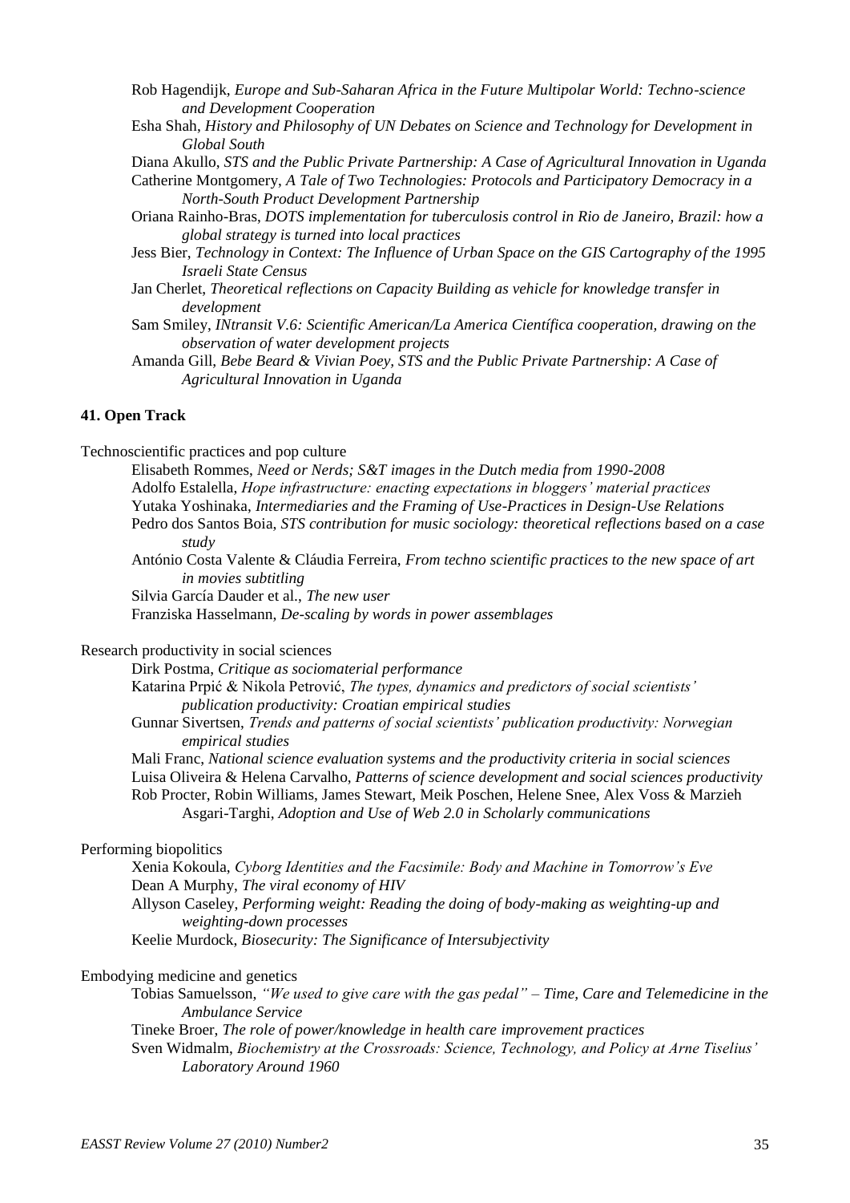Rob Hagendijk, *Europe and Sub-Saharan Africa in the Future Multipolar World: Techno-science and Development Cooperation*

Esha Shah, *History and Philosophy of UN Debates on Science and Technology for Development in Global South*

Diana Akullo, *STS and the Public Private Partnership: A Case of Agricultural Innovation in Uganda*

Catherine Montgomery, *A Tale of Two Technologies: Protocols and Participatory Democracy in a North-South Product Development Partnership*

Oriana Rainho-Bras, *DOTS implementation for tuberculosis control in Rio de Janeiro, Brazil: how a global strategy is turned into local practices*

Jess Bier, *Technology in Context: The Influence of Urban Space on the GIS Cartography of the 1995 Israeli State Census*

Jan Cherlet, *Theoretical reflections on Capacity Building as vehicle for knowledge transfer in development*

Sam Smiley, *INtransit V.6: Scientific American/La America Científica cooperation, drawing on the observation of water development projects*

Amanda Gill, *Bebe Beard & Vivian Poey, STS and the Public Private Partnership: A Case of Agricultural Innovation in Uganda*

**41. Open Track**

Technoscientific practices and pop culture

Elisabeth Rommes, *Need or Nerds; S&T images in the Dutch media from 1990-2008*

Adolfo Estalella, *Hope infrastructure: enacting expectations in bloggers' material practices*

Yutaka Yoshinaka, *Intermediaries and the Framing of Use-Practices in Design-Use Relations*

Pedro dos Santos Boia, *STS contribution for music sociology: theoretical reflections based on a case study*

António Costa Valente & Cláudia Ferreira, *From techno scientific practices to the new space of art in movies subtitling*

Silvia García Dauder et al., *The new user*

Franziska Hasselmann, *De-scaling by words in power assemblages*

Research productivity in social sciences

Dirk Postma, *Critique as sociomaterial performance*

Katarina Prpić & Nikola Petrović, *The types, dynamics and predictors of social scientists' publication productivity: Croatian empirical studies*

Gunnar Sivertsen, *Trends and patterns of social scientists' publication productivity: Norwegian empirical studies*

Mali Franc, *National science evaluation systems and the productivity criteria in social sciences*

Luisa Oliveira & Helena Carvalho, *Patterns of science development and social sciences productivity*

Rob Procter, Robin Williams, James Stewart, Meik Poschen, Helene Snee, Alex Voss & Marzieh Asgari-Targhi, *Adoption and Use of Web 2.0 in Scholarly communications*

Performing biopolitics

Xenia Kokoula, *Cyborg Identities and the Facsimile: Body and Machine in Tomorrow's Eve*

Dean A Murphy, *The viral economy of HIV*

Allyson Caseley, *Performing weight: Reading the doing of body-making as weighting-up and weighting-down processes*

Keelie Murdock, *Biosecurity: The Significance of Intersubjectivity*

Embodying medicine and genetics

Tobias Samuelsson, *"We used to give care with the gas pedal" – Time, Care and Telemedicine in the Ambulance Service*

Tineke Broer, *The role of power/knowledge in health care improvement practices*

Sven Widmalm, *Biochemistry at the Crossroads: Science, Technology, and Policy at Arne Tiselius' Laboratory Around 1960*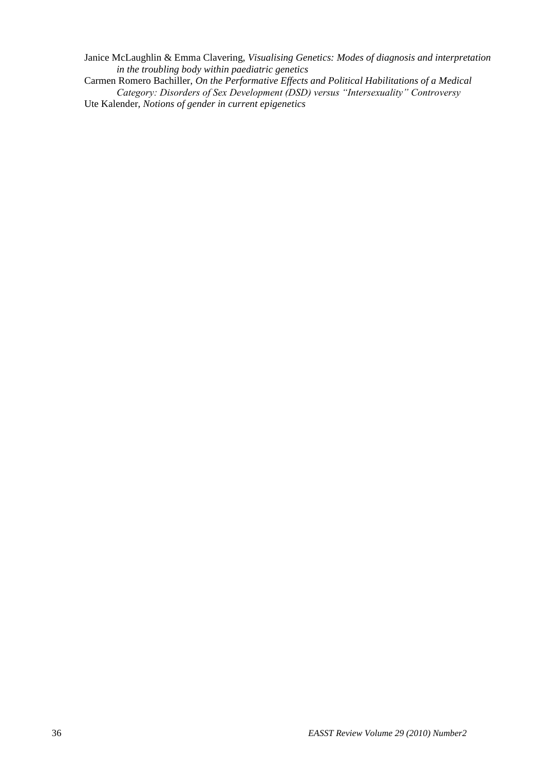Janice McLaughlin & Emma Clavering, *Visualising Genetics: Modes of diagnosis and interpretation in the troubling body within paediatric genetics*

Carmen Romero Bachiller, *On the Performative Effects and Political Habilitations of a Medical Category: Disorders of Sex Development (DSD) versus "Intersexuality" Controversy*

Ute Kalender, *Notions of gender in current epigenetics*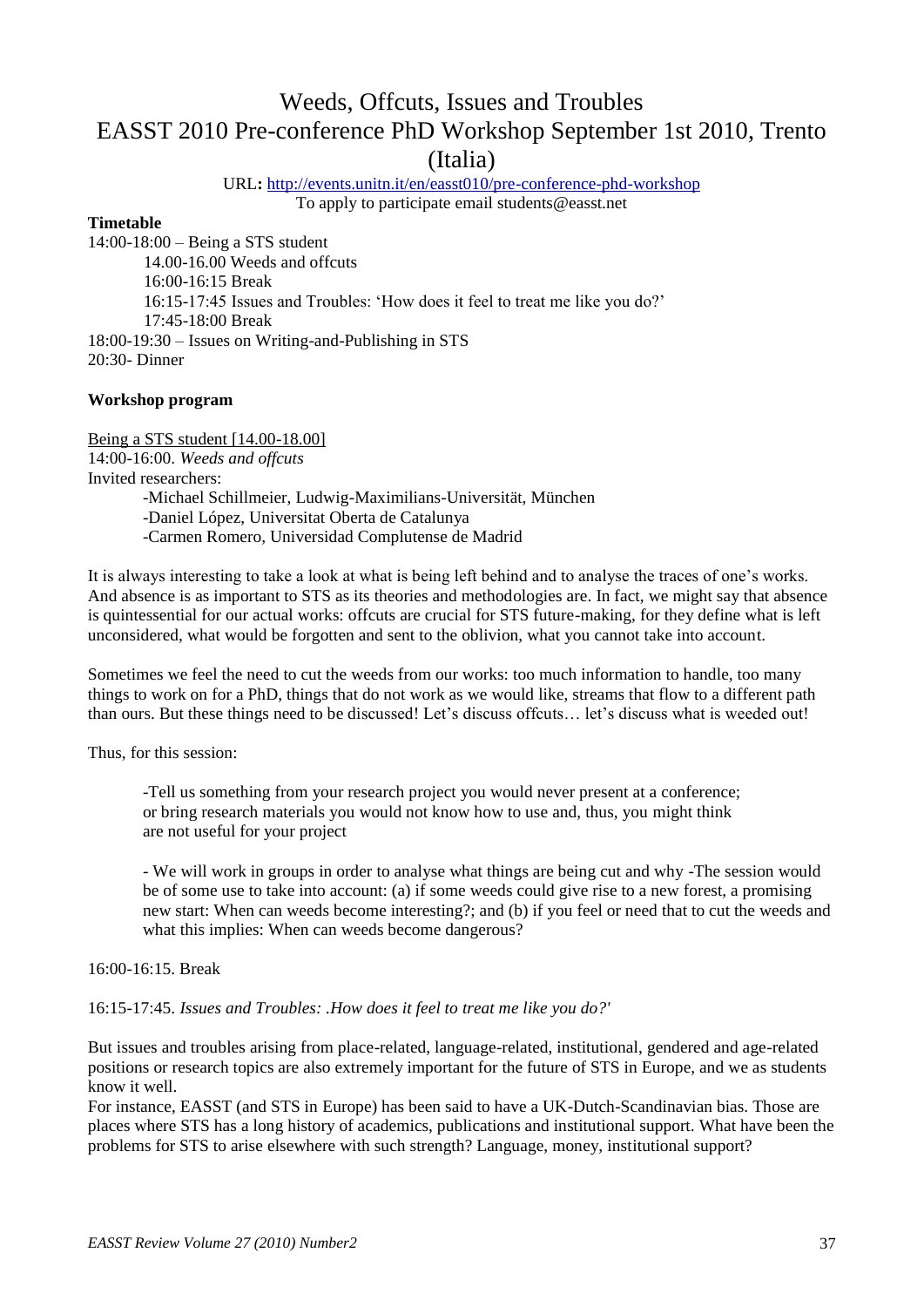# Weeds, Offcuts, Issues and Troubles
# EASST 2010 Pre-conference PhD Workshop September 1st 2010, Trento (Italia)

URL**:** http://events.unitn.it/en/easst010/pre-conference-phd-workshop
To apply to participate email students@easst.net

**Timetable**

14:00-18:00 – Being a STS student
- 14.00-16.00 Weeds and offcuts
- 16:00-16:15 Break
- 16:15-17:45 Issues and Troubles: 'How does it feel to treat me like you do?'
- 17:45-18:00 Break

18:00-19:30 – Issues on Writing-and-Publishing in STS
20:30- Dinner

**Workshop program**

Being a STS student [14.00-18.00]
14:00-16:00. *Weeds and offcuts*
Invited researchers:

- -Michael Schillmeier, Ludwig-Maximilians-Universität, München
- -Daniel López, Universitat Oberta de Catalunya
- -Carmen Romero, Universidad Complutense de Madrid

It is always interesting to take a look at what is being left behind and to analyse the traces of one's works. And absence is as important to STS as its theories and methodologies are. In fact, we might say that absence is quintessential for our actual works: offcuts are crucial for STS future-making, for they define what is left unconsidered, what would be forgotten and sent to the oblivion, what you cannot take into account.

Sometimes we feel the need to cut the weeds from our works: too much information to handle, too many things to work on for a PhD, things that do not work as we would like, streams that flow to a different path than ours. But these things need to be discussed! Let's discuss offcuts… let's discuss what is weeded out!

Thus, for this session:

> -Tell us something from your research project you would never present at a conference; or bring research materials you would not know how to use and, thus, you might think are not useful for your project
>
> - We will work in groups in order to analyse what things are being cut and why -The session would be of some use to take into account: (a) if some weeds could give rise to a new forest, a promising new start: When can weeds become interesting?; and (b) if you feel or need that to cut the weeds and what this implies: When can weeds become dangerous?

16:00-16:15. Break

16:15-17:45. *Issues and Troubles: .How does it feel to treat me like you do?'*

But issues and troubles arising from place-related, language-related, institutional, gendered and age-related positions or research topics are also extremely important for the future of STS in Europe, and we as students know it well.

For instance, EASST (and STS in Europe) has been said to have a UK-Dutch-Scandinavian bias. Those are places where STS has a long history of academics, publications and institutional support. What have been the problems for STS to arise elsewhere with such strength? Language, money, institutional support?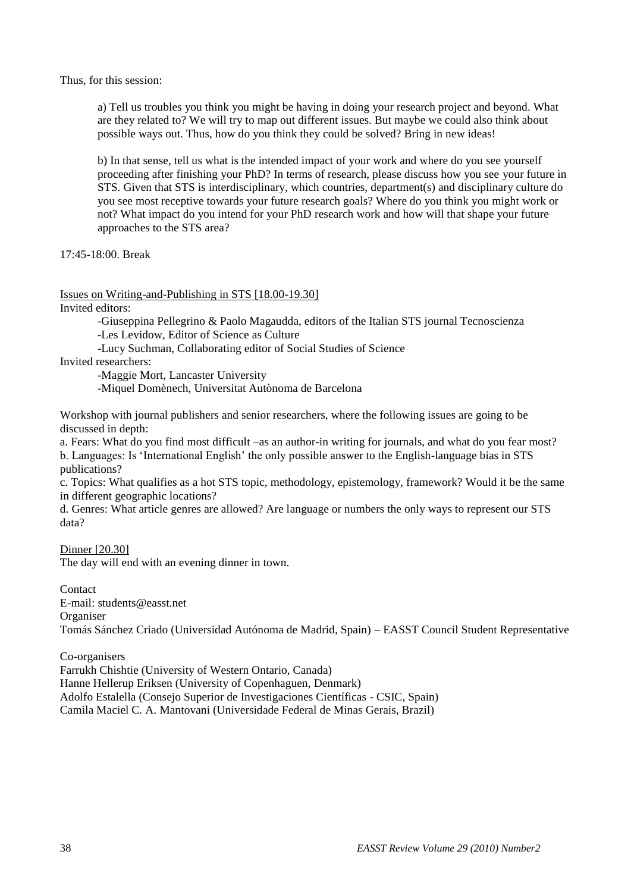Thus, for this session:

> a) Tell us troubles you think you might be having in doing your research project and beyond. What are they related to? We will try to map out different issues. But maybe we could also think about possible ways out. Thus, how do you think they could be solved? Bring in new ideas!
>
> b) In that sense, tell us what is the intended impact of your work and where do you see yourself proceeding after finishing your PhD? In terms of research, please discuss how you see your future in STS. Given that STS is interdisciplinary, which countries, department(s) and disciplinary culture do you see most receptive towards your future research goals? Where do you think you might work or not? What impact do you intend for your PhD research work and how will that shape your future approaches to the STS area?

17:45-18:00. Break

Issues on Writing-and-Publishing in STS [18.00-19.30]

Invited editors:

- Giuseppina Pellegrino & Paolo Magaudda, editors of the Italian STS journal Tecnoscienza
- Les Levidow, Editor of Science as Culture
- Lucy Suchman, Collaborating editor of Social Studies of Science

Invited researchers:

- Maggie Mort, Lancaster University
- Miquel Domènech, Universitat Autònoma de Barcelona

Workshop with journal publishers and senior researchers, where the following issues are going to be discussed in depth:

a. Fears: What do you find most difficult –as an author-in writing for journals, and what do you fear most?
b. Languages: Is 'International English' the only possible answer to the English-language bias in STS publications?
c. Topics: What qualifies as a hot STS topic, methodology, epistemology, framework? Would it be the same in different geographic locations?
d. Genres: What article genres are allowed? Are language or numbers the only ways to represent our STS data?

Dinner [20.30]

The day will end with an evening dinner in town.

Contact
E-mail: students@easst.net
Organiser
Tomás Sánchez Criado (Universidad Autónoma de Madrid, Spain) – EASST Council Student Representative

Co-organisers
Farrukh Chishtie (University of Western Ontario, Canada)
Hanne Hellerup Eriksen (University of Copenhaguen, Denmark)
Adolfo Estalella (Consejo Superior de Investigaciones Científicas - CSIC, Spain)
Camila Maciel C. A. Mantovani (Universidade Federal de Minas Gerais, Brazil)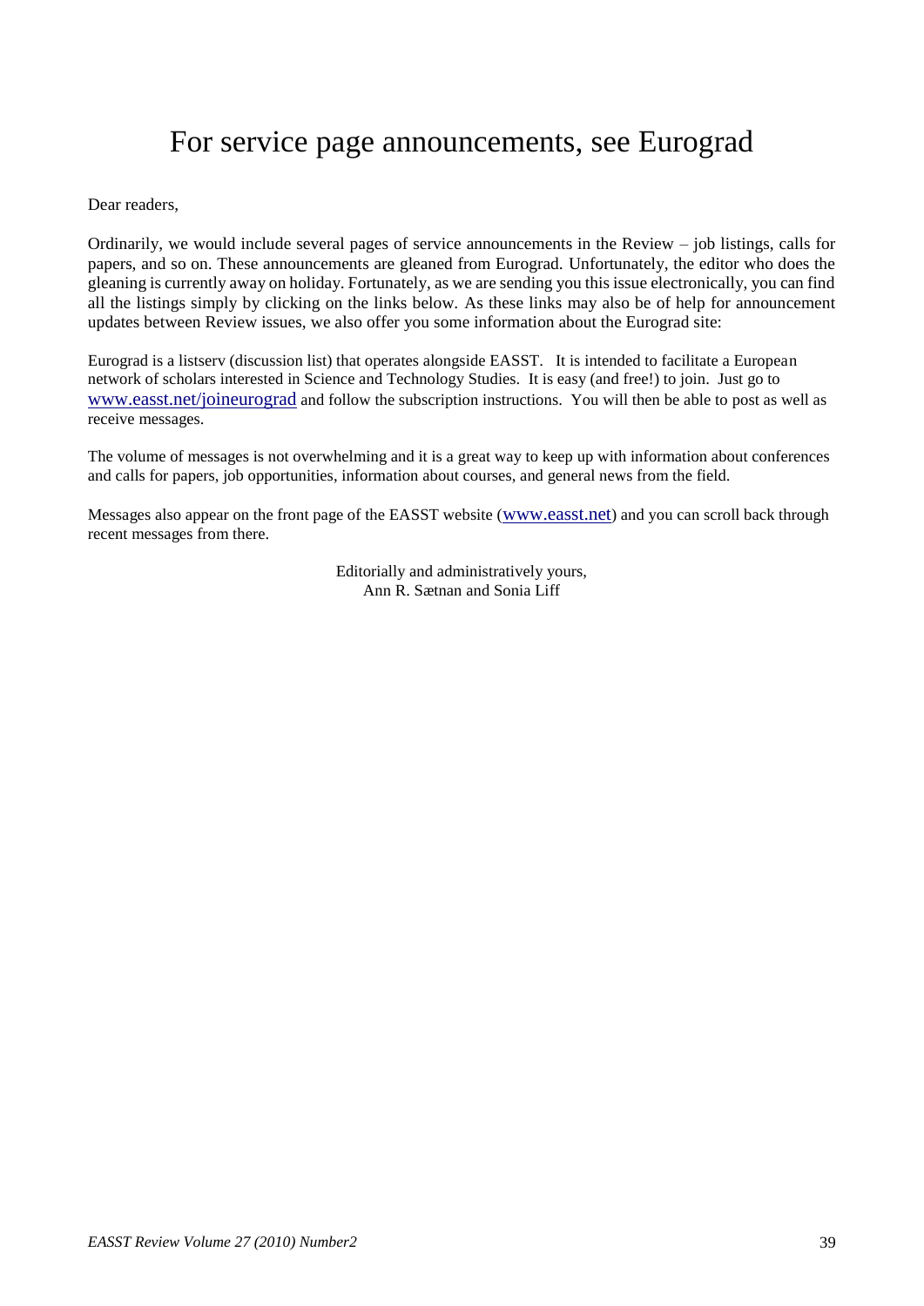# For service page announcements, see Eurograd

Dear readers,

Ordinarily, we would include several pages of service announcements in the Review – job listings, calls for papers, and so on. These announcements are gleaned from Eurograd. Unfortunately, the editor who does the gleaning is currently away on holiday. Fortunately, as we are sending you this issue electronically, you can find all the listings simply by clicking on the links below. As these links may also be of help for announcement updates between Review issues, we also offer you some information about the Eurograd site:

Eurograd is a listserv (discussion list) that operates alongside EASST. It is intended to facilitate a European network of scholars interested in Science and Technology Studies. It is easy (and free!) to join. Just go to www.easst.net/joineurograd and follow the subscription instructions. You will then be able to post as well as receive messages.

The volume of messages is not overwhelming and it is a great way to keep up with information about conferences and calls for papers, job opportunities, information about courses, and general news from the field.

Messages also appear on the front page of the EASST website (www.easst.net) and you can scroll back through recent messages from there.

Editorially and administratively yours,
Ann R. Sætnan and Sonia Liff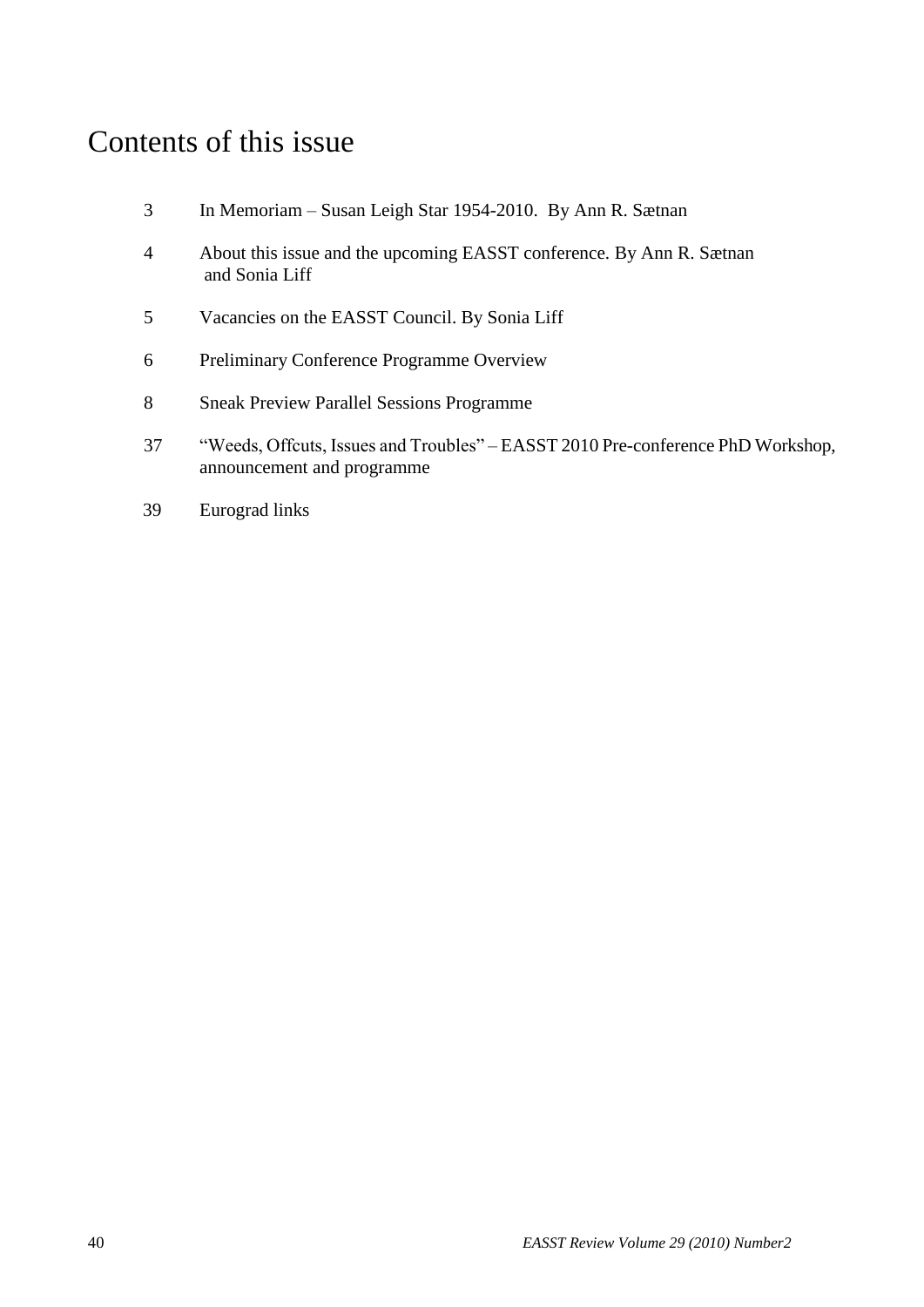# Contents of this issue

| | |
|---|---|
| 3 | In Memoriam – Susan Leigh Star 1954-2010. By Ann R. Sætnan |
| 4 | About this issue and the upcoming EASST conference. By Ann R. Sætnan and Sonia Liff |
| 5 | Vacancies on the EASST Council. By Sonia Liff |
| 6 | Preliminary Conference Programme Overview |
| 8 | Sneak Preview Parallel Sessions Programme |
| 37 | "Weeds, Offcuts, Issues and Troubles" – EASST 2010 Pre-conference PhD Workshop, announcement and programme |
| 39 | Eurograd links |